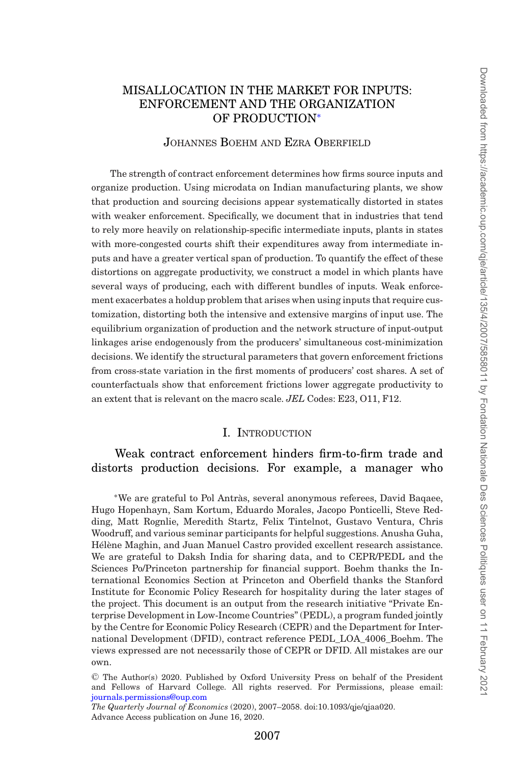# MISALLOCATION IN THE MARKET FOR INPUTS: ENFORCEMENT AND THE ORGANIZATION OF PRODUCTION*

JOHANNES BOEHM AND EZRA OBERFIELD

The strength of contract enforcement determines how firms source inputs and organize production. Using microdata on Indian manufacturing plants, we show that production and sourcing decisions appear systematically distorted in states with weaker enforcement. Specifically, we document that in industries that tend to rely more heavily on relationship-specific intermediate inputs, plants in states with more-congested courts shift their expenditures away from intermediate inputs and have a greater vertical span of production. To quantify the effect of these distortions on aggregate productivity, we construct a model in which plants have several ways of producing, each with different bundles of inputs. Weak enforcement exacerbates a holdup problem that arises when using inputs that require customization, distorting both the intensive and extensive margins of input use. The equilibrium organization of production and the network structure of input-output linkages arise endogenously from the producers' simultaneous cost-minimization decisions. We identify the structural parameters that govern enforcement frictions from cross-state variation in the first moments of producers' cost shares. A set of counterfactuals show that enforcement frictions lower aggregate productivity to an extent that is relevant on the macro scale. *JEL* Codes: E23, O11, F12.

## I. INTRODUCTION

Weak contract enforcement hinders firm-to-firm trade and distorts production decisions. For example, a manager who

*We are grateful to Pol Antràs, several anonymous referees, David Baqaee, Hugo Hopenhayn, Sam Kortum, Eduardo Morales, Jacopo Ponticelli, Steve Redding, Matt Rognlie, Meredith Startz, Felix Tintelnot, Gustavo Ventura, Chris Woodruff, and various seminar participants for helpful suggestions. Anusha Guha, Hélène Maghin, and Juan Manuel Castro provided excellent research assistance. We are grateful to Daksh India for sharing data, and to CEPR/PEDL and the Sciences Po/Princeton partnership for financial support. Boehm thanks the International Economics Section at Princeton and Oberfield thanks the Stanford Institute for Economic Policy Research for hospitality during the later stages of the project. This document is an output from the research initiative "Private Enterprise Development in Low-Income Countries" (PEDL), a program funded jointly by the Centre for Economic Policy Research (CEPR) and the Department for International Development (DFID), contract reference PEDL_LOA_4006_Boehm. The views expressed are not necessarily those of CEPR or DFID. All mistakes are our own.

© The Author(s) 2020. Published by Oxford University Press on behalf of the President and Fellows of Harvard College. All rights reserved. For Permissions, please email: journals.permissions@oup.com

*The Quarterly Journal of Economics* (2020), 2007–2058. doi:10.1093/qje/qjaa020.
Advance Access publication on June 16, 2020.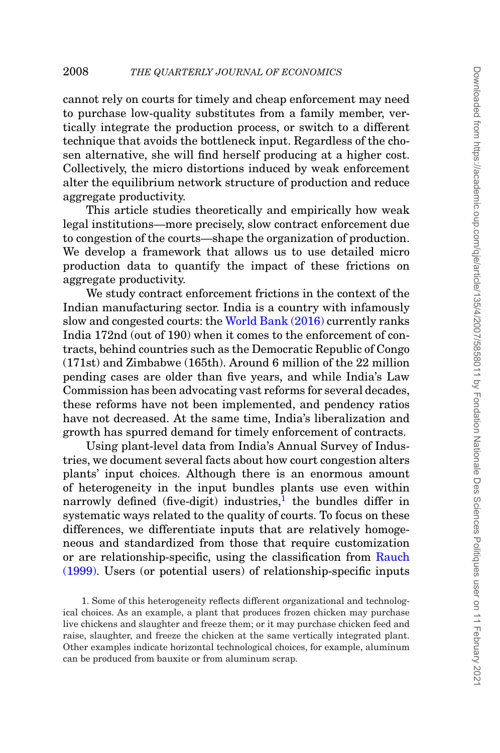cannot rely on courts for timely and cheap enforcement may need to purchase low-quality substitutes from a family member, vertically integrate the production process, or switch to a different technique that avoids the bottleneck input. Regardless of the chosen alternative, she will find herself producing at a higher cost. Collectively, the micro distortions induced by weak enforcement alter the equilibrium network structure of production and reduce aggregate productivity.

This article studies theoretically and empirically how weak legal institutions—more precisely, slow contract enforcement due to congestion of the courts—shape the organization of production. We develop a framework that allows us to use detailed micro production data to quantify the impact of these frictions on aggregate productivity.

We study contract enforcement frictions in the context of the Indian manufacturing sector. India is a country with infamously slow and congested courts: the World Bank (2016) currently ranks India 172nd (out of 190) when it comes to the enforcement of contracts, behind countries such as the Democratic Republic of Congo (171st) and Zimbabwe (165th). Around 6 million of the 22 million pending cases are older than five years, and while India's Law Commission has been advocating vast reforms for several decades, these reforms have not been implemented, and pendency ratios have not decreased. At the same time, India's liberalization and growth has spurred demand for timely enforcement of contracts.

Using plant-level data from India's Annual Survey of Industries, we document several facts about how court congestion alters plants' input choices. Although there is an enormous amount of heterogeneity in the input bundles plants use even within narrowly defined (five-digit) industries,[1] the bundles differ in systematic ways related to the quality of courts. To focus on these differences, we differentiate inputs that are relatively homogeneous and standardized from those that require customization or are relationship-specific, using the classification from Rauch (1999). Users (or potential users) of relationship-specific inputs

1. Some of this heterogeneity reflects different organizational and technological choices. As an example, a plant that produces frozen chicken may purchase live chickens and slaughter and freeze them; or it may purchase chicken feed and raise, slaughter, and freeze the chicken at the same vertically integrated plant. Other examples indicate horizontal technological choices, for example, aluminum can be produced from bauxite or from aluminum scrap.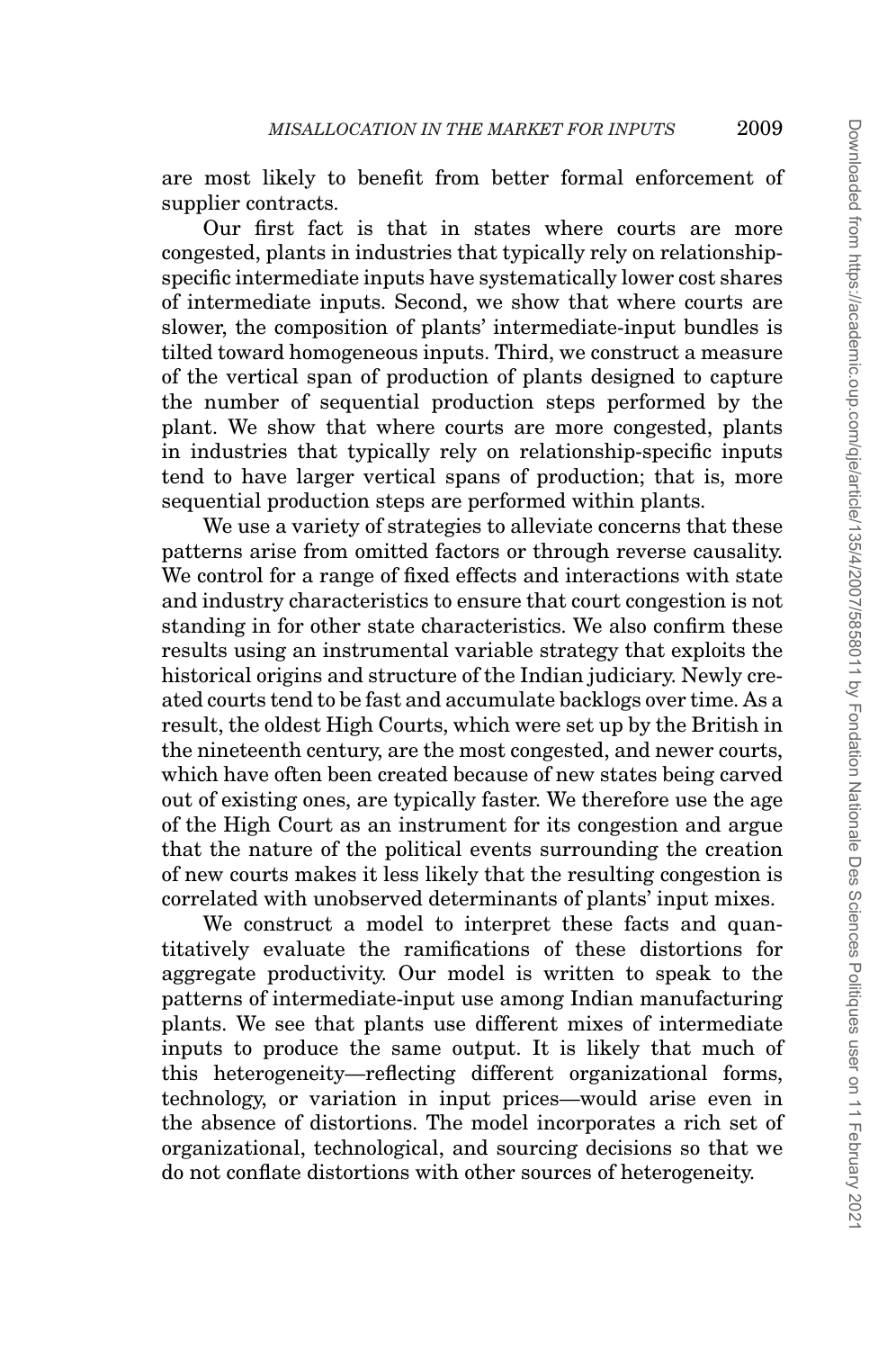are most likely to benefit from better formal enforcement of supplier contracts.

Our first fact is that in states where courts are more congested, plants in industries that typically rely on relationship-specific intermediate inputs have systematically lower cost shares of intermediate inputs. Second, we show that where courts are slower, the composition of plants' intermediate-input bundles is tilted toward homogeneous inputs. Third, we construct a measure of the vertical span of production of plants designed to capture the number of sequential production steps performed by the plant. We show that where courts are more congested, plants in industries that typically rely on relationship-specific inputs tend to have larger vertical spans of production; that is, more sequential production steps are performed within plants.

We use a variety of strategies to alleviate concerns that these patterns arise from omitted factors or through reverse causality. We control for a range of fixed effects and interactions with state and industry characteristics to ensure that court congestion is not standing in for other state characteristics. We also confirm these results using an instrumental variable strategy that exploits the historical origins and structure of the Indian judiciary. Newly created courts tend to be fast and accumulate backlogs over time. As a result, the oldest High Courts, which were set up by the British in the nineteenth century, are the most congested, and newer courts, which have often been created because of new states being carved out of existing ones, are typically faster. We therefore use the age of the High Court as an instrument for its congestion and argue that the nature of the political events surrounding the creation of new courts makes it less likely that the resulting congestion is correlated with unobserved determinants of plants' input mixes.

We construct a model to interpret these facts and quantitatively evaluate the ramifications of these distortions for aggregate productivity. Our model is written to speak to the patterns of intermediate-input use among Indian manufacturing plants. We see that plants use different mixes of intermediate inputs to produce the same output. It is likely that much of this heterogeneity—reflecting different organizational forms, technology, or variation in input prices—would arise even in the absence of distortions. The model incorporates a rich set of organizational, technological, and sourcing decisions so that we do not conflate distortions with other sources of heterogeneity.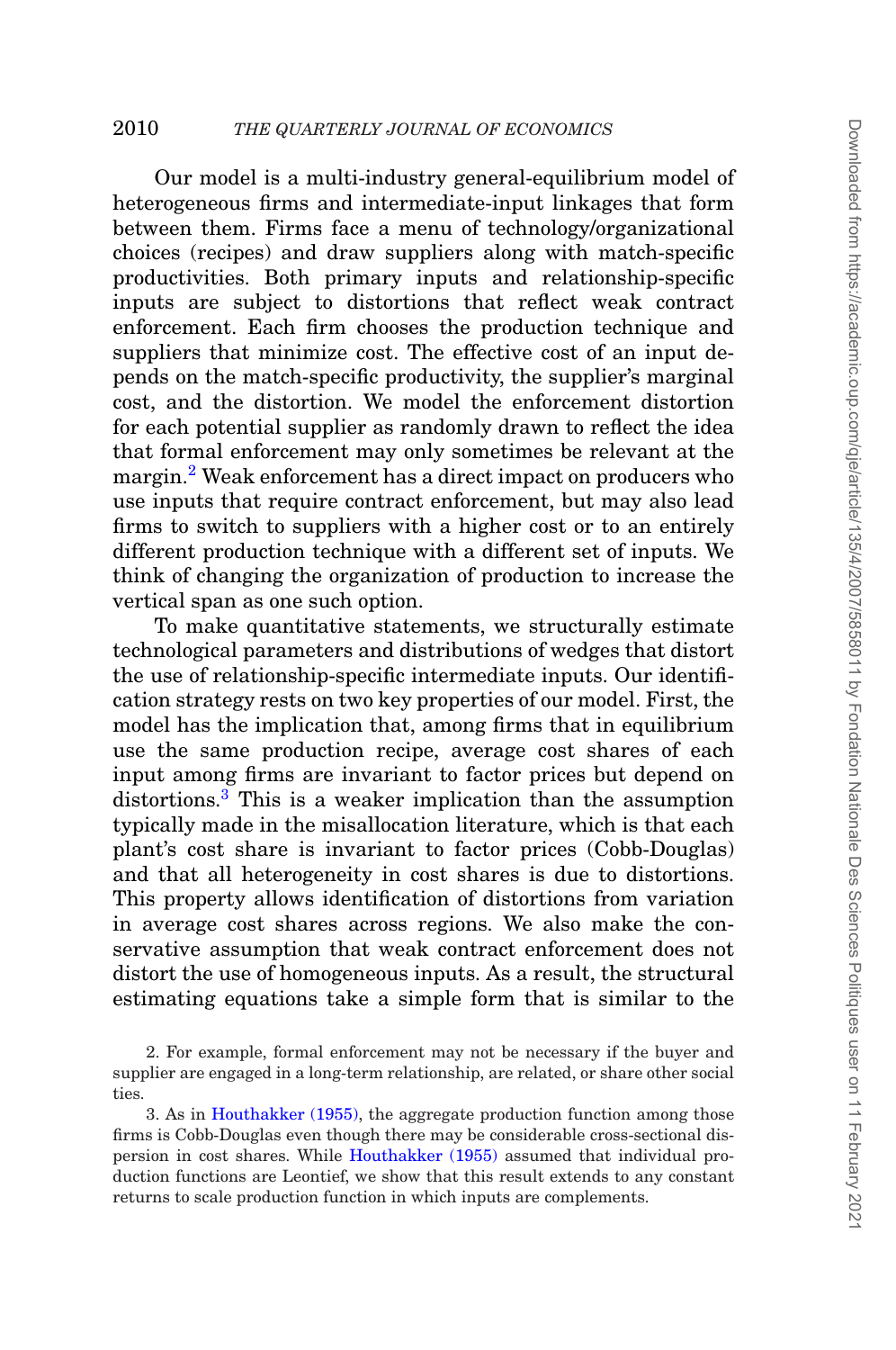Our model is a multi-industry general-equilibrium model of heterogeneous firms and intermediate-input linkages that form between them. Firms face a menu of technology/organizational choices (recipes) and draw suppliers along with match-specific productivities. Both primary inputs and relationship-specific inputs are subject to distortions that reflect weak contract enforcement. Each firm chooses the production technique and suppliers that minimize cost. The effective cost of an input depends on the match-specific productivity, the supplier's marginal cost, and the distortion. We model the enforcement distortion for each potential supplier as randomly drawn to reflect the idea that formal enforcement may only sometimes be relevant at the margin.[2] Weak enforcement has a direct impact on producers who use inputs that require contract enforcement, but may also lead firms to switch to suppliers with a higher cost or to an entirely different production technique with a different set of inputs. We think of changing the organization of production to increase the vertical span as one such option.

To make quantitative statements, we structurally estimate technological parameters and distributions of wedges that distort the use of relationship-specific intermediate inputs. Our identification strategy rests on two key properties of our model. First, the model has the implication that, among firms that in equilibrium use the same production recipe, average cost shares of each input among firms are invariant to factor prices but depend on distortions.[3] This is a weaker implication than the assumption typically made in the misallocation literature, which is that each plant's cost share is invariant to factor prices (Cobb-Douglas) and that all heterogeneity in cost shares is due to distortions. This property allows identification of distortions from variation in average cost shares across regions. We also make the conservative assumption that weak contract enforcement does not distort the use of homogeneous inputs. As a result, the structural estimating equations take a simple form that is similar to the

2. For example, formal enforcement may not be necessary if the buyer and supplier are engaged in a long-term relationship, are related, or share other social ties.

3. As in Houthakker (1955), the aggregate production function among those firms is Cobb-Douglas even though there may be considerable cross-sectional dispersion in cost shares. While Houthakker (1955) assumed that individual production functions are Leontief, we show that this result extends to any constant returns to scale production function in which inputs are complements.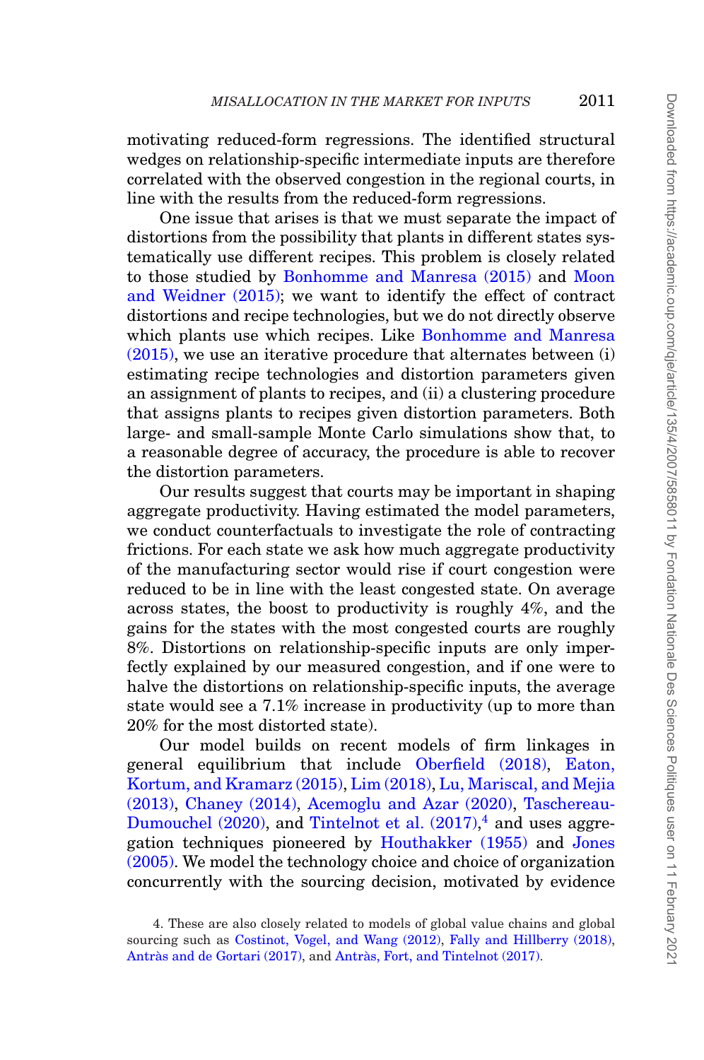motivating reduced-form regressions. The identified structural wedges on relationship-specific intermediate inputs are therefore correlated with the observed congestion in the regional courts, in line with the results from the reduced-form regressions.

One issue that arises is that we must separate the impact of distortions from the possibility that plants in different states systematically use different recipes. This problem is closely related to those studied by Bonhomme and Manresa (2015) and Moon and Weidner (2015); we want to identify the effect of contract distortions and recipe technologies, but we do not directly observe which plants use which recipes. Like Bonhomme and Manresa (2015), we use an iterative procedure that alternates between (i) estimating recipe technologies and distortion parameters given an assignment of plants to recipes, and (ii) a clustering procedure that assigns plants to recipes given distortion parameters. Both large- and small-sample Monte Carlo simulations show that, to a reasonable degree of accuracy, the procedure is able to recover the distortion parameters.

Our results suggest that courts may be important in shaping aggregate productivity. Having estimated the model parameters, we conduct counterfactuals to investigate the role of contracting frictions. For each state we ask how much aggregate productivity of the manufacturing sector would rise if court congestion were reduced to be in line with the least congested state. On average across states, the boost to productivity is roughly 4%, and the gains for the states with the most congested courts are roughly 8%. Distortions on relationship-specific inputs are only imperfectly explained by our measured congestion, and if one were to halve the distortions on relationship-specific inputs, the average state would see a 7.1% increase in productivity (up to more than 20% for the most distorted state).

Our model builds on recent models of firm linkages in general equilibrium that include Oberfield (2018), Eaton, Kortum, and Kramarz (2015), Lim (2018), Lu, Mariscal, and Mejia (2013), Chaney (2014), Acemoglu and Azar (2020), Taschereau-Dumouchel (2020), and Tintelnot et al. (2017),[4] and uses aggregation techniques pioneered by Houthakker (1955) and Jones (2005). We model the technology choice and choice of organization concurrently with the sourcing decision, motivated by evidence

4. These are also closely related to models of global value chains and global sourcing such as Costinot, Vogel, and Wang (2012), Fally and Hillberry (2018), Antràs and de Gortari (2017), and Antràs, Fort, and Tintelnot (2017).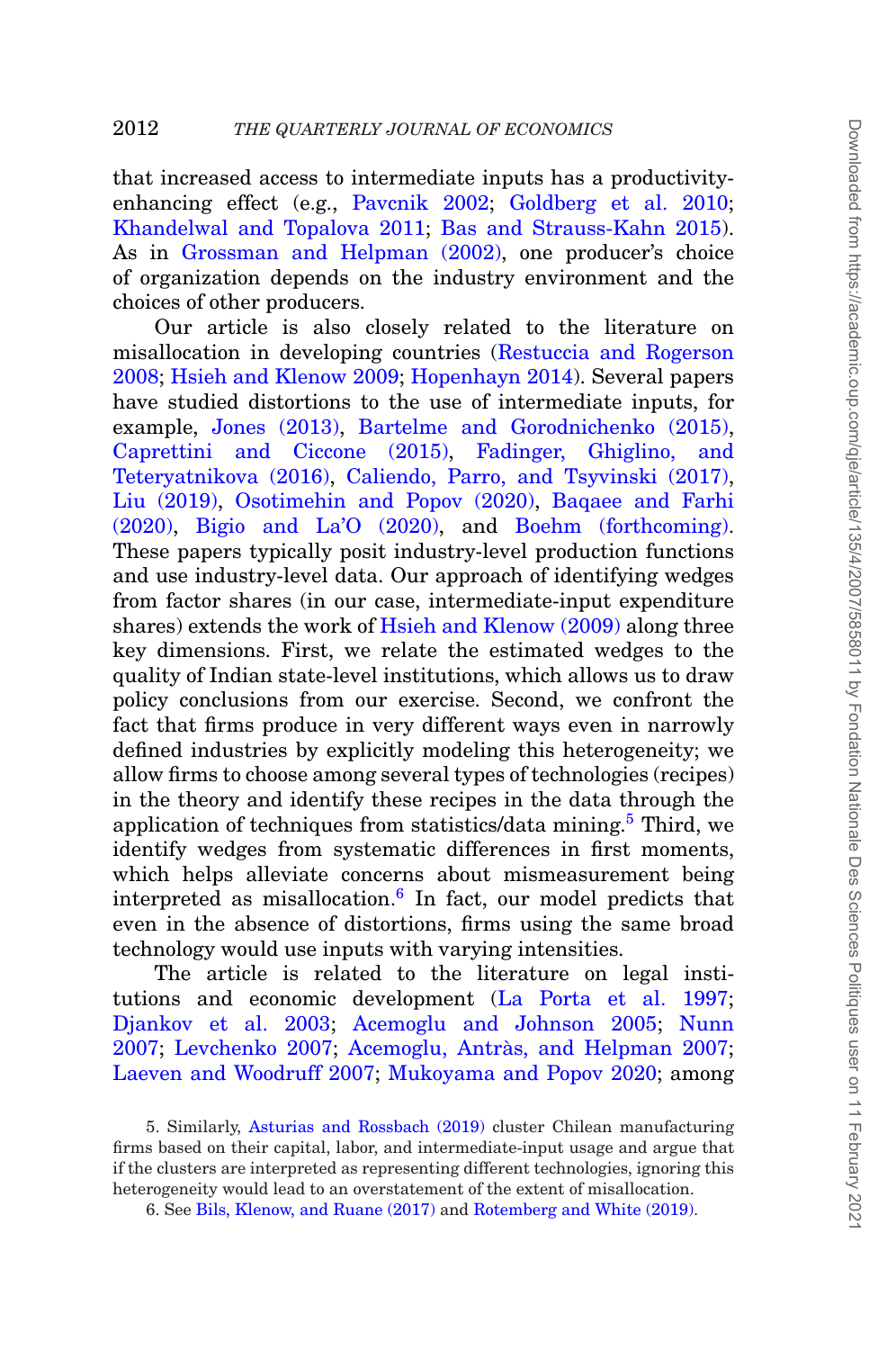that increased access to intermediate inputs has a productivity-enhancing effect (e.g., Pavcnik 2002; Goldberg et al. 2010; Khandelwal and Topalova 2011; Bas and Strauss-Kahn 2015). As in Grossman and Helpman (2002), one producer's choice of organization depends on the industry environment and the choices of other producers.

Our article is also closely related to the literature on misallocation in developing countries (Restuccia and Rogerson 2008; Hsieh and Klenow 2009; Hopenhayn 2014). Several papers have studied distortions to the use of intermediate inputs, for example, Jones (2013), Bartelme and Gorodnichenko (2015), Caprettini and Ciccone (2015), Fadinger, Ghiglino, and Teteryatnikova (2016), Caliendo, Parro, and Tsyvinski (2017), Liu (2019), Osotimehin and Popov (2020), Baqaee and Farhi (2020), Bigio and La'O (2020), and Boehm (forthcoming). These papers typically posit industry-level production functions and use industry-level data. Our approach of identifying wedges from factor shares (in our case, intermediate-input expenditure shares) extends the work of Hsieh and Klenow (2009) along three key dimensions. First, we relate the estimated wedges to the quality of Indian state-level institutions, which allows us to draw policy conclusions from our exercise. Second, we confront the fact that firms produce in very different ways even in narrowly defined industries by explicitly modeling this heterogeneity; we allow firms to choose among several types of technologies (recipes) in the theory and identify these recipes in the data through the application of techniques from statistics/data mining.[5] Third, we identify wedges from systematic differences in first moments, which helps alleviate concerns about mismeasurement being interpreted as misallocation.[6] In fact, our model predicts that even in the absence of distortions, firms using the same broad technology would use inputs with varying intensities.

The article is related to the literature on legal institutions and economic development (La Porta et al. 1997; Djankov et al. 2003; Acemoglu and Johnson 2005; Nunn 2007; Levchenko 2007; Acemoglu, Antràs, and Helpman 2007; Laeven and Woodruff 2007; Mukoyama and Popov 2020; among

5. Similarly, Asturias and Rossbach (2019) cluster Chilean manufacturing firms based on their capital, labor, and intermediate-input usage and argue that if the clusters are interpreted as representing different technologies, ignoring this heterogeneity would lead to an overstatement of the extent of misallocation.

6. See Bils, Klenow, and Ruane (2017) and Rotemberg and White (2019).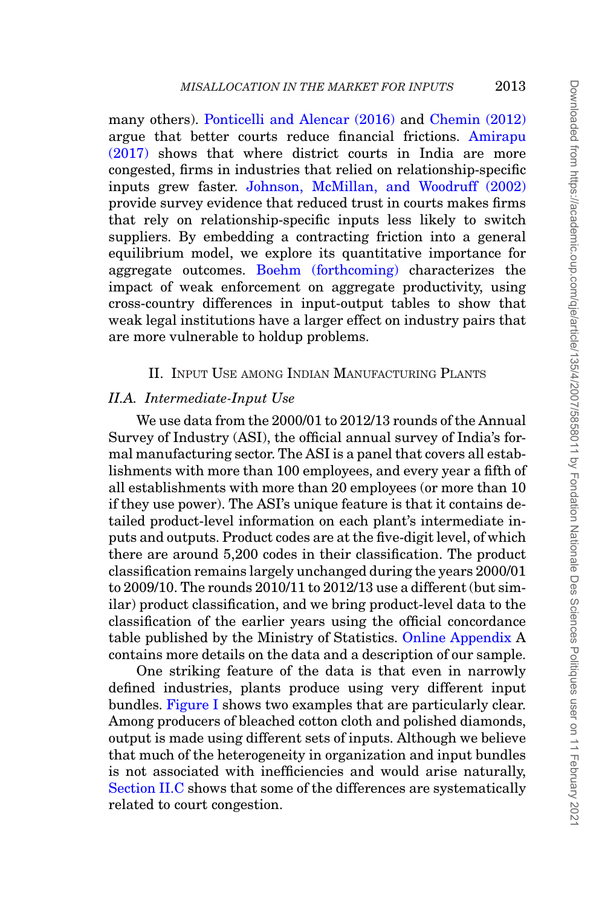many others). Ponticelli and Alencar (2016) and Chemin (2012) argue that better courts reduce financial frictions. Amirapu (2017) shows that where district courts in India are more congested, firms in industries that relied on relationship-specific inputs grew faster. Johnson, McMillan, and Woodruff (2002) provide survey evidence that reduced trust in courts makes firms that rely on relationship-specific inputs less likely to switch suppliers. By embedding a contracting friction into a general equilibrium model, we explore its quantitative importance for aggregate outcomes. Boehm (forthcoming) characterizes the impact of weak enforcement on aggregate productivity, using cross-country differences in input-output tables to show that weak legal institutions have a larger effect on industry pairs that are more vulnerable to holdup problems.

## II. Input Use among Indian Manufacturing Plants

### II.A. *Intermediate-Input Use*

We use data from the 2000/01 to 2012/13 rounds of the Annual Survey of Industry (ASI), the official annual survey of India's formal manufacturing sector. The ASI is a panel that covers all establishments with more than 100 employees, and every year a fifth of all establishments with more than 20 employees (or more than 10 if they use power). The ASI's unique feature is that it contains detailed product-level information on each plant's intermediate inputs and outputs. Product codes are at the five-digit level, of which there are around 5,200 codes in their classification. The product classification remains largely unchanged during the years 2000/01 to 2009/10. The rounds 2010/11 to 2012/13 use a different (but similar) product classification, and we bring product-level data to the classification of the earlier years using the official concordance table published by the Ministry of Statistics. Online Appendix A contains more details on the data and a description of our sample.

One striking feature of the data is that even in narrowly defined industries, plants produce using very different input bundles. Figure I shows two examples that are particularly clear. Among producers of bleached cotton cloth and polished diamonds, output is made using different sets of inputs. Although we believe that much of the heterogeneity in organization and input bundles is not associated with inefficiencies and would arise naturally, Section II.C shows that some of the differences are systematically related to court congestion.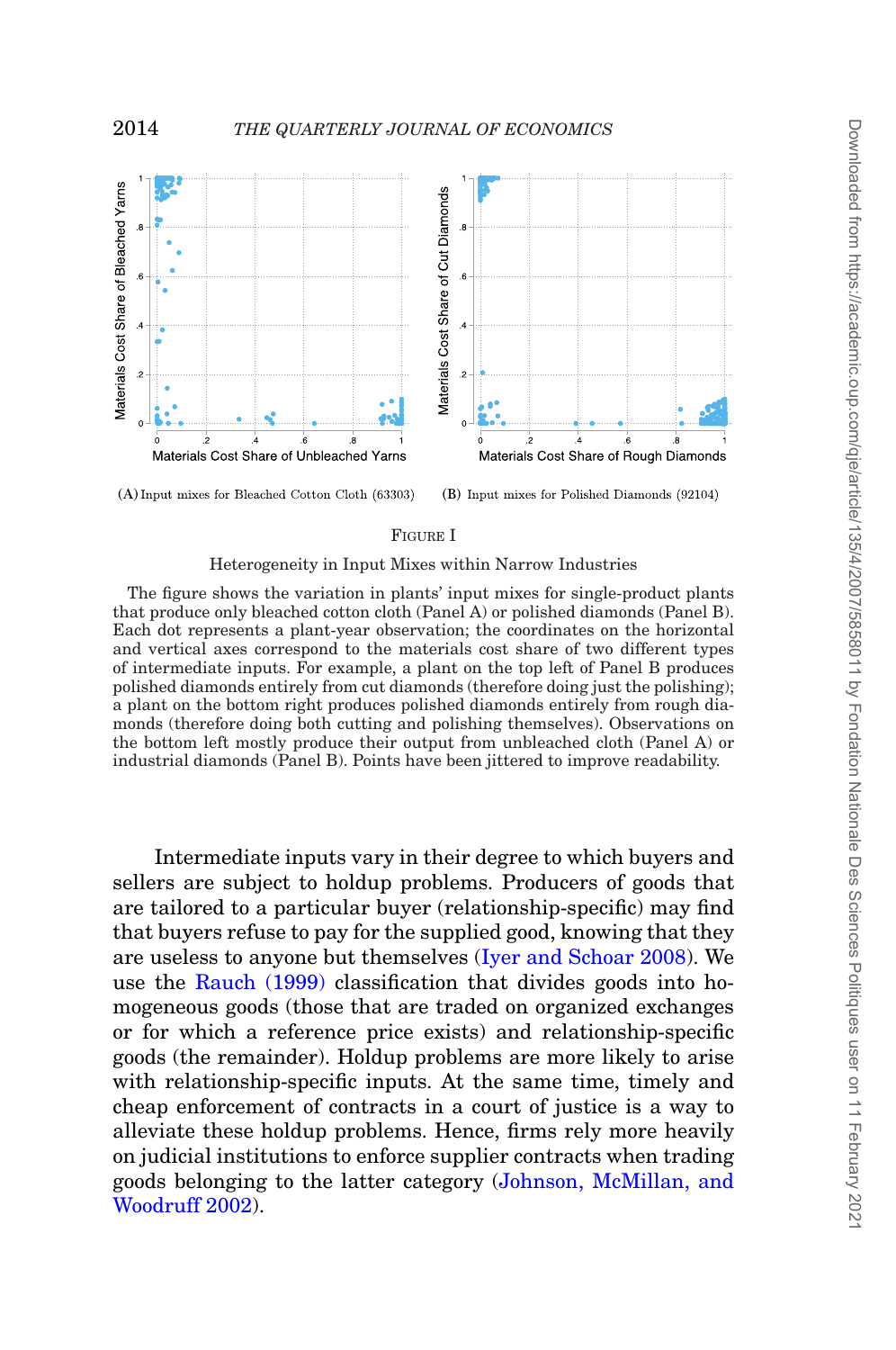Materials Cost Share of Bleached Yarns

1
.8
.6
.4
.2
0

0
.2
.4
.6
.8
1

Materials Cost Share of Unbleached Yarns

(A) Input mixes for Bleached Cotton Cloth (63303)

Materials Cost Share of Cut Diamonds

1
.8
.6
.4
.2
0

0
.2
.4
.6
.8
1

Materials Cost Share of Rough Diamonds

(B) Input mixes for Polished Diamonds (92104)

FIGURE I

Heterogeneity in Input Mixes within Narrow Industries

The figure shows the variation in plants' input mixes for single-product plants that produce only bleached cotton cloth (Panel A) or polished diamonds (Panel B). Each dot represents a plant-year observation; the coordinates on the horizontal and vertical axes correspond to the materials cost share of two different types of intermediate inputs. For example, a plant on the top left of Panel B produces polished diamonds entirely from cut diamonds (therefore doing just the polishing); a plant on the bottom right produces polished diamonds entirely from rough diamonds (therefore doing both cutting and polishing themselves). Observations on the bottom left mostly produce their output from unbleached cloth (Panel A) or industrial diamonds (Panel B). Points have been jittered to improve readability.

Intermediate inputs vary in their degree to which buyers and sellers are subject to holdup problems. Producers of goods that are tailored to a particular buyer (relationship-specific) may find that buyers refuse to pay for the supplied good, knowing that they are useless to anyone but themselves (Iyer and Schoar 2008). We use the Rauch (1999) classification that divides goods into homogeneous goods (those that are traded on organized exchanges or for which a reference price exists) and relationship-specific goods (the remainder). Holdup problems are more likely to arise with relationship-specific inputs. At the same time, timely and cheap enforcement of contracts in a court of justice is a way to alleviate these holdup problems. Hence, firms rely more heavily on judicial institutions to enforce supplier contracts when trading goods belonging to the latter category (Johnson, McMillan, and Woodruff 2002).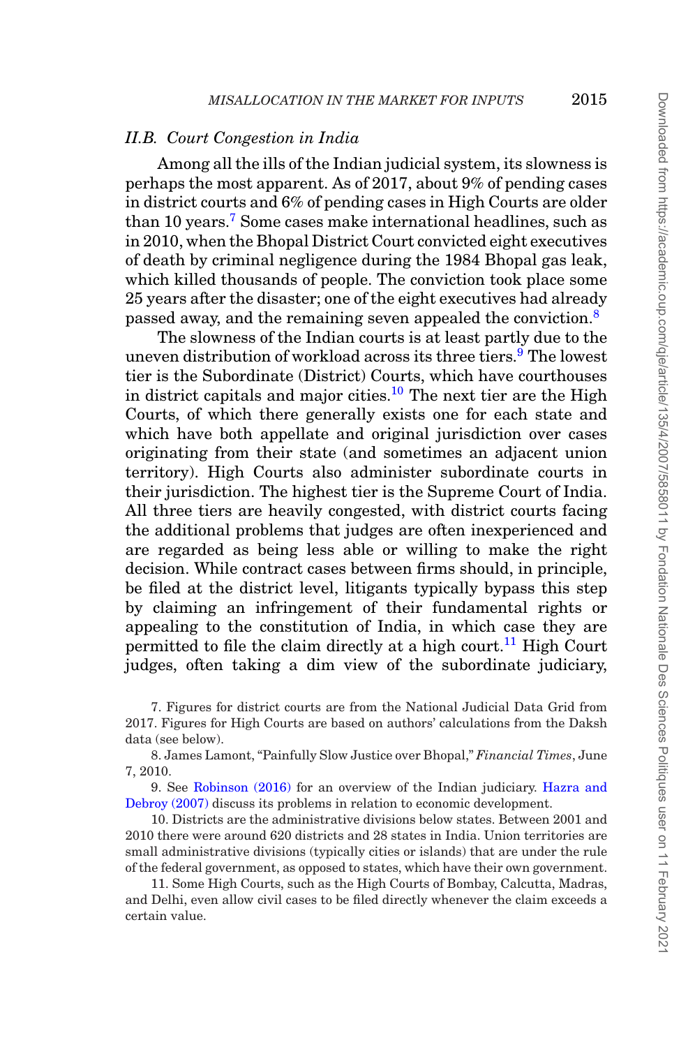### II.B. Court Congestion in India

Among all the ills of the Indian judicial system, its slowness is perhaps the most apparent. As of 2017, about 9% of pending cases in district courts and 6% of pending cases in High Courts are older than 10 years.[7] Some cases make international headlines, such as in 2010, when the Bhopal District Court convicted eight executives of death by criminal negligence during the 1984 Bhopal gas leak, which killed thousands of people. The conviction took place some 25 years after the disaster; one of the eight executives had already passed away, and the remaining seven appealed the conviction.[8]

The slowness of the Indian courts is at least partly due to the uneven distribution of workload across its three tiers.[9] The lowest tier is the Subordinate (District) Courts, which have courthouses in district capitals and major cities.[10] The next tier are the High Courts, of which there generally exists one for each state and which have both appellate and original jurisdiction over cases originating from their state (and sometimes an adjacent union territory). High Courts also administer subordinate courts in their jurisdiction. The highest tier is the Supreme Court of India. All three tiers are heavily congested, with district courts facing the additional problems that judges are often inexperienced and are regarded as being less able or willing to make the right decision. While contract cases between firms should, in principle, be filed at the district level, litigants typically bypass this step by claiming an infringement of their fundamental rights or appealing to the constitution of India, in which case they are permitted to file the claim directly at a high court.[11] High Court judges, often taking a dim view of the subordinate judiciary,

7. Figures for district courts are from the National Judicial Data Grid from 2017. Figures for High Courts are based on authors' calculations from the Daksh data (see below).

8. James Lamont, "Painfully Slow Justice over Bhopal," *Financial Times*, June 7, 2010.

9. See Robinson (2016) for an overview of the Indian judiciary. Hazra and Debroy (2007) discuss its problems in relation to economic development.

10. Districts are the administrative divisions below states. Between 2001 and 2010 there were around 620 districts and 28 states in India. Union territories are small administrative divisions (typically cities or islands) that are under the rule of the federal government, as opposed to states, which have their own government.

11. Some High Courts, such as the High Courts of Bombay, Calcutta, Madras, and Delhi, even allow civil cases to be filed directly whenever the claim exceeds a certain value.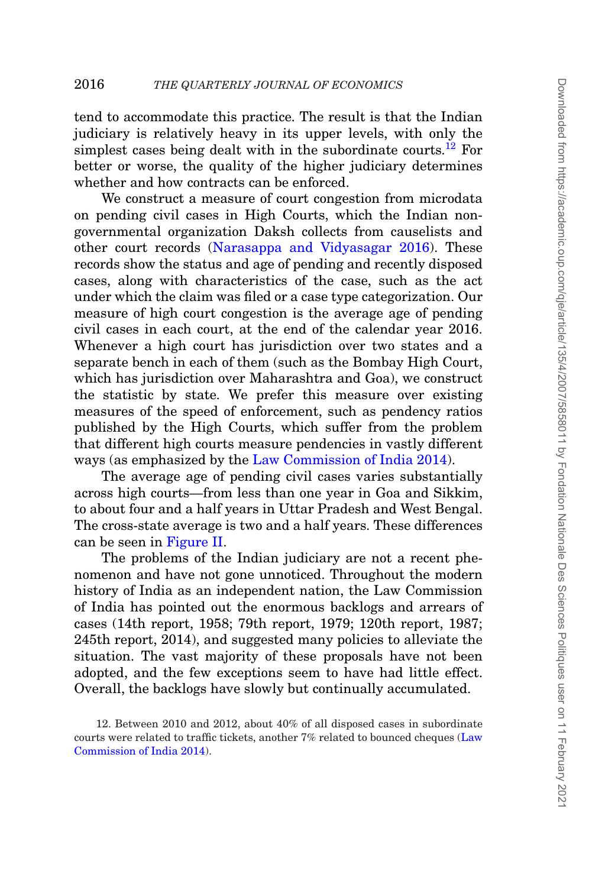tend to accommodate this practice. The result is that the Indian judiciary is relatively heavy in its upper levels, with only the simplest cases being dealt with in the subordinate courts.[12] For better or worse, the quality of the higher judiciary determines whether and how contracts can be enforced.

We construct a measure of court congestion from microdata on pending civil cases in High Courts, which the Indian nongovernmental organization Daksh collects from causelists and other court records (Narasappa and Vidyasagar 2016). These records show the status and age of pending and recently disposed cases, along with characteristics of the case, such as the act under which the claim was filed or a case type categorization. Our measure of high court congestion is the average age of pending civil cases in each court, at the end of the calendar year 2016. Whenever a high court has jurisdiction over two states and a separate bench in each of them (such as the Bombay High Court, which has jurisdiction over Maharashtra and Goa), we construct the statistic by state. We prefer this measure over existing measures of the speed of enforcement, such as pendency ratios published by the High Courts, which suffer from the problem that different high courts measure pendencies in vastly different ways (as emphasized by the Law Commission of India 2014).

The average age of pending civil cases varies substantially across high courts—from less than one year in Goa and Sikkim, to about four and a half years in Uttar Pradesh and West Bengal. The cross-state average is two and a half years. These differences can be seen in Figure II.

The problems of the Indian judiciary are not a recent phenomenon and have not gone unnoticed. Throughout the modern history of India as an independent nation, the Law Commission of India has pointed out the enormous backlogs and arrears of cases (14th report, 1958; 79th report, 1979; 120th report, 1987; 245th report, 2014), and suggested many policies to alleviate the situation. The vast majority of these proposals have not been adopted, and the few exceptions seem to have had little effect. Overall, the backlogs have slowly but continually accumulated.

12. Between 2010 and 2012, about 40% of all disposed cases in subordinate courts were related to traffic tickets, another 7% related to bounced cheques (Law Commission of India 2014).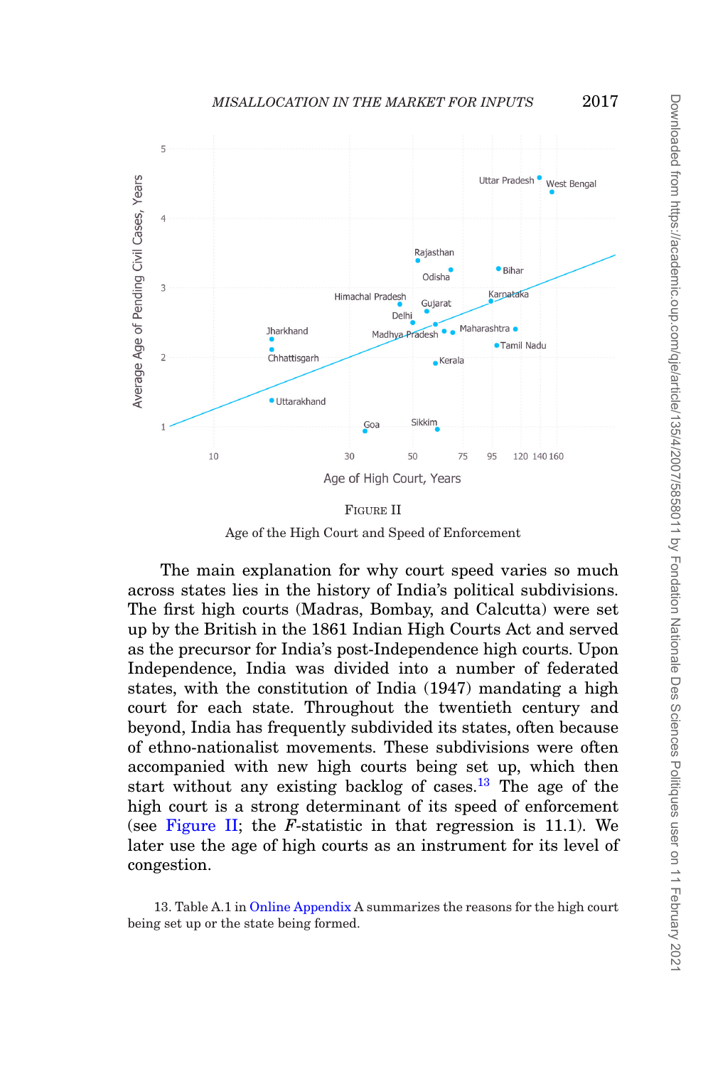Average Age of Pending Civil Cases, Years

5
4
3
2
1

Uttar Pradesh
West Bengal
Rajasthan
Odisha
Bihar
Himachal Pradesh
Gujarat
Karnataka
Delhi
Jharkhand
Madhya Pradesh
Maharashtra
Tamil Nadu
Chhattisgarh
Kerala
Uttarakhand
Goa
Sikkim

10
30
50
75
95
120 140 160

Age of High Court, Years

FIGURE II

Age of the High Court and Speed of Enforcement

The main explanation for why court speed varies so much across states lies in the history of India's political subdivisions. The first high courts (Madras, Bombay, and Calcutta) were set up by the British in the 1861 Indian High Courts Act and served as the precursor for India's post-Independence high courts. Upon Independence, India was divided into a number of federated states, with the constitution of India (1947) mandating a high court for each state. Throughout the twentieth century and beyond, India has frequently subdivided its states, often because of ethno-nationalist movements. These subdivisions were often accompanied with new high courts being set up, which then start without any existing backlog of cases.[13] The age of the high court is a strong determinant of its speed of enforcement (see Figure II; the $F$-statistic in that regression is 11.1). We later use the age of high courts as an instrument for its level of congestion.

13. Table A.1 in Online Appendix A summarizes the reasons for the high court being set up or the state being formed.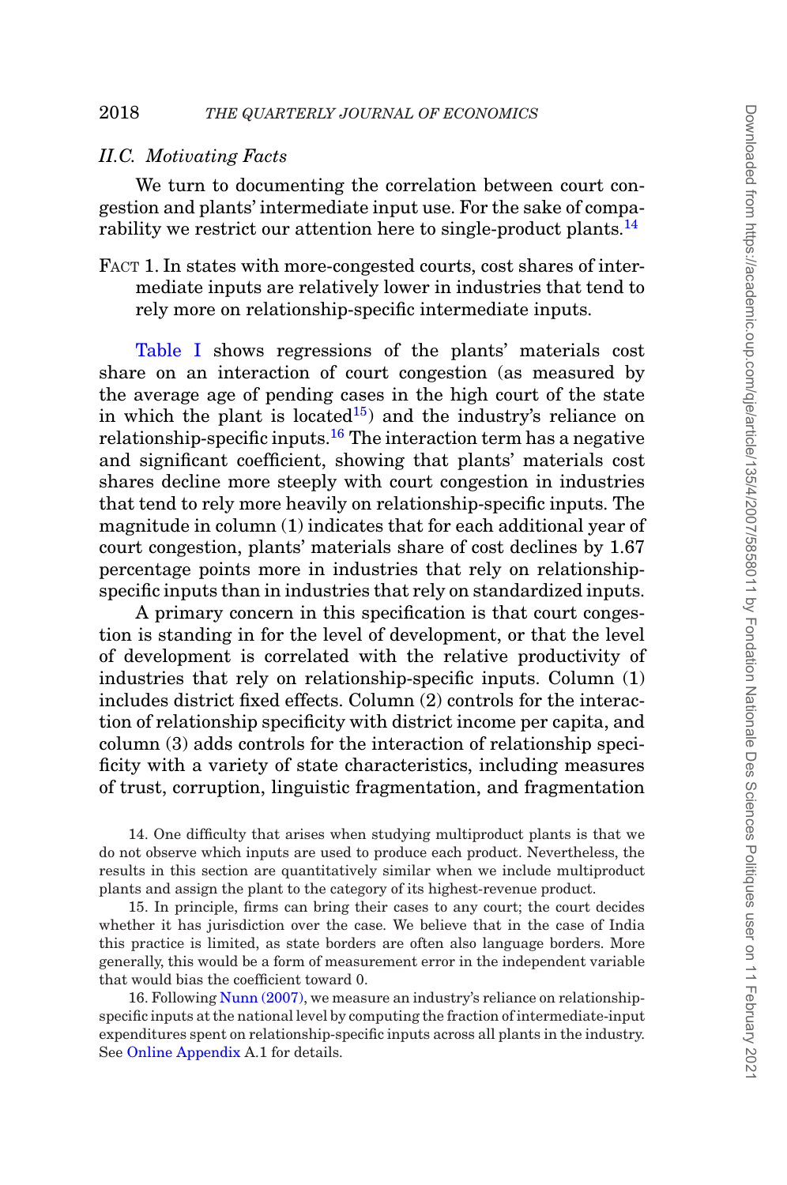### II.C. Motivating Facts

We turn to documenting the correlation between court congestion and plants' intermediate input use. For the sake of comparability we restrict our attention here to single-product plants.[14]

FACT 1. In states with more-congested courts, cost shares of intermediate inputs are relatively lower in industries that tend to rely more on relationship-specific intermediate inputs.

Table I shows regressions of the plants' materials cost share on an interaction of court congestion (as measured by the average age of pending cases in the high court of the state in which the plant is located[15]) and the industry's reliance on relationship-specific inputs.[16] The interaction term has a negative and significant coefficient, showing that plants' materials cost shares decline more steeply with court congestion in industries that tend to rely more heavily on relationship-specific inputs. The magnitude in column (1) indicates that for each additional year of court congestion, plants' materials share of cost declines by 1.67 percentage points more in industries that rely on relationship-specific inputs than in industries that rely on standardized inputs.

A primary concern in this specification is that court congestion is standing in for the level of development, or that the level of development is correlated with the relative productivity of industries that rely on relationship-specific inputs. Column (1) includes district fixed effects. Column (2) controls for the interaction of relationship specificity with district income per capita, and column (3) adds controls for the interaction of relationship specificity with a variety of state characteristics, including measures of trust, corruption, linguistic fragmentation, and fragmentation

14. One difficulty that arises when studying multiproduct plants is that we do not observe which inputs are used to produce each product. Nevertheless, the results in this section are quantitatively similar when we include multiproduct plants and assign the plant to the category of its highest-revenue product.

15. In principle, firms can bring their cases to any court; the court decides whether it has jurisdiction over the case. We believe that in the case of India this practice is limited, as state borders are often also language borders. More generally, this would be a form of measurement error in the independent variable that would bias the coefficient toward 0.

16. Following Nunn (2007), we measure an industry's reliance on relationship-specific inputs at the national level by computing the fraction of intermediate-input expenditures spent on relationship-specific inputs across all plants in the industry. See Online Appendix A.1 for details.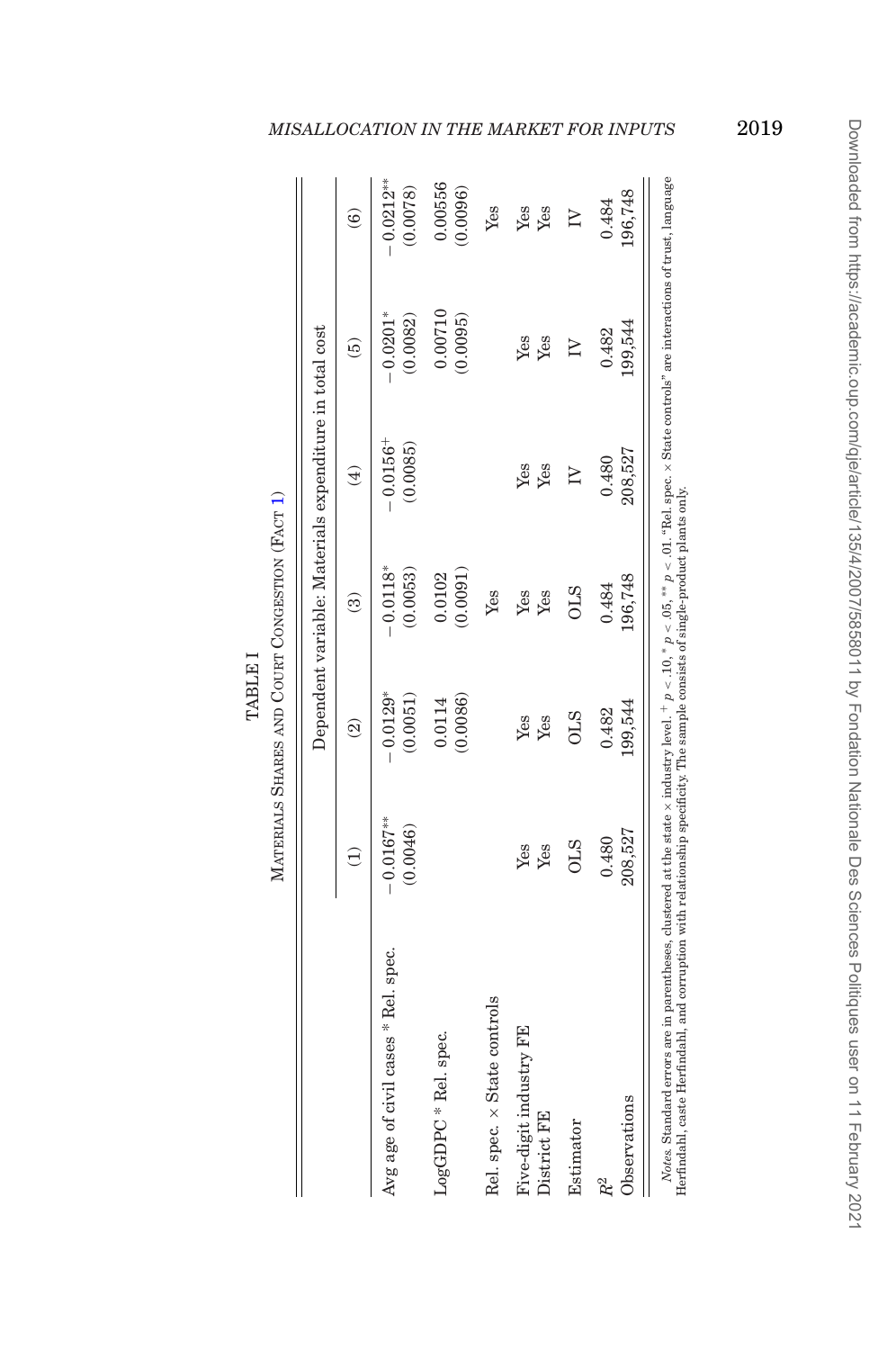TABLE I

MATERIALS SHARES AND COURT CONGESTION (FACT 1)

| | Dependent variable: Materials expenditure in total cost | | | | | |
|---|---|---|---|---|---|---|
| | (1) | (2) | (3) | (4) | (5) | (6) |
| Avg age of civil cases * Rel. spec. | $-0.0167^{**}$ | $-0.0129^{*}$ | $-0.0118^{*}$ | $-0.0156^{+}$ | $-0.0201^{*}$ | $-0.0212^{**}$ |
| | (0.0046) | (0.0051) | (0.0053) | (0.0085) | (0.0082) | (0.0078) |
| LogGDPC * Rel. spec. | | 0.0114 | 0.0102 | | 0.00710 | 0.00556 |
| | | (0.0086) | (0.0091) | | (0.0095) | (0.0096) |
| Rel. spec. × State controls | | | Yes | | | Yes |
| Five-digit industry FE | Yes | Yes | Yes | Yes | Yes | Yes |
| District FE | Yes | Yes | Yes | Yes | Yes | Yes |
| Estimator | OLS | OLS | OLS | IV | IV | IV |
| $R^2$ | 0.480 | 0.482 | 0.484 | 0.480 | 0.482 | 0.484 |
| Observations | 208,527 | 199,544 | 196,748 | 208,527 | 199,544 | 196,748 |

*Notes.* Standard errors are in parentheses, clustered at the state × industry level. $^{+}$ $p < .10$, $^{*}$ $p < .05$, $^{**}$ $p < .01$. "Rel. spec. × State controls" are interactions of trust, language Herfindahl, caste Herfindahl, and corruption with relationship specificity. The sample consists of single-product plants only.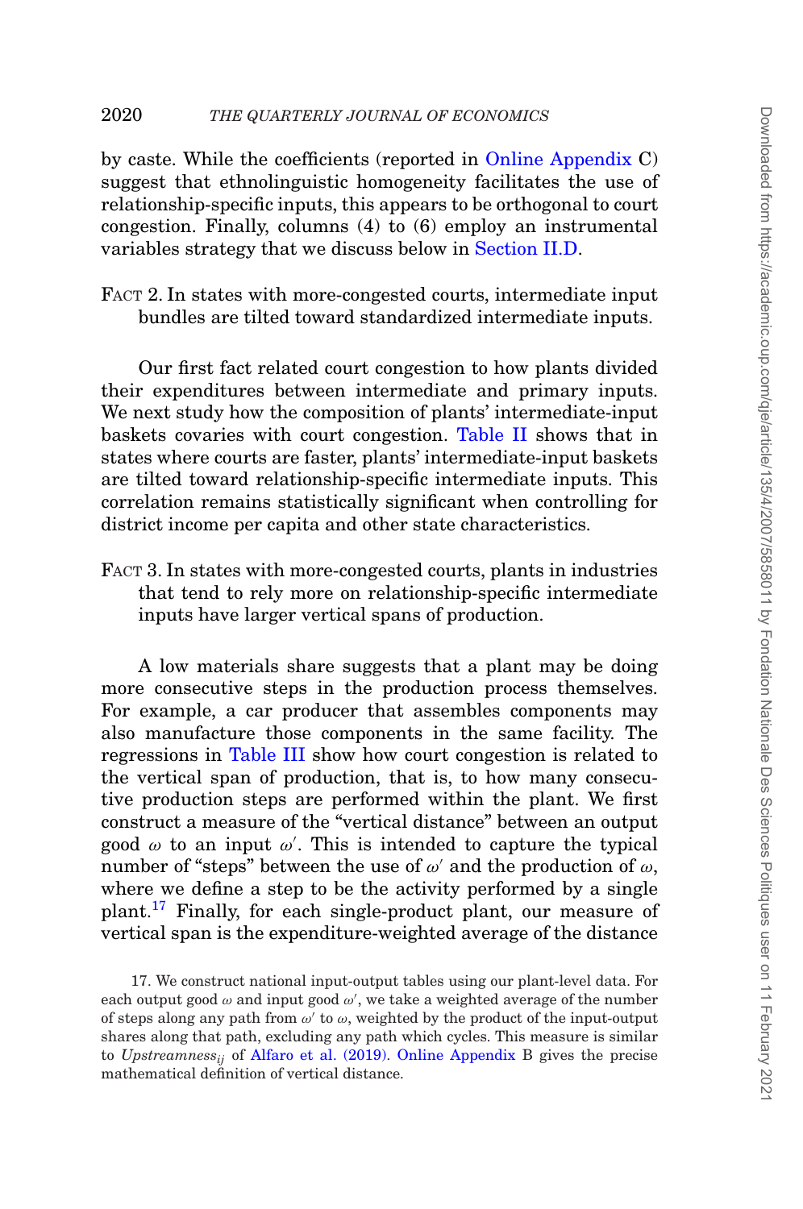by caste. While the coefficients (reported in Online Appendix C) suggest that ethnolinguistic homogeneity facilitates the use of relationship-specific inputs, this appears to be orthogonal to court congestion. Finally, columns (4) to (6) employ an instrumental variables strategy that we discuss below in Section II.D.

FACT 2. In states with more-congested courts, intermediate input bundles are tilted toward standardized intermediate inputs.

Our first fact related court congestion to how plants divided their expenditures between intermediate and primary inputs. We next study how the composition of plants' intermediate-input baskets covaries with court congestion. Table II shows that in states where courts are faster, plants' intermediate-input baskets are tilted toward relationship-specific intermediate inputs. This correlation remains statistically significant when controlling for district income per capita and other state characteristics.

FACT 3. In states with more-congested courts, plants in industries that tend to rely more on relationship-specific intermediate inputs have larger vertical spans of production.

A low materials share suggests that a plant may be doing more consecutive steps in the production process themselves. For example, a car producer that assembles components may also manufacture those components in the same facility. The regressions in Table III show how court congestion is related to the vertical span of production, that is, to how many consecutive production steps are performed within the plant. We first construct a measure of the "vertical distance" between an output good $\omega$ to an input $\omega'$. This is intended to capture the typical number of "steps" between the use of $\omega'$ and the production of $\omega$, where we define a step to be the activity performed by a single plant.[17] Finally, for each single-product plant, our measure of vertical span is the expenditure-weighted average of the distance

17. We construct national input-output tables using our plant-level data. For each output good $\omega$ and input good $\omega'$, we take a weighted average of the number of steps along any path from $\omega'$ to $\omega$, weighted by the product of the input-output shares along that path, excluding any path which cycles. This measure is similar to $Upstreamness_{ij}$ of Alfaro et al. (2019). Online Appendix B gives the precise mathematical definition of vertical distance.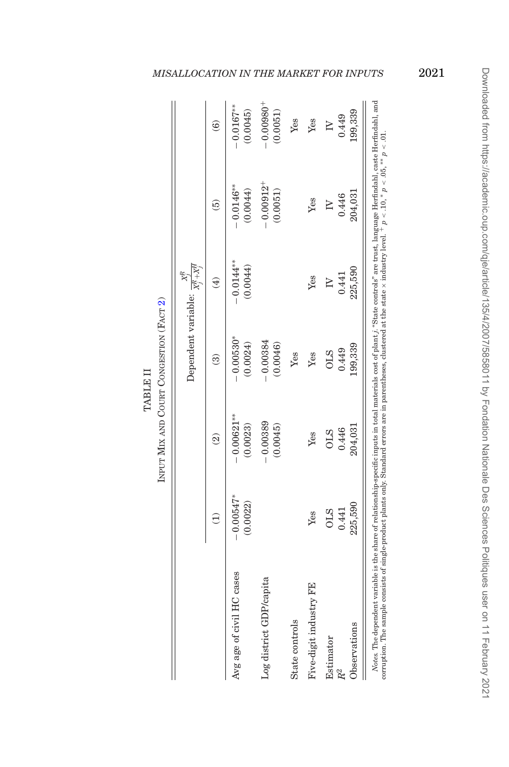TABLE II

INPUT MIX AND COURT CONGESTION (FACT 2)

| | Dependent variable: $\frac{X_j^R}{X_j^R+X_j^H}$ | | | | | |
|---|---|---|---|---|---|---|
| | (1) | (2) | (3) | (4) | (5) | (6) |
| Avg age of civil HC cases | $-0.00547^{*}$ | $-0.00621^{**}$ | $-0.00530^{*}$ | $-0.0144^{**}$ | $-0.0146^{**}$ | $-0.0167^{**}$ |
| | (0.0022) | (0.0023) | (0.0024) | (0.0044) | (0.0044) | (0.0045) |
| Log district GDP/capita | | $-0.00389$ | $-0.00384$ | | $-0.00912^{+}$ | $-0.00980^{+}$ |
| | | (0.0045) | (0.0046) | | (0.0051) | (0.0051) |
| State controls | | | Yes | | | Yes |
| Five-digit industry FE | Yes | Yes | Yes | Yes | Yes | Yes |
| Estimator | OLS | OLS | OLS | IV | IV | IV |
| $R^2$ | 0.441 | 0.446 | 0.449 | 0.441 | 0.446 | 0.449 |
| Observations | 225,590 | 204,031 | 199,339 | 225,590 | 204,031 | 199,339 |

*Notes.* The dependent variable is the share of relationship-specific inputs in total materials cost of plant $j$. "State controls" are trust, language Herfindahl, caste Herfindahl, and corruption. The sample consists of single-product plants only. Standard errors are in parentheses, clustered at the state × industry level. $^{+}$ $p < .10$, $^{*}$ $p < .05$, $^{**}$ $p < .01$.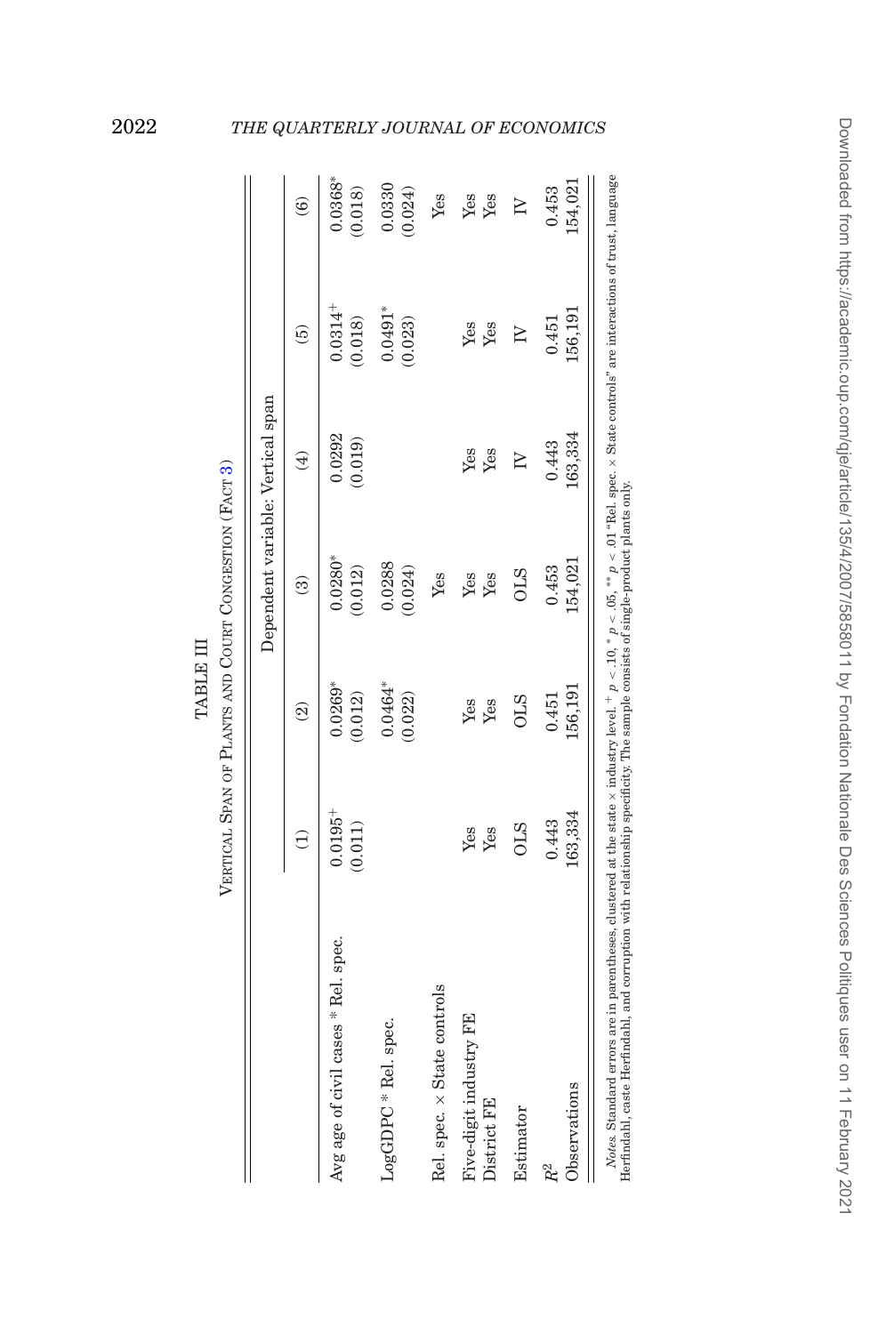TABLE III

VERTICAL SPAN OF PLANTS AND COURT CONGESTION (FACT 3)

| | Dependent variable: Vertical span | | | | | |
|---|---|---|---|---|---|---|
| | (1) | (2) | (3) | (4) | (5) | (6) |
| Avg age of civil cases * Rel. spec. | $0.0195^{+}$ | $0.0269^{*}$ | $0.0280^{*}$ | 0.0292 | $0.0314^{+}$ | $0.0368^{*}$ |
| | (0.011) | (0.012) | (0.012) | (0.019) | (0.018) | (0.018) |
| LogGDPC * Rel. spec. | | $0.0464^{*}$ | 0.0288 | | $0.0491^{*}$ | 0.0330 |
| | | (0.022) | (0.024) | | (0.023) | (0.024) |
| Rel. spec. × State controls | | | Yes | | | Yes |
| Five-digit industry FE | Yes | Yes | Yes | Yes | Yes | Yes |
| District FE | Yes | Yes | Yes | Yes | Yes | Yes |
| Estimator | OLS | OLS | OLS | IV | IV | IV |
| $R^2$ | 0.443 | 0.451 | 0.453 | 0.443 | 0.451 | 0.453 |
| Observations | 163,334 | 156,191 | 154,021 | 163,334 | 156,191 | 154,021 |

*Notes.* Standard errors are in parentheses, clustered at the state × industry level. $^{+}$ $p < .10$, $^{*}$ $p < .05$, $^{**}$ $p < .01$ "Rel. spec. × State controls" are interactions of trust, language Herfindahl, caste Herfindahl, and corruption with relationship specificity. The sample consists of single-product plants only.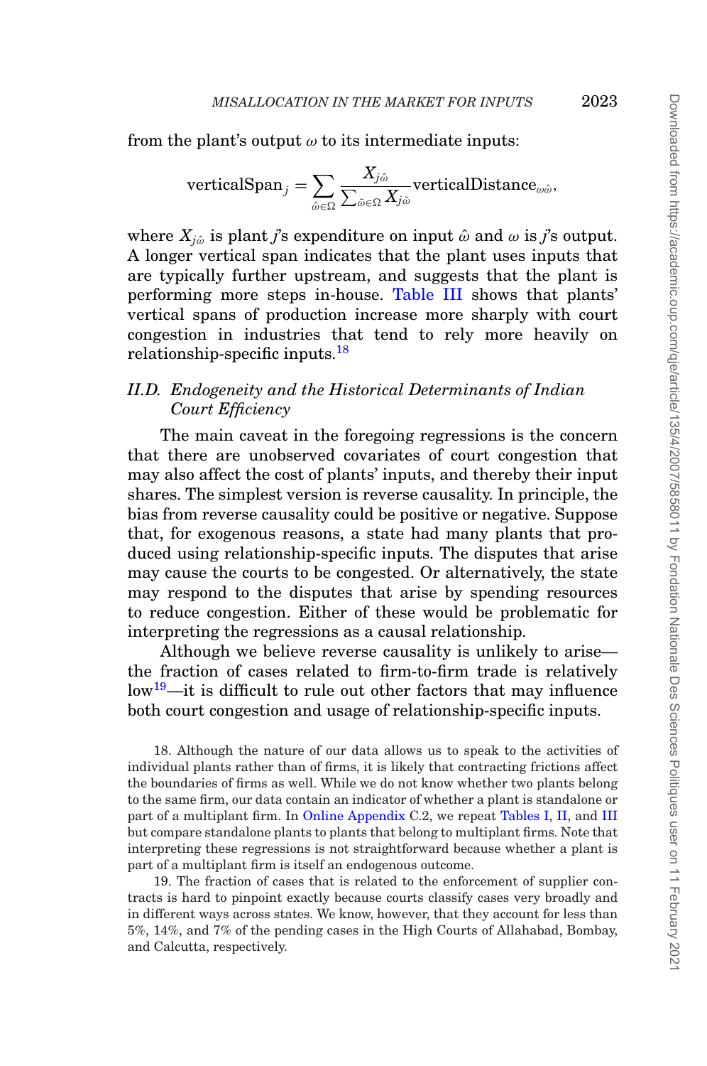from the plant's output $\omega$ to its intermediate inputs:

$$\text{verticalSpan}_j = \sum_{\hat{\omega}\in\Omega} \frac{X_{j\hat{\omega}}}{\sum_{\tilde{\omega}\in\Omega} X_{j\tilde{\omega}}} \text{verticalDistance}_{\omega\hat{\omega}},$$

where $X_{j\hat{\omega}}$ is plant $j$'s expenditure on input $\hat{\omega}$ and $\omega$ is $j$'s output. A longer vertical span indicates that the plant uses inputs that are typically further upstream, and suggests that the plant is performing more steps in-house. Table III shows that plants' vertical spans of production increase more sharply with court congestion in industries that tend to rely more heavily on relationship-specific inputs.[18]

### *II.D. Endogeneity and the Historical Determinants of Indian Court Efficiency*

The main caveat in the foregoing regressions is the concern that there are unobserved covariates of court congestion that may also affect the cost of plants' inputs, and thereby their input shares. The simplest version is reverse causality. In principle, the bias from reverse causality could be positive or negative. Suppose that, for exogenous reasons, a state had many plants that produced using relationship-specific inputs. The disputes that arise may cause the courts to be congested. Or alternatively, the state may respond to the disputes that arise by spending resources to reduce congestion. Either of these would be problematic for interpreting the regressions as a causal relationship.

Although we believe reverse causality is unlikely to arise—the fraction of cases related to firm-to-firm trade is relatively low[19]—it is difficult to rule out other factors that may influence both court congestion and usage of relationship-specific inputs.

18. Although the nature of our data allows us to speak to the activities of individual plants rather than of firms, it is likely that contracting frictions affect the boundaries of firms as well. While we do not know whether two plants belong to the same firm, our data contain an indicator of whether a plant is standalone or part of a multiplant firm. In Online Appendix C.2, we repeat Tables I, II, and III but compare standalone plants to plants that belong to multiplant firms. Note that interpreting these regressions is not straightforward because whether a plant is part of a multiplant firm is itself an endogenous outcome.

19. The fraction of cases that is related to the enforcement of supplier contracts is hard to pinpoint exactly because courts classify cases very broadly and in different ways across states. We know, however, that they account for less than 5%, 14%, and 7% of the pending cases in the High Courts of Allahabad, Bombay, and Calcutta, respectively.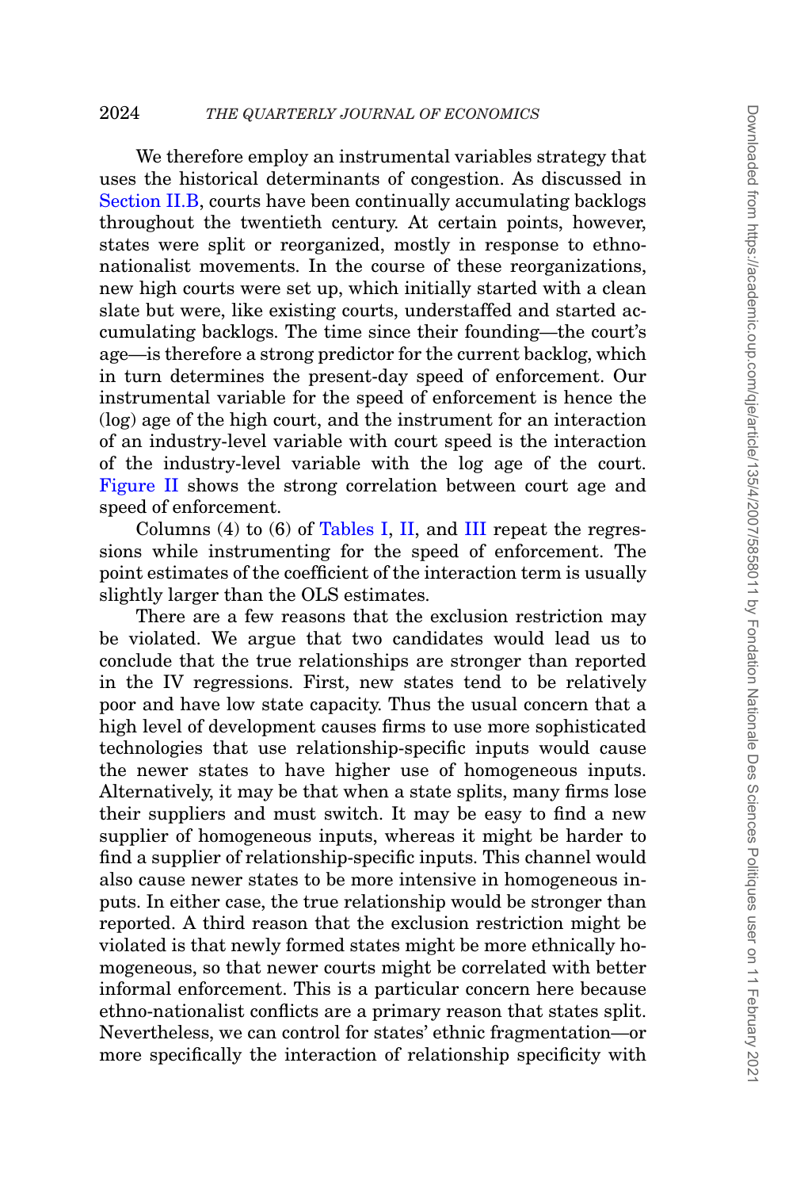We therefore employ an instrumental variables strategy that uses the historical determinants of congestion. As discussed in Section II.B, courts have been continually accumulating backlogs throughout the twentieth century. At certain points, however, states were split or reorganized, mostly in response to ethno-nationalist movements. In the course of these reorganizations, new high courts were set up, which initially started with a clean slate but were, like existing courts, understaffed and started accumulating backlogs. The time since their founding—the court's age—is therefore a strong predictor for the current backlog, which in turn determines the present-day speed of enforcement. Our instrumental variable for the speed of enforcement is hence the (log) age of the high court, and the instrument for an interaction of an industry-level variable with court speed is the interaction of the industry-level variable with the log age of the court. Figure II shows the strong correlation between court age and speed of enforcement.

Columns (4) to (6) of Tables I, II, and III repeat the regressions while instrumenting for the speed of enforcement. The point estimates of the coefficient of the interaction term is usually slightly larger than the OLS estimates.

There are a few reasons that the exclusion restriction may be violated. We argue that two candidates would lead us to conclude that the true relationships are stronger than reported in the IV regressions. First, new states tend to be relatively poor and have low state capacity. Thus the usual concern that a high level of development causes firms to use more sophisticated technologies that use relationship-specific inputs would cause the newer states to have higher use of homogeneous inputs. Alternatively, it may be that when a state splits, many firms lose their suppliers and must switch. It may be easy to find a new supplier of homogeneous inputs, whereas it might be harder to find a supplier of relationship-specific inputs. This channel would also cause newer states to be more intensive in homogeneous inputs. In either case, the true relationship would be stronger than reported. A third reason that the exclusion restriction might be violated is that newly formed states might be more ethnically homogeneous, so that newer courts might be correlated with better informal enforcement. This is a particular concern here because ethno-nationalist conflicts are a primary reason that states split. Nevertheless, we can control for states' ethnic fragmentation—or more specifically the interaction of relationship specificity with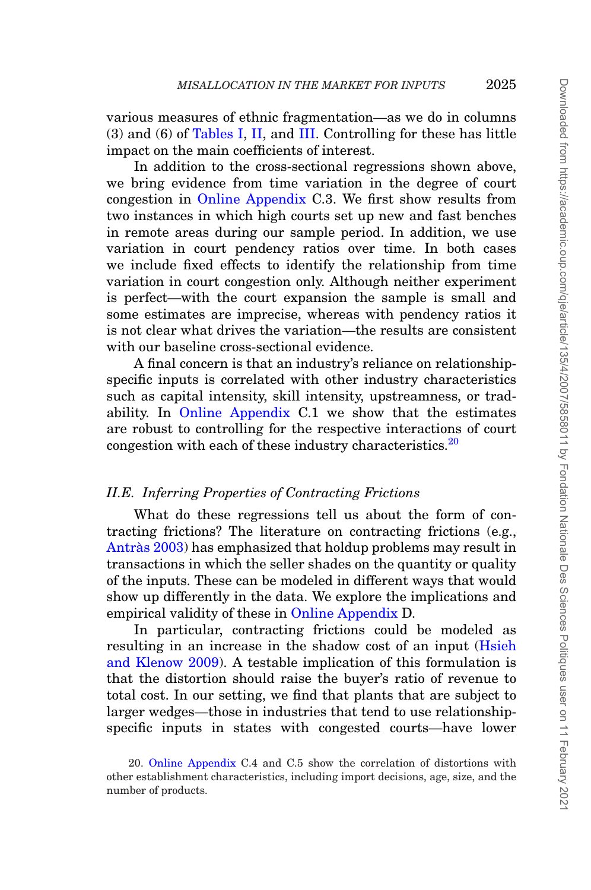various measures of ethnic fragmentation—as we do in columns (3) and (6) of Tables I, II, and III. Controlling for these has little impact on the main coefficients of interest.

In addition to the cross-sectional regressions shown above, we bring evidence from time variation in the degree of court congestion in Online Appendix C.3. We first show results from two instances in which high courts set up new and fast benches in remote areas during our sample period. In addition, we use variation in court pendency ratios over time. In both cases we include fixed effects to identify the relationship from time variation in court congestion only. Although neither experiment is perfect—with the court expansion the sample is small and some estimates are imprecise, whereas with pendency ratios it is not clear what drives the variation—the results are consistent with our baseline cross-sectional evidence.

A final concern is that an industry's reliance on relationship-specific inputs is correlated with other industry characteristics such as capital intensity, skill intensity, upstreamness, or tradability. In Online Appendix C.1 we show that the estimates are robust to controlling for the respective interactions of court congestion with each of these industry characteristics.[20]

### II.E. *Inferring Properties of Contracting Frictions*

What do these regressions tell us about the form of contracting frictions? The literature on contracting frictions (e.g., Antràs 2003) has emphasized that holdup problems may result in transactions in which the seller shades on the quantity or quality of the inputs. These can be modeled in different ways that would show up differently in the data. We explore the implications and empirical validity of these in Online Appendix D.

In particular, contracting frictions could be modeled as resulting in an increase in the shadow cost of an input (Hsieh and Klenow 2009). A testable implication of this formulation is that the distortion should raise the buyer's ratio of revenue to total cost. In our setting, we find that plants that are subject to larger wedges—those in industries that tend to use relationship-specific inputs in states with congested courts—have lower

20. Online Appendix C.4 and C.5 show the correlation of distortions with other establishment characteristics, including import decisions, age, size, and the number of products.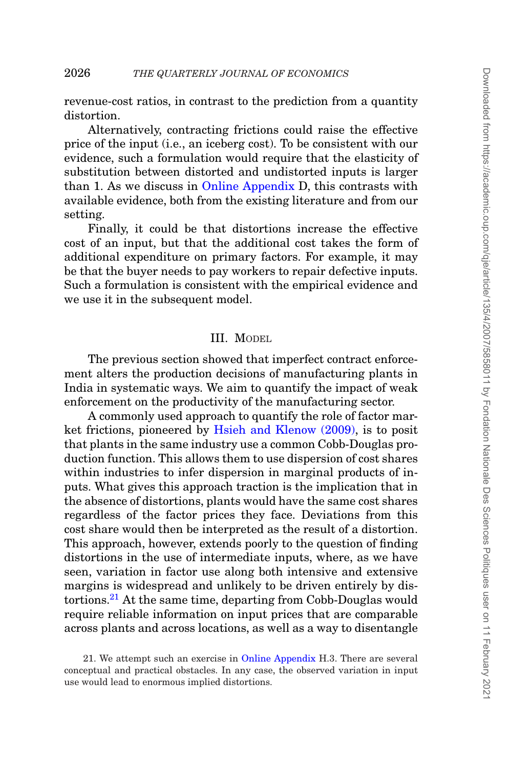revenue-cost ratios, in contrast to the prediction from a quantity distortion.

Alternatively, contracting frictions could raise the effective price of the input (i.e., an iceberg cost). To be consistent with our evidence, such a formulation would require that the elasticity of substitution between distorted and undistorted inputs is larger than 1. As we discuss in Online Appendix D, this contrasts with available evidence, both from the existing literature and from our setting.

Finally, it could be that distortions increase the effective cost of an input, but that the additional cost takes the form of additional expenditure on primary factors. For example, it may be that the buyer needs to pay workers to repair defective inputs. Such a formulation is consistent with the empirical evidence and we use it in the subsequent model.

## III. Model

The previous section showed that imperfect contract enforcement alters the production decisions of manufacturing plants in India in systematic ways. We aim to quantify the impact of weak enforcement on the productivity of the manufacturing sector.

A commonly used approach to quantify the role of factor market frictions, pioneered by Hsieh and Klenow (2009), is to posit that plants in the same industry use a common Cobb-Douglas production function. This allows them to use dispersion of cost shares within industries to infer dispersion in marginal products of inputs. What gives this approach traction is the implication that in the absence of distortions, plants would have the same cost shares regardless of the factor prices they face. Deviations from this cost share would then be interpreted as the result of a distortion. This approach, however, extends poorly to the question of finding distortions in the use of intermediate inputs, where, as we have seen, variation in factor use along both intensive and extensive margins is widespread and unlikely to be driven entirely by distortions.[21] At the same time, departing from Cobb-Douglas would require reliable information on input prices that are comparable across plants and across locations, as well as a way to disentangle

21. We attempt such an exercise in Online Appendix H.3. There are several conceptual and practical obstacles. In any case, the observed variation in input use would lead to enormous implied distortions.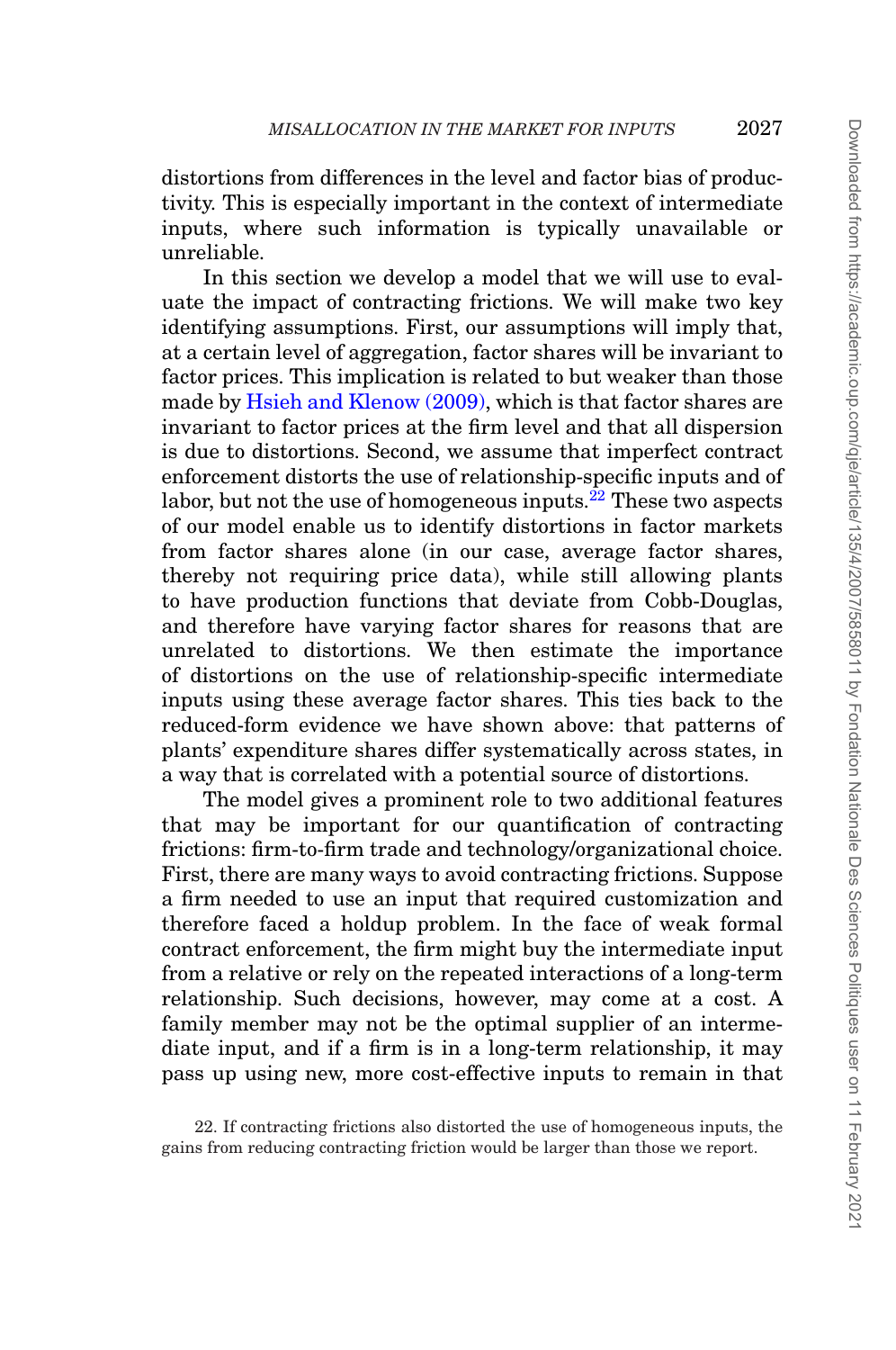distortions from differences in the level and factor bias of productivity. This is especially important in the context of intermediate inputs, where such information is typically unavailable or unreliable.

In this section we develop a model that we will use to evaluate the impact of contracting frictions. We will make two key identifying assumptions. First, our assumptions will imply that, at a certain level of aggregation, factor shares will be invariant to factor prices. This implication is related to but weaker than those made by Hsieh and Klenow (2009), which is that factor shares are invariant to factor prices at the firm level and that all dispersion is due to distortions. Second, we assume that imperfect contract enforcement distorts the use of relationship-specific inputs and of labor, but not the use of homogeneous inputs.[22] These two aspects of our model enable us to identify distortions in factor markets from factor shares alone (in our case, average factor shares, thereby not requiring price data), while still allowing plants to have production functions that deviate from Cobb-Douglas, and therefore have varying factor shares for reasons that are unrelated to distortions. We then estimate the importance of distortions on the use of relationship-specific intermediate inputs using these average factor shares. This ties back to the reduced-form evidence we have shown above: that patterns of plants' expenditure shares differ systematically across states, in a way that is correlated with a potential source of distortions.

The model gives a prominent role to two additional features that may be important for our quantification of contracting frictions: firm-to-firm trade and technology/organizational choice. First, there are many ways to avoid contracting frictions. Suppose a firm needed to use an input that required customization and therefore faced a holdup problem. In the face of weak formal contract enforcement, the firm might buy the intermediate input from a relative or rely on the repeated interactions of a long-term relationship. Such decisions, however, may come at a cost. A family member may not be the optimal supplier of an intermediate input, and if a firm is in a long-term relationship, it may pass up using new, more cost-effective inputs to remain in that

22. If contracting frictions also distorted the use of homogeneous inputs, the gains from reducing contracting friction would be larger than those we report.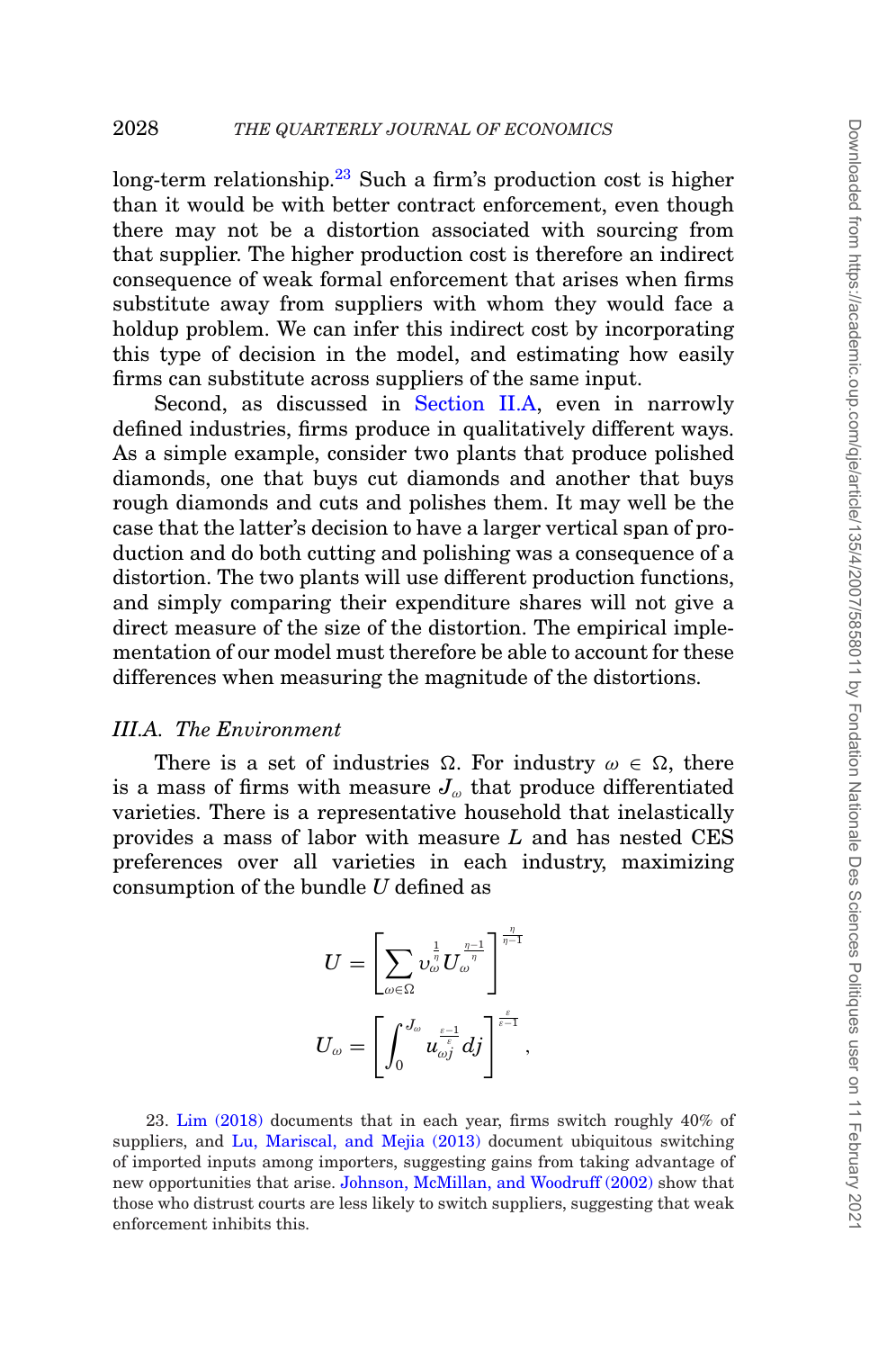long-term relationship.[23] Such a firm's production cost is higher than it would be with better contract enforcement, even though there may not be a distortion associated with sourcing from that supplier. The higher production cost is therefore an indirect consequence of weak formal enforcement that arises when firms substitute away from suppliers with whom they would face a holdup problem. We can infer this indirect cost by incorporating this type of decision in the model, and estimating how easily firms can substitute across suppliers of the same input.

Second, as discussed in Section II.A, even in narrowly defined industries, firms produce in qualitatively different ways. As a simple example, consider two plants that produce polished diamonds, one that buys cut diamonds and another that buys rough diamonds and cuts and polishes them. It may well be the case that the latter's decision to have a larger vertical span of production and do both cutting and polishing was a consequence of a distortion. The two plants will use different production functions, and simply comparing their expenditure shares will not give a direct measure of the size of the distortion. The empirical implementation of our model must therefore be able to account for these differences when measuring the magnitude of the distortions.

### *III.A. The Environment*

There is a set of industries $\Omega$. For industry $\omega \in \Omega$, there is a mass of firms with measure $J_\omega$ that produce differentiated varieties. There is a representative household that inelastically provides a mass of labor with measure $L$ and has nested CES preferences over all varieties in each industry, maximizing consumption of the bundle $U$ defined as

$$U = \left[ \sum_{\omega \in \Omega} \upsilon_\omega^{\frac{1}{\eta}} U_\omega^{\frac{\eta-1}{\eta}} \right]^{\frac{\eta}{\eta-1}}$$

$$U_\omega = \left[ \int_0^{J_\omega} u_{\omega j}^{\frac{\varepsilon-1}{\varepsilon}} dj \right]^{\frac{\varepsilon}{\varepsilon-1}},$$

23. Lim (2018) documents that in each year, firms switch roughly 40% of suppliers, and Lu, Mariscal, and Mejia (2013) document ubiquitous switching of imported inputs among importers, suggesting gains from taking advantage of new opportunities that arise. Johnson, McMillan, and Woodruff (2002) show that those who distrust courts are less likely to switch suppliers, suggesting that weak enforcement inhibits this.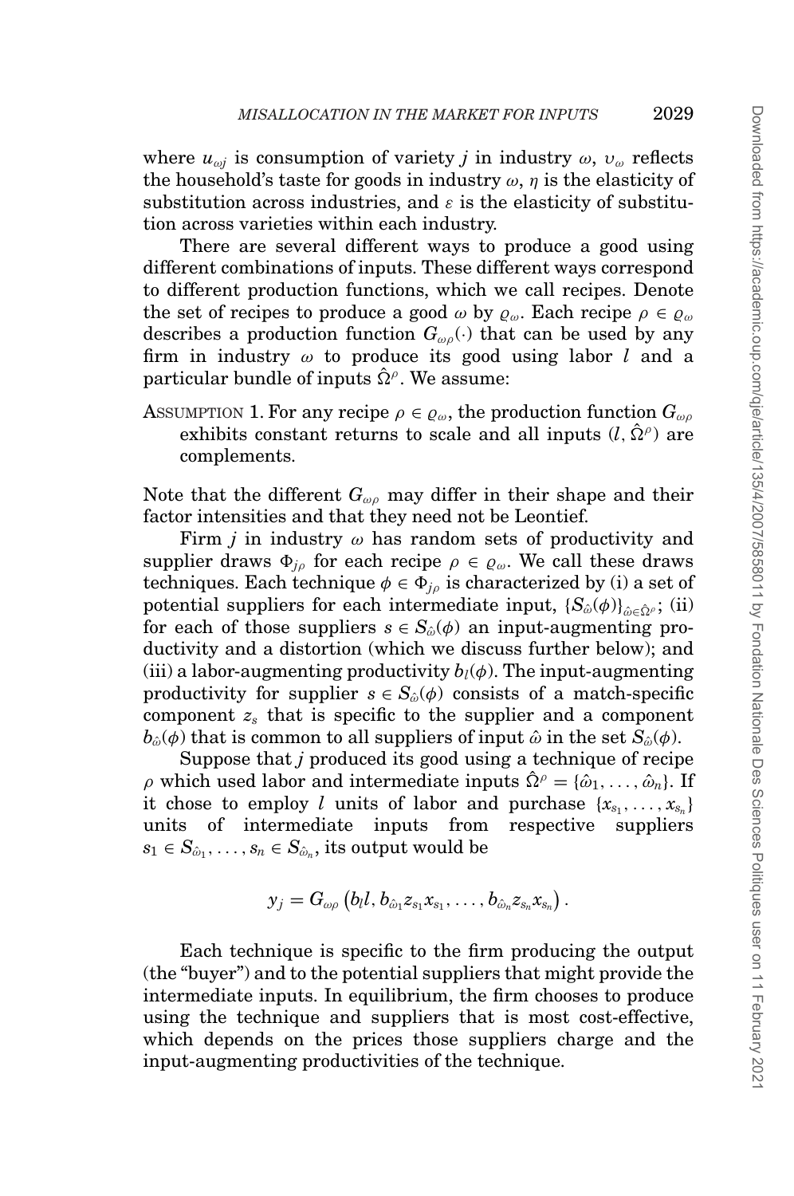where $u_{\omega j}$ is consumption of variety $j$ in industry $\omega$, $\upsilon_\omega$ reflects the household's taste for goods in industry $\omega$, $\eta$ is the elasticity of substitution across industries, and $\varepsilon$ is the elasticity of substitution across varieties within each industry.

There are several different ways to produce a good using different combinations of inputs. These different ways correspond to different production functions, which we call recipes. Denote the set of recipes to produce a good $\omega$ by $\varrho_\omega$. Each recipe $\rho \in \varrho_\omega$ describes a production function $G_{\omega\rho}(\cdot)$ that can be used by any firm in industry $\omega$ to produce its good using labor $l$ and a particular bundle of inputs $\hat{\Omega}^\rho$. We assume:

ASSUMPTION 1. For any recipe $\rho \in \varrho_\omega$, the production function $G_{\omega\rho}$ exhibits constant returns to scale and all inputs $(l, \hat{\Omega}^\rho)$ are complements.

Note that the different $G_{\omega\rho}$ may differ in their shape and their factor intensities and that they need not be Leontief.

Firm $j$ in industry $\omega$ has random sets of productivity and supplier draws $\Phi_{j\rho}$ for each recipe $\rho \in \varrho_\omega$. We call these draws techniques. Each technique $\phi \in \Phi_{j\rho}$ is characterized by (i) a set of potential suppliers for each intermediate input, $\{S_{\hat{\omega}}(\phi)\}_{\hat{\omega}\in\hat{\Omega}^\rho}$; (ii) for each of those suppliers $s \in S_{\hat{\omega}}(\phi)$ an input-augmenting productivity and a distortion (which we discuss further below); and (iii) a labor-augmenting productivity $b_l(\phi)$. The input-augmenting productivity for supplier $s \in S_{\hat{\omega}}(\phi)$ consists of a match-specific component $z_s$ that is specific to the supplier and a component $b_{\hat{\omega}}(\phi)$ that is common to all suppliers of input $\hat{\omega}$ in the set $S_{\hat{\omega}}(\phi)$.

Suppose that $j$ produced its good using a technique of recipe $\rho$ which used labor and intermediate inputs $\hat{\Omega}^\rho = \{\hat{\omega}_1, \ldots, \hat{\omega}_n\}$. If it chose to employ $l$ units of labor and purchase $\{x_{s_1}, \ldots, x_{s_n}\}$ units of intermediate inputs from respective suppliers $s_1 \in S_{\hat{\omega}_1}, \ldots, s_n \in S_{\hat{\omega}_n}$, its output would be

$$y_j = G_{\omega\rho}\left(b_l l, b_{\hat{\omega}_1} z_{s_1} x_{s_1}, \ldots, b_{\hat{\omega}_n} z_{s_n} x_{s_n}\right).$$

Each technique is specific to the firm producing the output (the "buyer") and to the potential suppliers that might provide the intermediate inputs. In equilibrium, the firm chooses to produce using the technique and suppliers that is most cost-effective, which depends on the prices those suppliers charge and the input-augmenting productivities of the technique.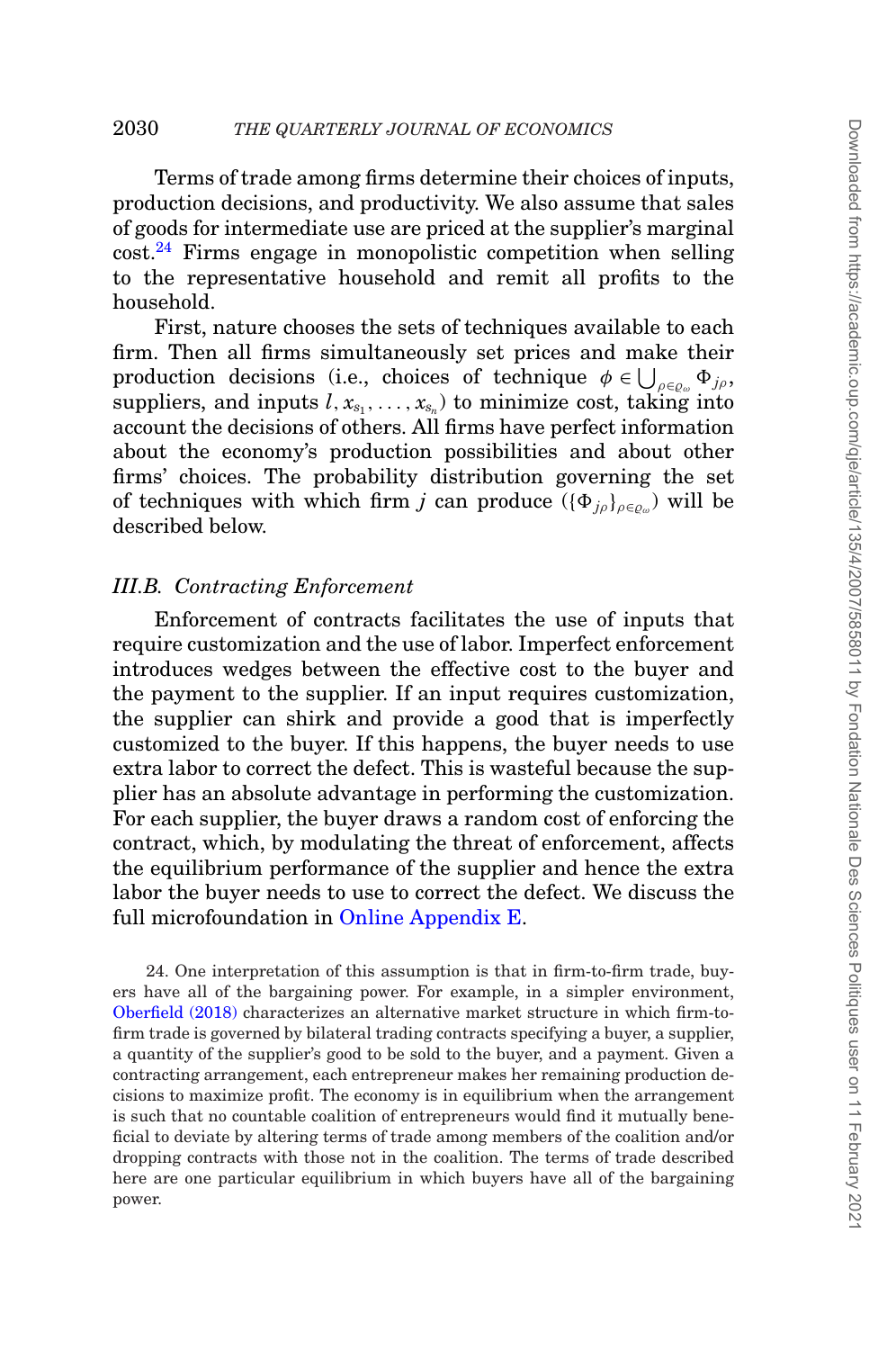Terms of trade among firms determine their choices of inputs, production decisions, and productivity. We also assume that sales of goods for intermediate use are priced at the supplier's marginal cost.[24] Firms engage in monopolistic competition when selling to the representative household and remit all profits to the household.

First, nature chooses the sets of techniques available to each firm. Then all firms simultaneously set prices and make their production decisions (i.e., choices of technique $\phi \in \bigcup_{\rho \in \varrho_\omega} \Phi_{j\rho}$, suppliers, and inputs $l, x_{s_1}, \ldots, x_{s_n}$) to minimize cost, taking into account the decisions of others. All firms have perfect information about the economy's production possibilities and about other firms' choices. The probability distribution governing the set of techniques with which firm $j$ can produce ($\{\Phi_{j\rho}\}_{\rho \in \varrho_\omega}$) will be described below.

### III.B. Contracting Enforcement

Enforcement of contracts facilitates the use of inputs that require customization and the use of labor. Imperfect enforcement introduces wedges between the effective cost to the buyer and the payment to the supplier. If an input requires customization, the supplier can shirk and provide a good that is imperfectly customized to the buyer. If this happens, the buyer needs to use extra labor to correct the defect. This is wasteful because the supplier has an absolute advantage in performing the customization. For each supplier, the buyer draws a random cost of enforcing the contract, which, by modulating the threat of enforcement, affects the equilibrium performance of the supplier and hence the extra labor the buyer needs to use to correct the defect. We discuss the full microfoundation in Online Appendix E.

24. One interpretation of this assumption is that in firm-to-firm trade, buyers have all of the bargaining power. For example, in a simpler environment, Oberfield (2018) characterizes an alternative market structure in which firm-to-firm trade is governed by bilateral trading contracts specifying a buyer, a supplier, a quantity of the supplier's good to be sold to the buyer, and a payment. Given a contracting arrangement, each entrepreneur makes her remaining production decisions to maximize profit. The economy is in equilibrium when the arrangement is such that no countable coalition of entrepreneurs would find it mutually beneficial to deviate by altering terms of trade among members of the coalition and/or dropping contracts with those not in the coalition. The terms of trade described here are one particular equilibrium in which buyers have all of the bargaining power.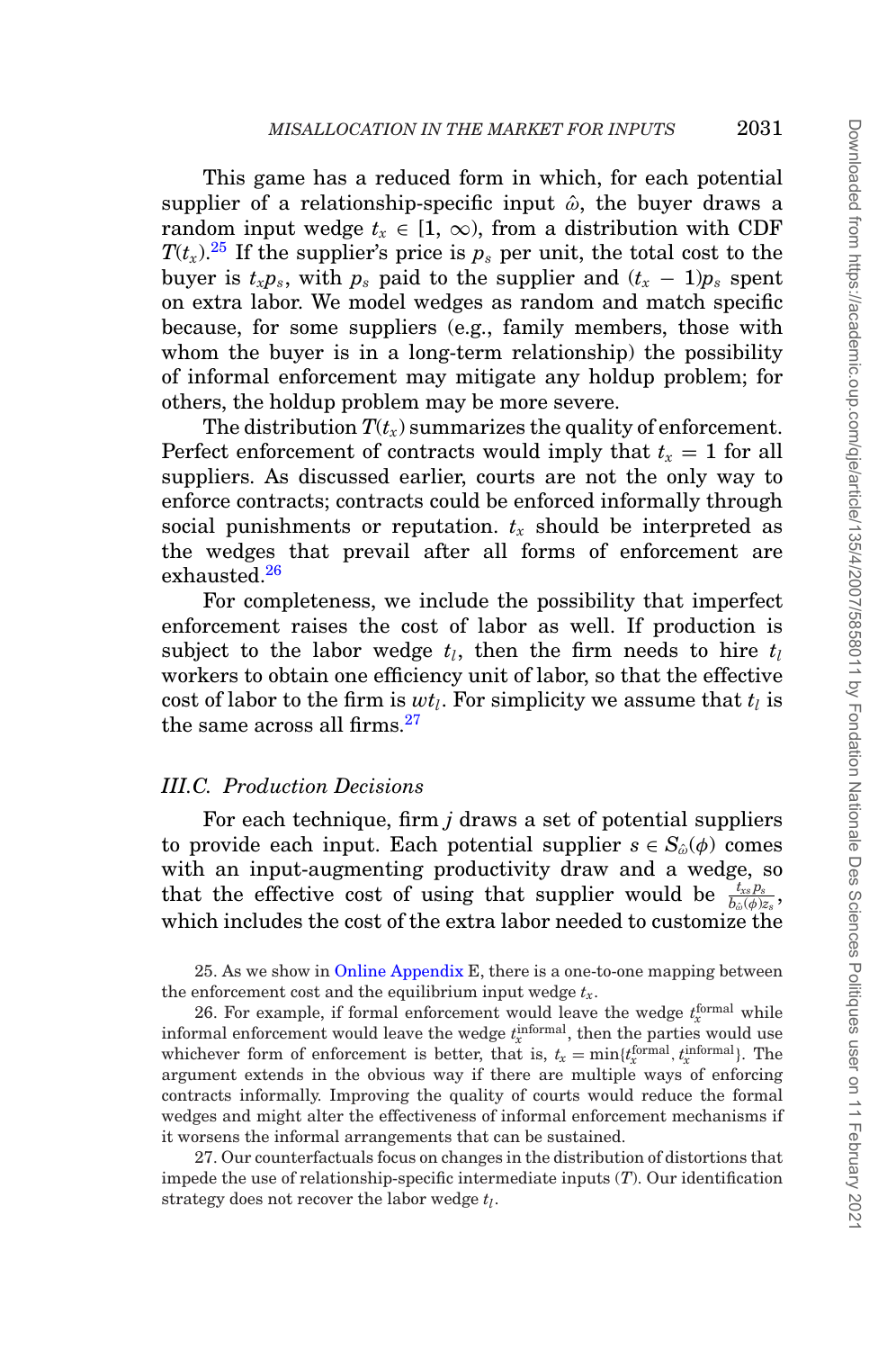This game has a reduced form in which, for each potential supplier of a relationship-specific input $\hat{\omega}$, the buyer draws a random input wedge $t_x \in [1, \infty)$, from a distribution with CDF $T(t_x)$.[25] If the supplier's price is $p_s$ per unit, the total cost to the buyer is $t_x p_s$, with $p_s$ paid to the supplier and $(t_x - 1)p_s$ spent on extra labor. We model wedges as random and match specific because, for some suppliers (e.g., family members, those with whom the buyer is in a long-term relationship) the possibility of informal enforcement may mitigate any holdup problem; for others, the holdup problem may be more severe.

The distribution $T(t_x)$ summarizes the quality of enforcement. Perfect enforcement of contracts would imply that $t_x = 1$ for all suppliers. As discussed earlier, courts are not the only way to enforce contracts; contracts could be enforced informally through social punishments or reputation. $t_x$ should be interpreted as the wedges that prevail after all forms of enforcement are exhausted.[26]

For completeness, we include the possibility that imperfect enforcement raises the cost of labor as well. If production is subject to the labor wedge $t_l$, then the firm needs to hire $t_l$ workers to obtain one efficiency unit of labor, so that the effective cost of labor to the firm is $wt_l$. For simplicity we assume that $t_l$ is the same across all firms.[27]

### *III.C. Production Decisions*

For each technique, firm $j$ draws a set of potential suppliers to provide each input. Each potential supplier $s \in S_{\hat{\omega}}(\phi)$ comes with an input-augmenting productivity draw and a wedge, so that the effective cost of using that supplier would be $\frac{t_{xs} p_s}{b_{\hat{\omega}}(\phi) z_s}$, which includes the cost of the extra labor needed to customize the

25. As we show in Online Appendix E, there is a one-to-one mapping between the enforcement cost and the equilibrium input wedge $t_x$.

26. For example, if formal enforcement would leave the wedge $t_x^{\text{formal}}$ while informal enforcement would leave the wedge $t_x^{\text{informal}}$, then the parties would use whichever form of enforcement is better, that is, $t_x = \min\{t_x^{\text{formal}}, t_x^{\text{informal}}\}$. The argument extends in the obvious way if there are multiple ways of enforcing contracts informally. Improving the quality of courts would reduce the formal wedges and might alter the effectiveness of informal enforcement mechanisms if it worsens the informal arrangements that can be sustained.

27. Our counterfactuals focus on changes in the distribution of distortions that impede the use of relationship-specific intermediate inputs ($T$). Our identification strategy does not recover the labor wedge $t_l$.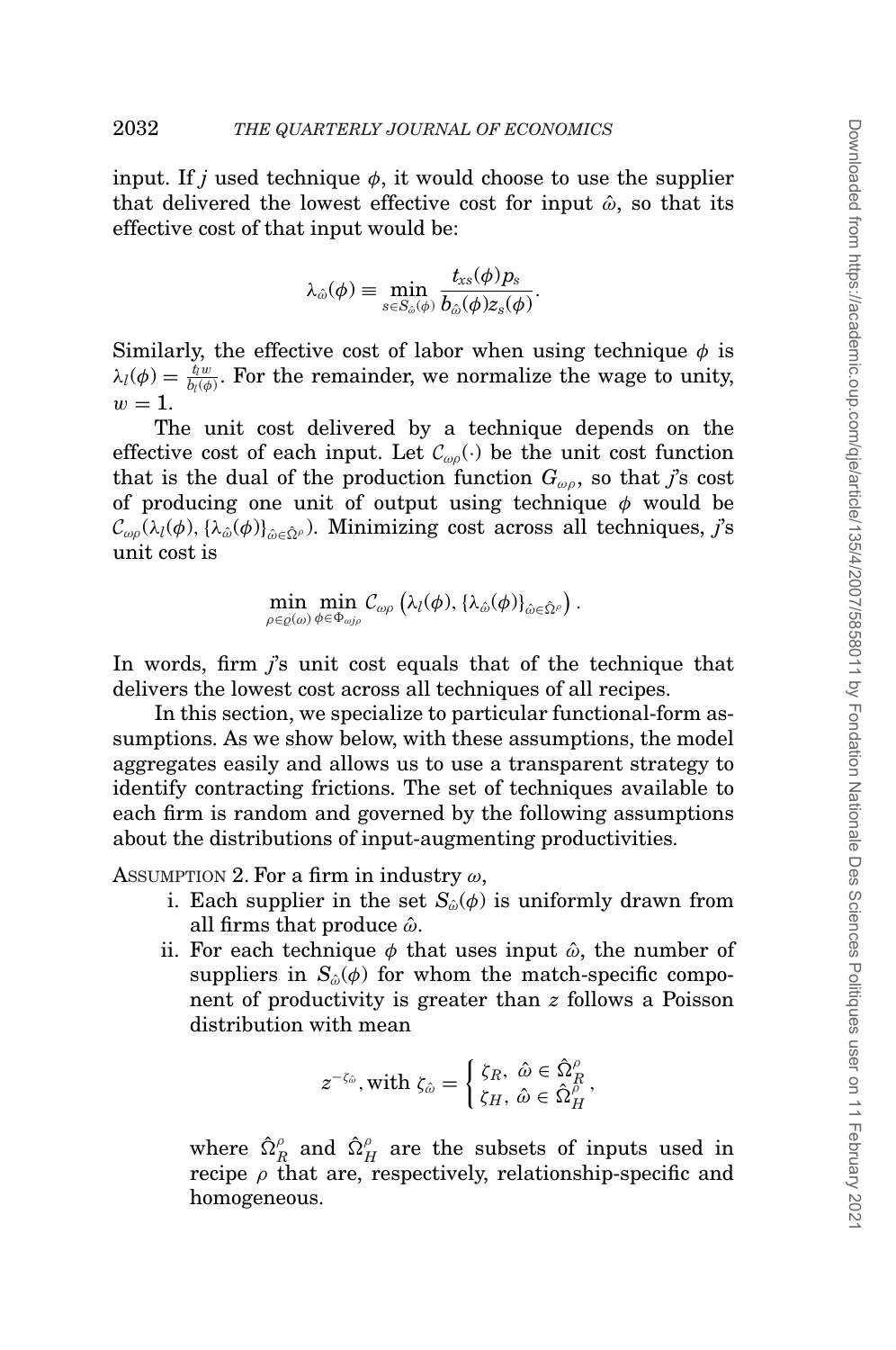input. If $j$ used technique $\phi$, it would choose to use the supplier that delivered the lowest effective cost for input $\hat{\omega}$, so that its effective cost of that input would be:

$$\lambda_{\hat{\omega}}(\phi) \equiv \min_{s \in S_{\hat{\omega}}(\phi)} \frac{t_{xs}(\phi) p_s}{b_{\hat{\omega}}(\phi) z_s(\phi)}.$$

Similarly, the effective cost of labor when using technique $\phi$ is $\lambda_l(\phi) = \frac{t_l w}{b_l(\phi)}$. For the remainder, we normalize the wage to unity, $w = 1$.

The unit cost delivered by a technique depends on the effective cost of each input. Let $\mathcal{C}_{\omega\rho}(\cdot)$ be the unit cost function that is the dual of the production function $G_{\omega\rho}$, so that $j$'s cost of producing one unit of output using technique $\phi$ would be $\mathcal{C}_{\omega\rho}(\lambda_l(\phi), \{\lambda_{\hat{\omega}}(\phi)\}_{\hat{\omega} \in \hat{\Omega}^\rho})$. Minimizing cost across all techniques, $j$'s unit cost is

$$\min_{\rho \in \varrho(\omega)} \min_{\phi \in \Phi_{\omega j \rho}} \mathcal{C}_{\omega\rho}\left(\lambda_l(\phi), \{\lambda_{\hat{\omega}}(\phi)\}_{\hat{\omega} \in \hat{\Omega}^\rho}\right).$$

In words, firm $j$'s unit cost equals that of the technique that delivers the lowest cost across all techniques of all recipes.

In this section, we specialize to particular functional-form assumptions. As we show below, with these assumptions, the model aggregates easily and allows us to use a transparent strategy to identify contracting frictions. The set of techniques available to each firm is random and governed by the following assumptions about the distributions of input-augmenting productivities.

ASSUMPTION 2. For a firm in industry $\omega$,

i. Each supplier in the set $S_{\hat{\omega}}(\phi)$ is uniformly drawn from all firms that produce $\hat{\omega}$.

ii. For each technique $\phi$ that uses input $\hat{\omega}$, the number of suppliers in $S_{\hat{\omega}}(\phi)$ for whom the match-specific component of productivity is greater than $z$ follows a Poisson distribution with mean

$$z^{-\zeta_{\hat{\omega}}}, \text{with } \zeta_{\hat{\omega}} = \begin{cases} \zeta_R, & \hat{\omega} \in \hat{\Omega}_R^\rho \\ \zeta_H, & \hat{\omega} \in \hat{\Omega}_H^\rho \end{cases},$$

where $\hat{\Omega}_R^\rho$ and $\hat{\Omega}_H^\rho$ are the subsets of inputs used in recipe $\rho$ that are, respectively, relationship-specific and homogeneous.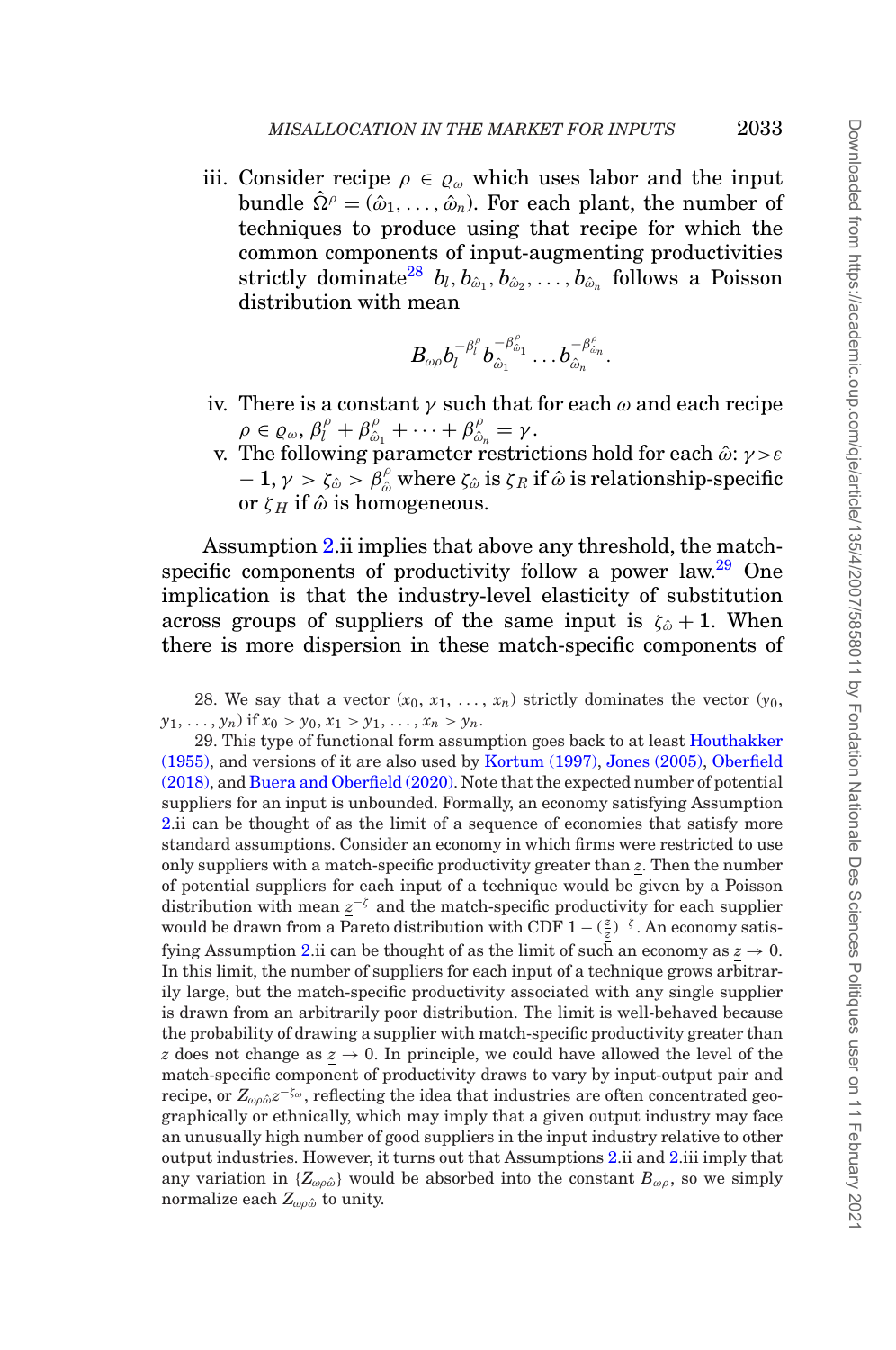iii. Consider recipe $\rho \in \varrho_\omega$ which uses labor and the input bundle $\hat{\Omega}^\rho = (\hat{\omega}_1, \ldots, \hat{\omega}_n)$. For each plant, the number of techniques to produce using that recipe for which the common components of input-augmenting productivities strictly dominate[28] $b_l, b_{\hat{\omega}_1}, b_{\hat{\omega}_2}, \ldots, b_{\hat{\omega}_n}$ follows a Poisson distribution with mean

$$B_{\omega\rho} b_l^{-\beta_l^\rho} b_{\hat{\omega}_1}^{-\beta_{\hat{\omega}_1}^\rho} \ldots b_{\hat{\omega}_n}^{-\beta_{\hat{\omega}_n}^\rho}.$$

iv. There is a constant $\gamma$ such that for each $\omega$ and each recipe $\rho \in \varrho_\omega$, $\beta_l^\rho + \beta_{\hat{\omega}_1}^\rho + \cdots + \beta_{\hat{\omega}_n}^\rho = \gamma$.

v. The following parameter restrictions hold for each $\hat{\omega}$: $\gamma > \varepsilon - 1$, $\gamma > \zeta_{\hat{\omega}} > \beta_{\hat{\omega}}^\rho$ where $\zeta_{\hat{\omega}}$ is $\zeta_R$ if $\hat{\omega}$ is relationship-specific or $\zeta_H$ if $\hat{\omega}$ is homogeneous.

Assumption 2.ii implies that above any threshold, the match-specific components of productivity follow a power law.[29] One implication is that the industry-level elasticity of substitution across groups of suppliers of the same input is $\zeta_{\hat{\omega}} + 1$. When there is more dispersion in these match-specific components of

28. We say that a vector $(x_0, x_1, \ldots, x_n)$ strictly dominates the vector $(y_0, y_1, \ldots, y_n)$ if $x_0 > y_0, x_1 > y_1, \ldots, x_n > y_n$.

29. This type of functional form assumption goes back to at least Houthakker (1955), and versions of it are also used by Kortum (1997), Jones (2005), Oberfield (2018), and Buera and Oberfield (2020). Note that the expected number of potential suppliers for an input is unbounded. Formally, an economy satisfying Assumption 2.ii can be thought of as the limit of a sequence of economies that satisfy more standard assumptions. Consider an economy in which firms were restricted to use only suppliers with a match-specific productivity greater than $\underline{z}$. Then the number of potential suppliers for each input of a technique would be given by a Poisson distribution with mean $\underline{z}^{-\zeta}$ and the match-specific productivity for each supplier would be drawn from a Pareto distribution with CDF $1 - (\frac{z}{\underline{z}})^{-\zeta}$. An economy satisfying Assumption 2.ii can be thought of as the limit of such an economy as $\underline{z} \to 0$. In this limit, the number of suppliers for each input of a technique grows arbitrarily large, but the match-specific productivity associated with any single supplier is drawn from an arbitrarily poor distribution. The limit is well-behaved because the probability of drawing a supplier with match-specific productivity greater than $z$ does not change as $\underline{z} \to 0$. In principle, we could have allowed the level of the match-specific component of productivity draws to vary by input-output pair and recipe, or $Z_{\omega\rho\hat{\omega}} z^{-\zeta_\omega}$, reflecting the idea that industries are often concentrated geographically or ethnically, which may imply that a given output industry may face an unusually high number of good suppliers in the input industry relative to other output industries. However, it turns out that Assumptions 2.ii and 2.iii imply that any variation in $\{Z_{\omega\rho\hat{\omega}}\}$ would be absorbed into the constant $B_{\omega\rho}$, so we simply normalize each $Z_{\omega\rho\hat{\omega}}$ to unity.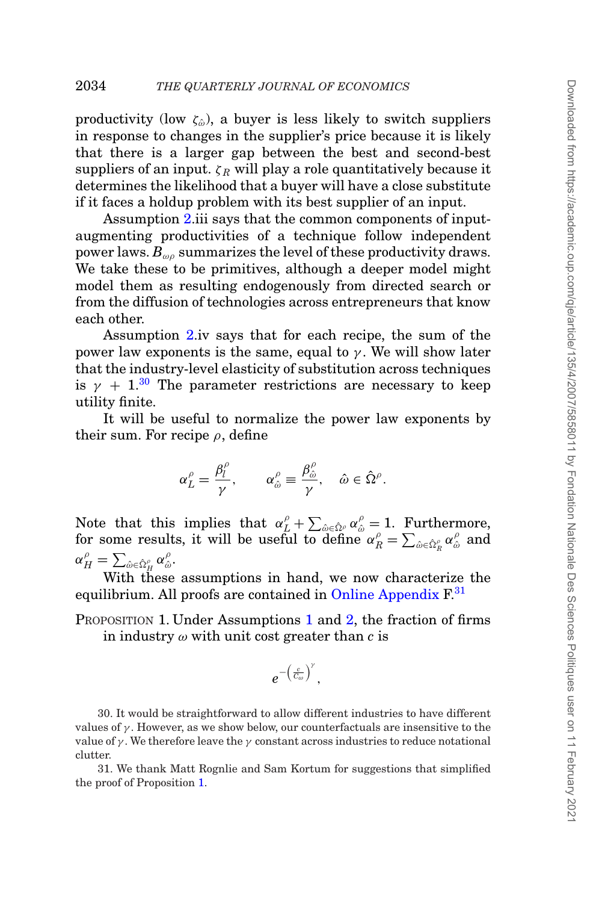productivity (low $\zeta_{\hat{\omega}}$), a buyer is less likely to switch suppliers in response to changes in the supplier's price because it is likely that there is a larger gap between the best and second-best suppliers of an input. $\zeta_R$ will play a role quantitatively because it determines the likelihood that a buyer will have a close substitute if it faces a holdup problem with its best supplier of an input.

Assumption 2.iii says that the common components of input-augmenting productivities of a technique follow independent power laws. $B_{\omega\rho}$ summarizes the level of these productivity draws. We take these to be primitives, although a deeper model might model them as resulting endogenously from directed search or from the diffusion of technologies across entrepreneurs that know each other.

Assumption 2.iv says that for each recipe, the sum of the power law exponents is the same, equal to $\gamma$. We will show later that the industry-level elasticity of substitution across techniques is $\gamma + 1$.[30] The parameter restrictions are necessary to keep utility finite.

It will be useful to normalize the power law exponents by their sum. For recipe $\rho$, define

$$\alpha_L^{\rho} = \frac{\beta_l^{\rho}}{\gamma}, \qquad \alpha_{\hat{\omega}}^{\rho} \equiv \frac{\beta_{\hat{\omega}}^{\rho}}{\gamma}, \quad \hat{\omega} \in \hat{\Omega}^{\rho}.$$

Note that this implies that $\alpha_L^{\rho} + \sum_{\hat{\omega} \in \hat{\Omega}^{\rho}} \alpha_{\hat{\omega}}^{\rho} = 1$. Furthermore, for some results, it will be useful to define $\alpha_R^{\rho} = \sum_{\hat{\omega} \in \hat{\Omega}_R^{\rho}} \alpha_{\hat{\omega}}^{\rho}$ and $\alpha_H^{\rho} = \sum_{\hat{\omega} \in \hat{\Omega}_H^{\rho}} \alpha_{\hat{\omega}}^{\rho}$.

With these assumptions in hand, we now characterize the equilibrium. All proofs are contained in Online Appendix F.[31]

PROPOSITION 1. Under Assumptions 1 and 2, the fraction of firms in industry $\omega$ with unit cost greater than $c$ is

$$e^{-\left(\frac{c}{C_{\omega}}\right)^{\gamma}},$$

30. It would be straightforward to allow different industries to have different values of $\gamma$. However, as we show below, our counterfactuals are insensitive to the value of $\gamma$. We therefore leave the $\gamma$ constant across industries to reduce notational clutter.

31. We thank Matt Rognlie and Sam Kortum for suggestions that simplified the proof of Proposition 1.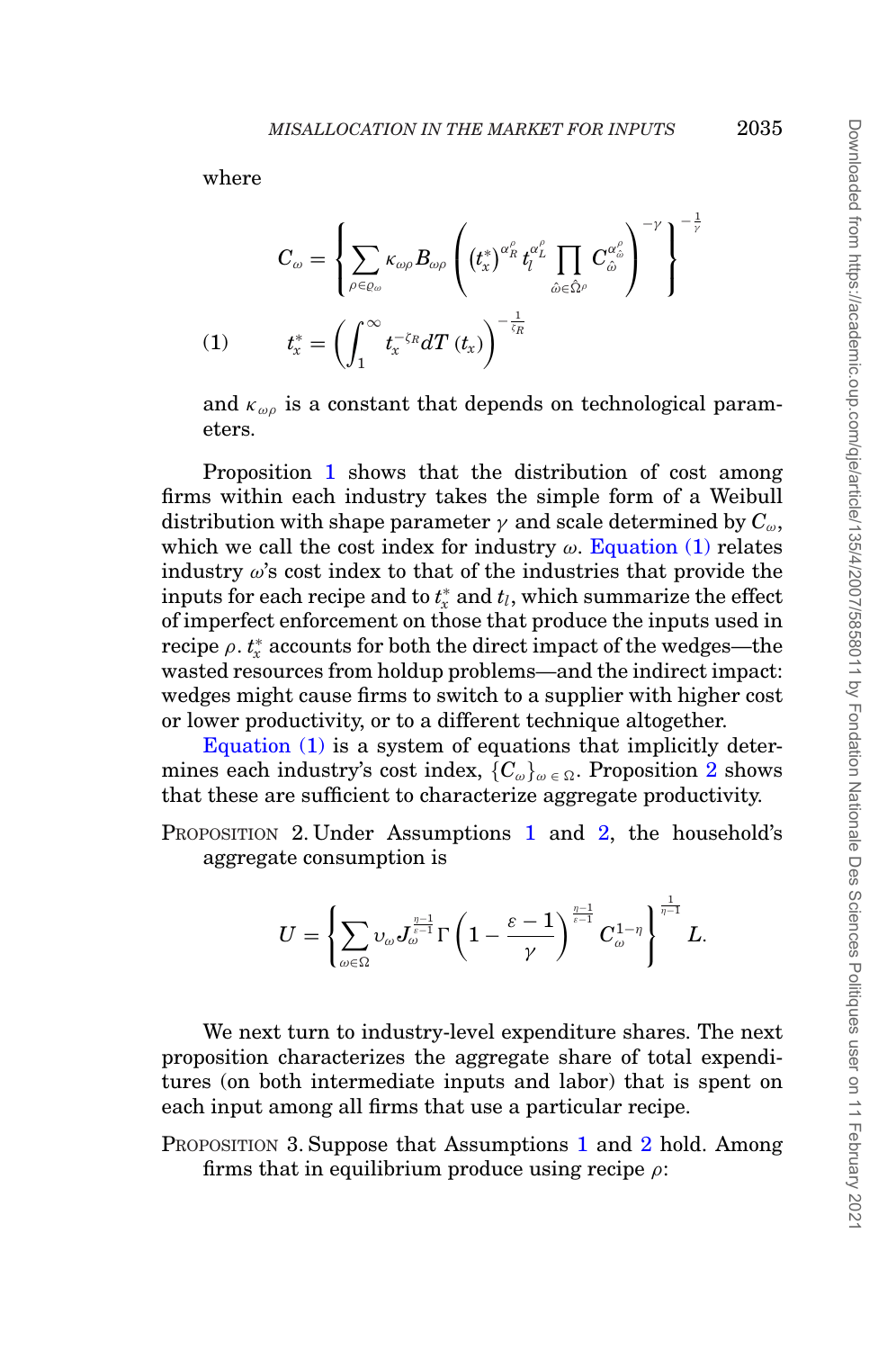where

$$C_\omega = \left\{ \sum_{\rho \in \varrho_\omega} \kappa_{\omega\rho} B_{\omega\rho} \left( \left(t_x^*\right)^{\alpha_R^\rho} t_l^{\alpha_L^\rho} \prod_{\hat{\omega} \in \hat{\Omega}^\rho} C_{\hat{\omega}}^{\alpha_{\hat{\omega}}^\rho} \right)^{-\gamma} \right\}^{-\frac{1}{\gamma}}$$

$$t_x^* = \left( \int_1^\infty t_x^{-\zeta_R} dT\left(t_x\right) \right)^{-\frac{1}{\zeta_R}} \tag{1}$$

and $\kappa_{\omega\rho}$ is a constant that depends on technological parameters.

Proposition 1 shows that the distribution of cost among firms within each industry takes the simple form of a Weibull distribution with shape parameter $\gamma$ and scale determined by $C_\omega$, which we call the cost index for industry $\omega$. Equation (1) relates industry $\omega$'s cost index to that of the industries that provide the inputs for each recipe and to $t_x^*$ and $t_l$, which summarize the effect of imperfect enforcement on those that produce the inputs used in recipe $\rho$. $t_x^*$ accounts for both the direct impact of the wedges—the wasted resources from holdup problems—and the indirect impact: wedges might cause firms to switch to a supplier with higher cost or lower productivity, or to a different technique altogether.

Equation (1) is a system of equations that implicitly determines each industry's cost index, $\{C_\omega\}_{\omega \in \Omega}$. Proposition 2 shows that these are sufficient to characterize aggregate productivity.

PROPOSITION 2. Under Assumptions 1 and 2, the household's aggregate consumption is

$$U = \left\{ \sum_{\omega \in \Omega} \upsilon_\omega J_\omega^{\frac{\eta-1}{\varepsilon-1}} \Gamma\left(1 - \frac{\varepsilon - 1}{\gamma}\right)^{\frac{\eta-1}{\varepsilon-1}} C_\omega^{1-\eta} \right\}^{\frac{1}{\eta-1}} L.$$

We next turn to industry-level expenditure shares. The next proposition characterizes the aggregate share of total expenditures (on both intermediate inputs and labor) that is spent on each input among all firms that use a particular recipe.

PROPOSITION 3. Suppose that Assumptions 1 and 2 hold. Among firms that in equilibrium produce using recipe $\rho$: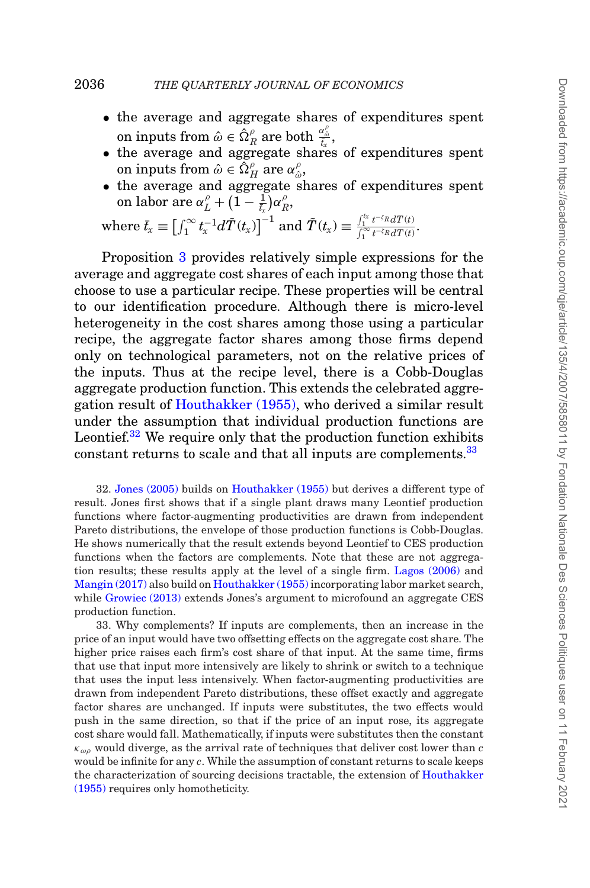- the average and aggregate shares of expenditures spent on inputs from $\hat{\omega} \in \hat{\Omega}_R^\rho$ are both $\frac{\alpha_{\hat{\omega}}^\rho}{\bar{t}_x}$,
- the average and aggregate shares of expenditures spent on inputs from $\hat{\omega} \in \hat{\Omega}_H^\rho$ are $\alpha_{\hat{\omega}}^\rho$,
- the average and aggregate shares of expenditures spent on labor are $\alpha_L^\rho + \left(1 - \frac{1}{\bar{t}_x}\right)\alpha_R^\rho$,

where $\bar{t}_x \equiv \left[\int_1^\infty t_x^{-1} d\tilde{T}(t_x)\right]^{-1}$ and $\tilde{T}(t_x) \equiv \frac{\int_1^{t_x} t^{-\zeta_R} dT(t)}{\int_1^\infty t^{-\zeta_R} dT(t)}$.

Proposition 3 provides relatively simple expressions for the average and aggregate cost shares of each input among those that choose to use a particular recipe. These properties will be central to our identification procedure. Although there is micro-level heterogeneity in the cost shares among those using a particular recipe, the aggregate factor shares among those firms depend only on technological parameters, not on the relative prices of the inputs. Thus at the recipe level, there is a Cobb-Douglas aggregate production function. This extends the celebrated aggregation result of Houthakker (1955), who derived a similar result under the assumption that individual production functions are Leontief.[32] We require only that the production function exhibits constant returns to scale and that all inputs are complements.[33]

32. Jones (2005) builds on Houthakker (1955) but derives a different type of result. Jones first shows that if a single plant draws many Leontief production functions where factor-augmenting productivities are drawn from independent Pareto distributions, the envelope of those production functions is Cobb-Douglas. He shows numerically that the result extends beyond Leontief to CES production functions when the factors are complements. Note that these are not aggregation results; these results apply at the level of a single firm. Lagos (2006) and Mangin (2017) also build on Houthakker (1955) incorporating labor market search, while Growiec (2013) extends Jones's argument to microfound an aggregate CES production function.

33. Why complements? If inputs are complements, then an increase in the price of an input would have two offsetting effects on the aggregate cost share. The higher price raises each firm's cost share of that input. At the same time, firms that use that input more intensively are likely to shrink or switch to a technique that uses the input less intensively. When factor-augmenting productivities are drawn from independent Pareto distributions, these offset exactly and aggregate factor shares are unchanged. If inputs were substitutes, the two effects would push in the same direction, so that if the price of an input rose, its aggregate cost share would fall. Mathematically, if inputs were substitutes then the constant $\kappa_{\omega\rho}$ would diverge, as the arrival rate of techniques that deliver cost lower than $c$ would be infinite for any $c$. While the assumption of constant returns to scale keeps the characterization of sourcing decisions tractable, the extension of Houthakker (1955) requires only homotheticity.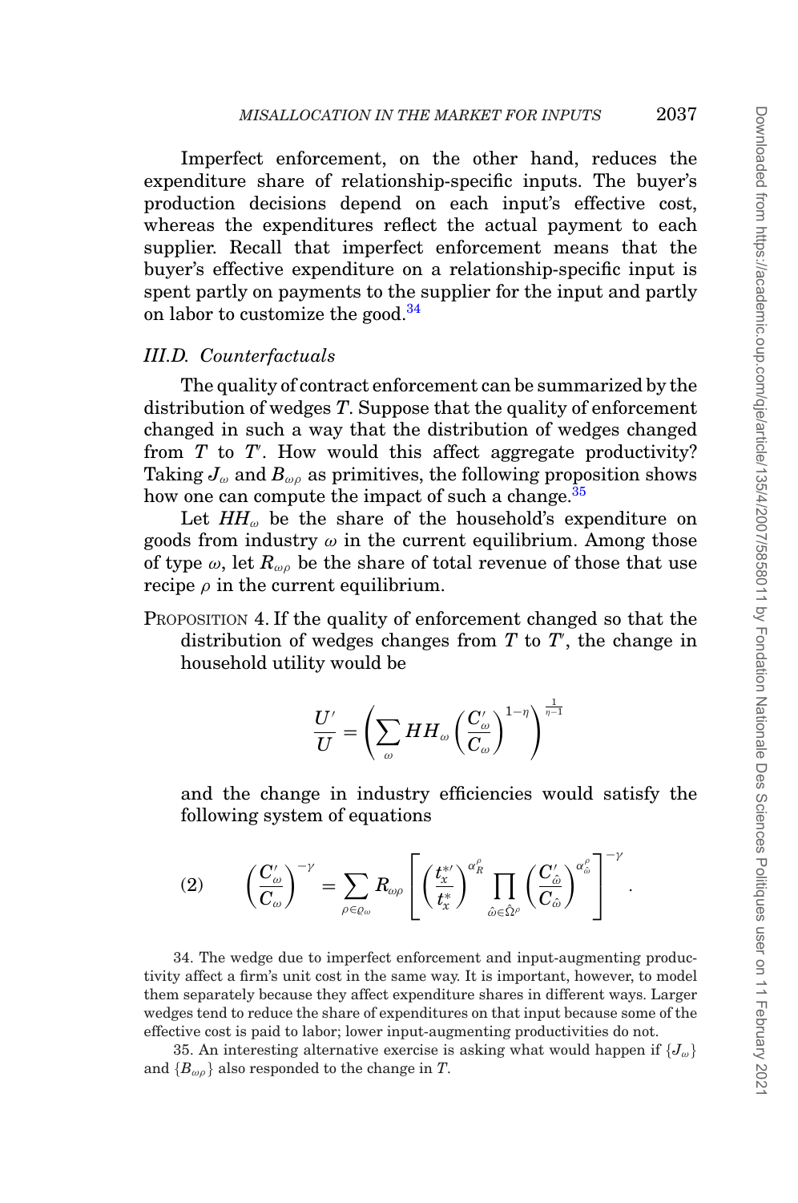Imperfect enforcement, on the other hand, reduces the expenditure share of relationship-specific inputs. The buyer's production decisions depend on each input's effective cost, whereas the expenditures reflect the actual payment to each supplier. Recall that imperfect enforcement means that the buyer's effective expenditure on a relationship-specific input is spent partly on payments to the supplier for the input and partly on labor to customize the good.[34]

### III.D. Counterfactuals

The quality of contract enforcement can be summarized by the distribution of wedges $T$. Suppose that the quality of enforcement changed in such a way that the distribution of wedges changed from $T$ to $T'$. How would this affect aggregate productivity? Taking $J_\omega$ and $B_{\omega\rho}$ as primitives, the following proposition shows how one can compute the impact of such a change.[35]

Let $HH_\omega$ be the share of the household's expenditure on goods from industry $\omega$ in the current equilibrium. Among those of type $\omega$, let $R_{\omega\rho}$ be the share of total revenue of those that use recipe $\rho$ in the current equilibrium.

PROPOSITION 4. If the quality of enforcement changed so that the distribution of wedges changes from $T$ to $T'$, the change in household utility would be

$$\frac{U'}{U} = \left( \sum_{\omega} HH_\omega \left( \frac{C'_\omega}{C_\omega} \right)^{1-\eta} \right)^{\frac{1}{\eta - 1}}$$

and the change in industry efficiencies would satisfy the following system of equations

$$(2) \qquad \left( \frac{C'_\omega}{C_\omega} \right)^{-\gamma} = \sum_{\rho \in \varrho_\omega} R_{\omega\rho} \left[ \left( \frac{t^{*\prime}_x}{t^*_x} \right)^{\alpha^\rho_R} \prod_{\hat{\omega} \in \hat{\Omega}^\rho} \left( \frac{C'_{\hat{\omega}}}{C_{\hat{\omega}}} \right)^{\alpha^\rho_{\hat{\omega}}} \right]^{-\gamma}.$$

34. The wedge due to imperfect enforcement and input-augmenting productivity affect a firm's unit cost in the same way. It is important, however, to model them separately because they affect expenditure shares in different ways. Larger wedges tend to reduce the share of expenditures on that input because some of the effective cost is paid to labor; lower input-augmenting productivities do not.

35. An interesting alternative exercise is asking what would happen if $\{J_\omega\}$ and $\{B_{\omega\rho}\}$ also responded to the change in $T$.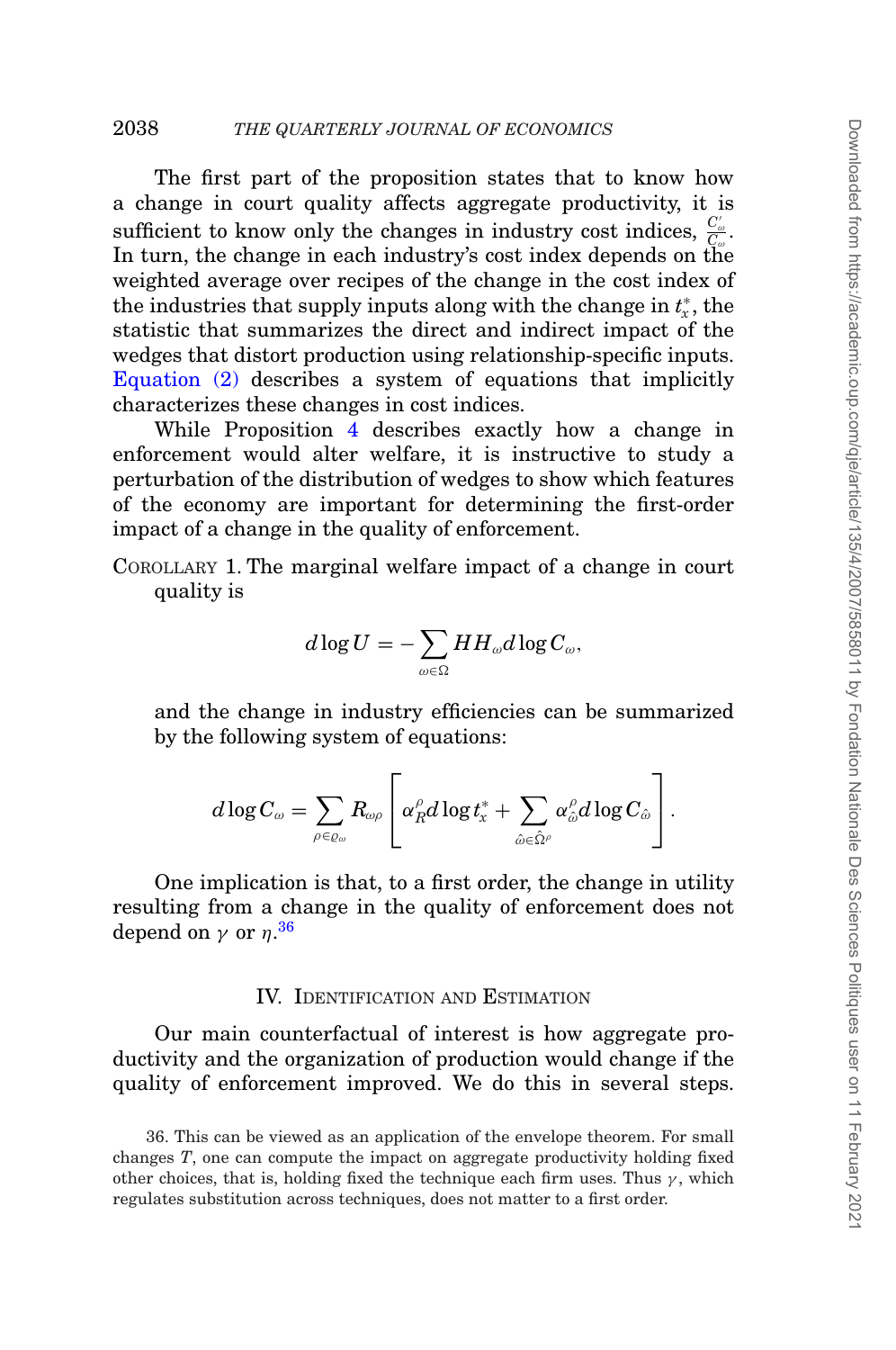The first part of the proposition states that to know how a change in court quality affects aggregate productivity, it is sufficient to know only the changes in industry cost indices, $\frac{C'_\omega}{C_\omega}$. In turn, the change in each industry's cost index depends on the weighted average over recipes of the change in the cost index of the industries that supply inputs along with the change in $t_x^*$, the statistic that summarizes the direct and indirect impact of the wedges that distort production using relationship-specific inputs. Equation (2) describes a system of equations that implicitly characterizes these changes in cost indices.

While Proposition 4 describes exactly how a change in enforcement would alter welfare, it is instructive to study a perturbation of the distribution of wedges to show which features of the economy are important for determining the first-order impact of a change in the quality of enforcement.

COROLLARY 1. The marginal welfare impact of a change in court quality is

$$d\log U = -\sum_{\omega\in\Omega} HH_\omega d\log C_\omega,$$

and the change in industry efficiencies can be summarized by the following system of equations:

$$d\log C_\omega = \sum_{\rho\in\varrho_\omega} R_{\omega\rho}\left[\alpha_R^\rho d\log t_x^* + \sum_{\hat{\omega}\in\hat{\Omega}^\rho} \alpha_{\hat{\omega}}^\rho d\log C_{\hat{\omega}}\right].$$

One implication is that, to a first order, the change in utility resulting from a change in the quality of enforcement does not depend on $\gamma$ or $\eta$.[36]

## IV. Identification and Estimation

Our main counterfactual of interest is how aggregate productivity and the organization of production would change if the quality of enforcement improved. We do this in several steps.

36. This can be viewed as an application of the envelope theorem. For small changes $T$, one can compute the impact on aggregate productivity holding fixed other choices, that is, holding fixed the technique each firm uses. Thus $\gamma$, which regulates substitution across techniques, does not matter to a first order.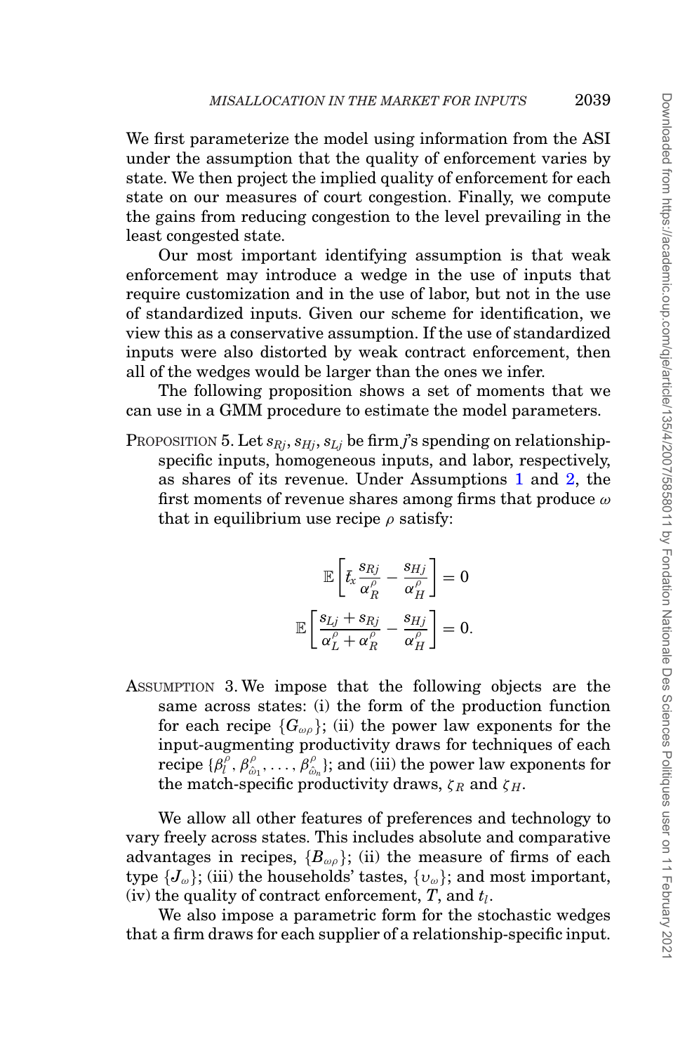We first parameterize the model using information from the ASI under the assumption that the quality of enforcement varies by state. We then project the implied quality of enforcement for each state on our measures of court congestion. Finally, we compute the gains from reducing congestion to the level prevailing in the least congested state.

Our most important identifying assumption is that weak enforcement may introduce a wedge in the use of inputs that require customization and in the use of labor, but not in the use of standardized inputs. Given our scheme for identification, we view this as a conservative assumption. If the use of standardized inputs were also distorted by weak contract enforcement, then all of the wedges would be larger than the ones we infer.

The following proposition shows a set of moments that we can use in a GMM procedure to estimate the model parameters.

PROPOSITION 5. Let $s_{Rj}, s_{Hj}, s_{Lj}$ be firm $j$'s spending on relationship-specific inputs, homogeneous inputs, and labor, respectively, as shares of its revenue. Under Assumptions 1 and 2, the first moments of revenue shares among firms that produce $\omega$ that in equilibrium use recipe $\rho$ satisfy:

$$\mathbb{E}\left[\bar{t}_x \frac{s_{Rj}}{\alpha_R^{\rho}} - \frac{s_{Hj}}{\alpha_H^{\rho}}\right] = 0$$

$$\mathbb{E}\left[\frac{s_{Lj} + s_{Rj}}{\alpha_L^{\rho} + \alpha_R^{\rho}} - \frac{s_{Hj}}{\alpha_H^{\rho}}\right] = 0.$$

ASSUMPTION 3. We impose that the following objects are the same across states: (i) the form of the production function for each recipe $\{G_{\omega\rho}\}$; (ii) the power law exponents for the input-augmenting productivity draws for techniques of each recipe $\{\beta_l^{\rho}, \beta_{\hat{\omega}_1}^{\rho}, \ldots, \beta_{\hat{\omega}_n}^{\rho}\}$; and (iii) the power law exponents for the match-specific productivity draws, $\zeta_R$ and $\zeta_H$.

We allow all other features of preferences and technology to vary freely across states. This includes absolute and comparative advantages in recipes, $\{B_{\omega\rho}\}$; (ii) the measure of firms of each type $\{J_{\omega}\}$; (iii) the households' tastes, $\{\upsilon_{\omega}\}$; and most important, (iv) the quality of contract enforcement, $T$, and $t_l$.

We also impose a parametric form for the stochastic wedges that a firm draws for each supplier of a relationship-specific input.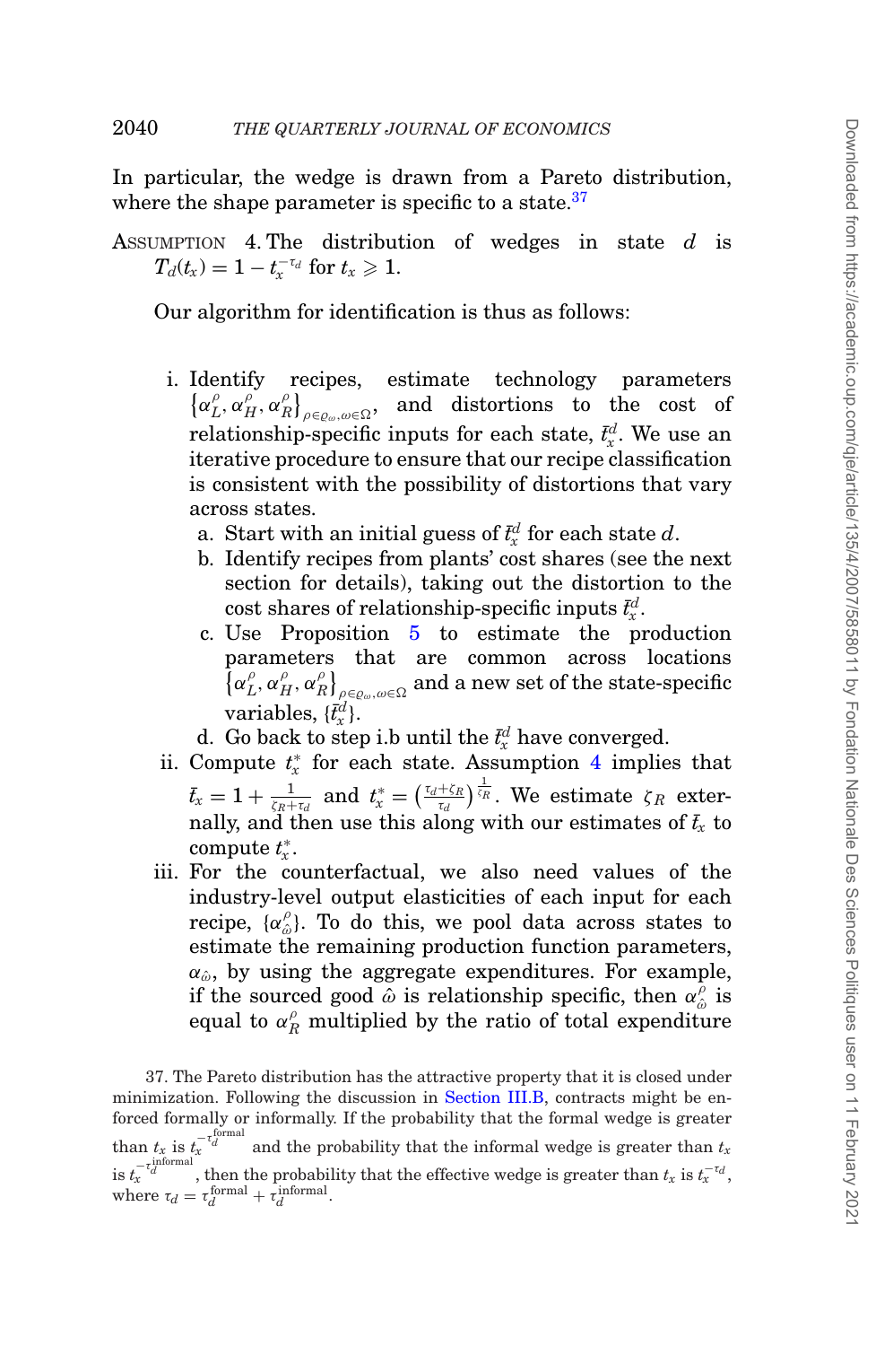In particular, the wedge is drawn from a Pareto distribution, where the shape parameter is specific to a state.[37]

ASSUMPTION 4. The distribution of wedges in state $d$ is $T_d(t_x) = 1 - t_x^{-\tau_d}$ for $t_x \geqslant 1$.

Our algorithm for identification is thus as follows:

i. Identify recipes, estimate technology parameters $\{\alpha_L^\rho, \alpha_H^\rho, \alpha_R^\rho\}_{\rho \in \varrho_\omega, \omega \in \Omega}$, and distortions to the cost of relationship-specific inputs for each state, $\bar{t}_x^d$. We use an iterative procedure to ensure that our recipe classification is consistent with the possibility of distortions that vary across states.
   a. Start with an initial guess of $\bar{t}_x^d$ for each state $d$.
   b. Identify recipes from plants' cost shares (see the next section for details), taking out the distortion to the cost shares of relationship-specific inputs $\bar{t}_x^d$.
   c. Use Proposition 5 to estimate the production parameters that are common across locations $\{\alpha_L^\rho, \alpha_H^\rho, \alpha_R^\rho\}_{\rho \in \varrho_\omega, \omega \in \Omega}$ and a new set of the state-specific variables, $\{\bar{t}_x^d\}$.
   d. Go back to step i.b until the $\bar{t}_x^d$ have converged.

ii. Compute $t_x^*$ for each state. Assumption 4 implies that $\bar{t}_x = 1 + \frac{1}{\zeta_R + \tau_d}$ and $t_x^* = \left(\frac{\tau_d + \zeta_R}{\tau_d}\right)^{\frac{1}{\zeta_R}}$. We estimate $\zeta_R$ externally, and then use this along with our estimates of $\bar{t}_x$ to compute $t_x^*$.

iii. For the counterfactual, we also need values of the industry-level output elasticities of each input for each recipe, $\{\alpha_{\hat{\omega}}^\rho\}$. To do this, we pool data across states to estimate the remaining production function parameters, $\alpha_{\hat{\omega}}$, by using the aggregate expenditures. For example, if the sourced good $\hat{\omega}$ is relationship specific, then $\alpha_{\hat{\omega}}^\rho$ is equal to $\alpha_R^\rho$ multiplied by the ratio of total expenditure

37. The Pareto distribution has the attractive property that it is closed under minimization. Following the discussion in Section III.B, contracts might be enforced formally or informally. If the probability that the formal wedge is greater than $t_x$ is $t_x^{-\tau_d^{\text{formal}}}$ and the probability that the informal wedge is greater than $t_x$ is $t_x^{-\tau_d^{\text{informal}}}$, then the probability that the effective wedge is greater than $t_x$ is $t_x^{-\tau_d}$, where $\tau_d = \tau_d^{\text{formal}} + \tau_d^{\text{informal}}$.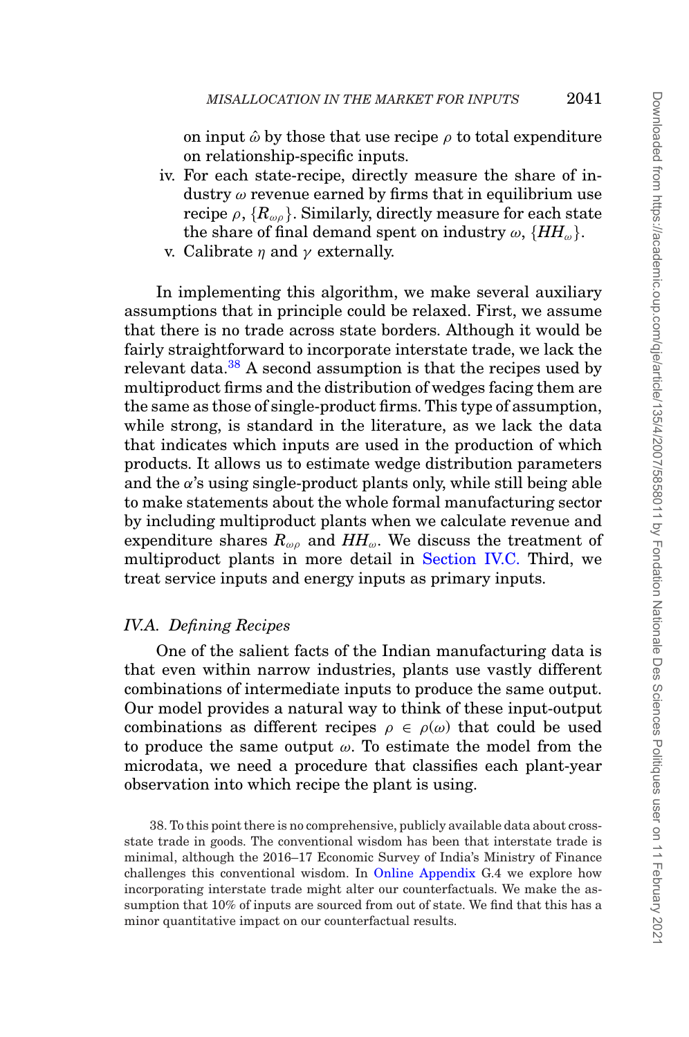on input $\hat{\omega}$ by those that use recipe $\rho$ to total expenditure on relationship-specific inputs.

iv. For each state-recipe, directly measure the share of industry $\omega$ revenue earned by firms that in equilibrium use recipe $\rho$, $\{R_{\omega\rho}\}$. Similarly, directly measure for each state the share of final demand spent on industry $\omega$, $\{HH_{\omega}\}$.

v. Calibrate $\eta$ and $\gamma$ externally.

In implementing this algorithm, we make several auxiliary assumptions that in principle could be relaxed. First, we assume that there is no trade across state borders. Although it would be fairly straightforward to incorporate interstate trade, we lack the relevant data.[38] A second assumption is that the recipes used by multiproduct firms and the distribution of wedges facing them are the same as those of single-product firms. This type of assumption, while strong, is standard in the literature, as we lack the data that indicates which inputs are used in the production of which products. It allows us to estimate wedge distribution parameters and the $\alpha$'s using single-product plants only, while still being able to make statements about the whole formal manufacturing sector by including multiproduct plants when we calculate revenue and expenditure shares $R_{\omega\rho}$ and $HH_{\omega}$. We discuss the treatment of multiproduct plants in more detail in Section IV.C. Third, we treat service inputs and energy inputs as primary inputs.

### IV.A. *Defining Recipes*

One of the salient facts of the Indian manufacturing data is that even within narrow industries, plants use vastly different combinations of intermediate inputs to produce the same output. Our model provides a natural way to think of these input-output combinations as different recipes $\rho \in \rho(\omega)$ that could be used to produce the same output $\omega$. To estimate the model from the microdata, we need a procedure that classifies each plant-year observation into which recipe the plant is using.

38. To this point there is no comprehensive, publicly available data about cross-state trade in goods. The conventional wisdom has been that interstate trade is minimal, although the 2016–17 Economic Survey of India's Ministry of Finance challenges this conventional wisdom. In Online Appendix G.4 we explore how incorporating interstate trade might alter our counterfactuals. We make the assumption that 10% of inputs are sourced from out of state. We find that this has a minor quantitative impact on our counterfactual results.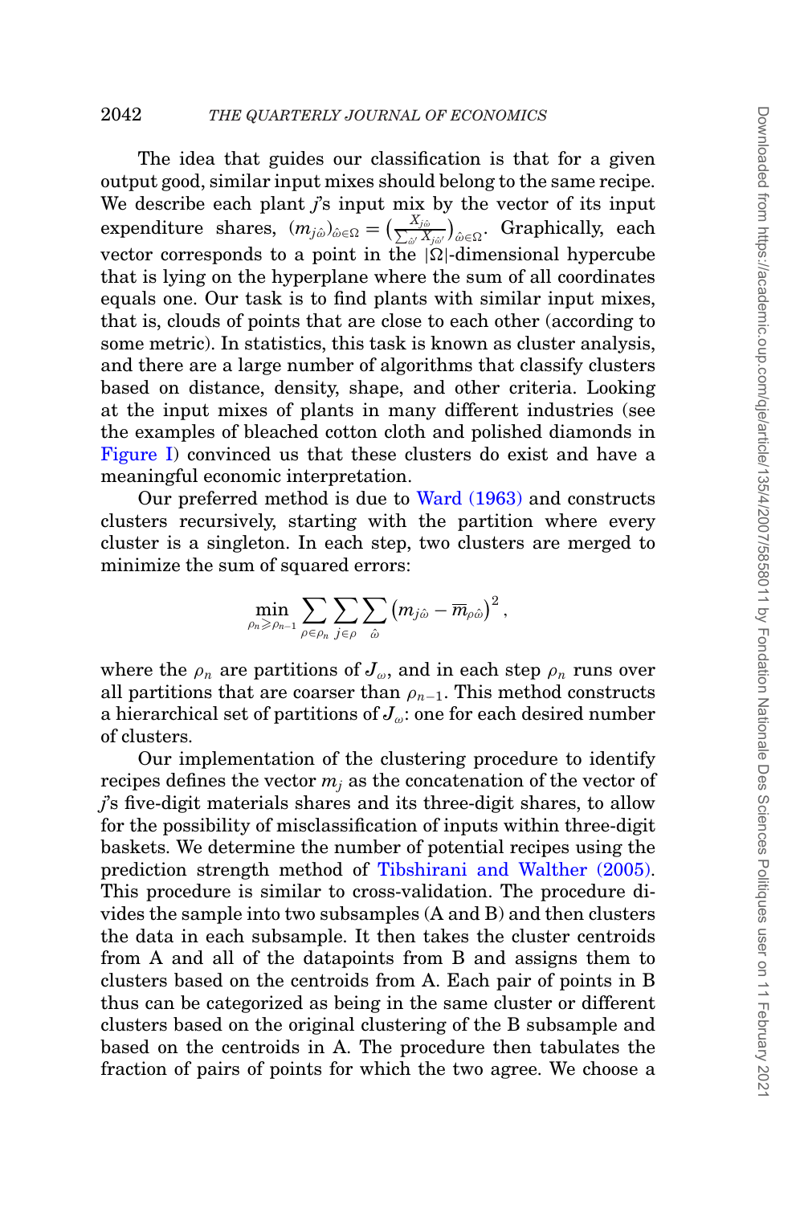The idea that guides our classification is that for a given output good, similar input mixes should belong to the same recipe. We describe each plant $j$'s input mix by the vector of its input expenditure shares, $(m_{j\hat{\omega}})_{\hat{\omega}\in\Omega} = \left(\frac{X_{j\hat{\omega}}}{\sum_{\hat{\omega}'} X_{j\hat{\omega}'}}\right)_{\hat{\omega}\in\Omega}$. Graphically, each vector corresponds to a point in the $|\Omega|$-dimensional hypercube that is lying on the hyperplane where the sum of all coordinates equals one. Our task is to find plants with similar input mixes, that is, clouds of points that are close to each other (according to some metric). In statistics, this task is known as cluster analysis, and there are a large number of algorithms that classify clusters based on distance, density, shape, and other criteria. Looking at the input mixes of plants in many different industries (see the examples of bleached cotton cloth and polished diamonds in Figure I) convinced us that these clusters do exist and have a meaningful economic interpretation.

Our preferred method is due to Ward (1963) and constructs clusters recursively, starting with the partition where every cluster is a singleton. In each step, two clusters are merged to minimize the sum of squared errors:

$$\min_{\rho_n \geqslant \rho_{n-1}} \sum_{\rho \in \rho_n} \sum_{j \in \rho} \sum_{\hat{\omega}} \left(m_{j\hat{\omega}} - \overline{m}_{\rho\hat{\omega}}\right)^2,$$

where the $\rho_n$ are partitions of $J_\omega$, and in each step $\rho_n$ runs over all partitions that are coarser than $\rho_{n-1}$. This method constructs a hierarchical set of partitions of $J_\omega$: one for each desired number of clusters.

Our implementation of the clustering procedure to identify recipes defines the vector $m_j$ as the concatenation of the vector of $j$'s five-digit materials shares and its three-digit shares, to allow for the possibility of misclassification of inputs within three-digit baskets. We determine the number of potential recipes using the prediction strength method of Tibshirani and Walther (2005). This procedure is similar to cross-validation. The procedure divides the sample into two subsamples (A and B) and then clusters the data in each subsample. It then takes the cluster centroids from A and all of the datapoints from B and assigns them to clusters based on the centroids from A. Each pair of points in B thus can be categorized as being in the same cluster or different clusters based on the original clustering of the B subsample and based on the centroids in A. The procedure then tabulates the fraction of pairs of points for which the two agree. We choose a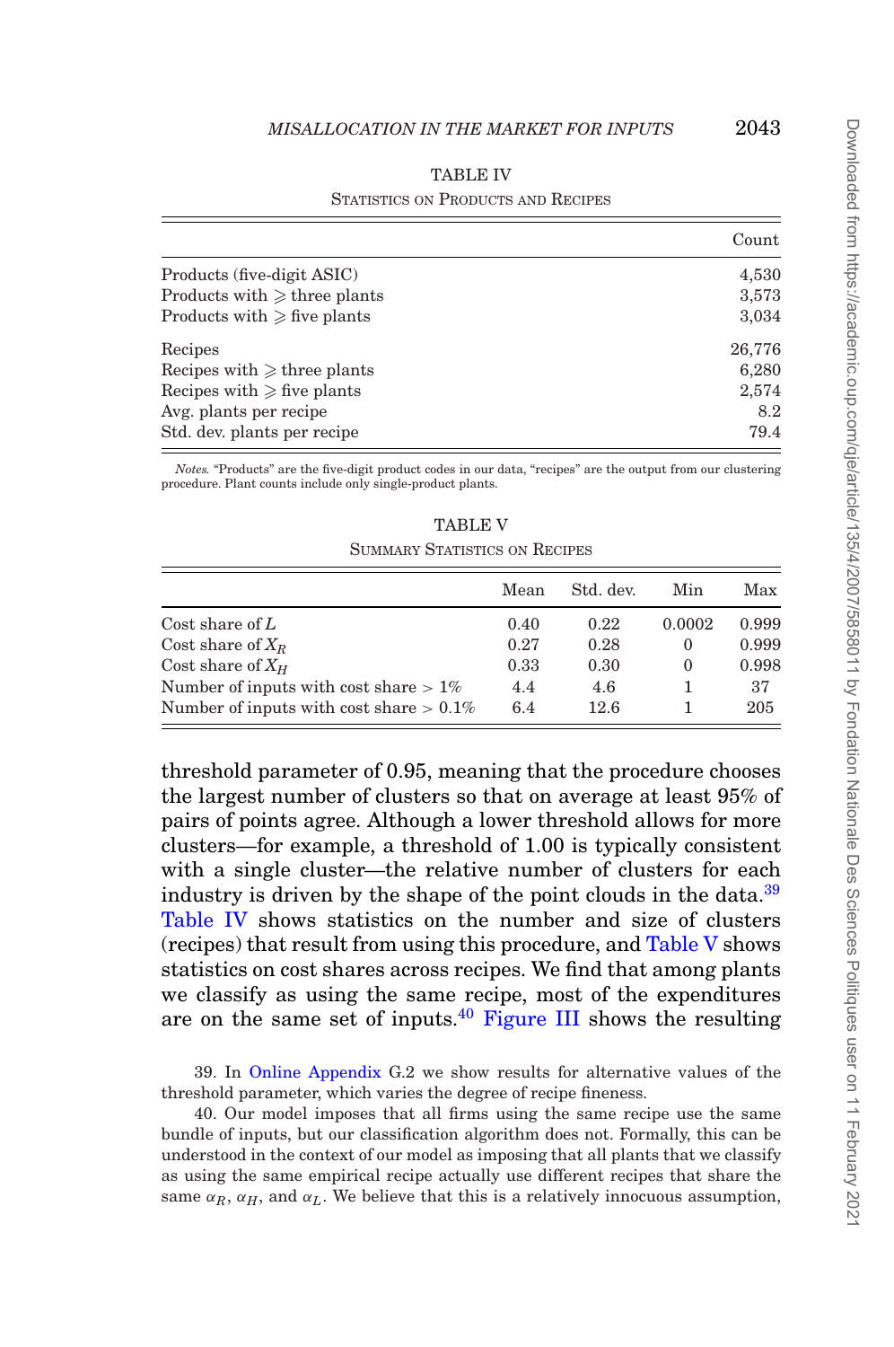TABLE IV

STATISTICS ON PRODUCTS AND RECIPES

| | Count |
|---|---|
| Products (five-digit ASIC) | 4,530 |
| Products with ⩾ three plants | 3,573 |
| Products with ⩾ five plants | 3,034 |
| Recipes | 26,776 |
| Recipes with ⩾ three plants | 6,280 |
| Recipes with ⩾ five plants | 2,574 |
| Avg. plants per recipe | 8.2 |
| Std. dev. plants per recipe | 79.4 |

*Notes.* "Products" are the five-digit product codes in our data, "recipes" are the output from our clustering procedure. Plant counts include only single-product plants.

TABLE V

SUMMARY STATISTICS ON RECIPES

| | Mean | Std. dev. | Min | Max |
|---|---|---|---|---|
| Cost share of $L$ | 0.40 | 0.22 | 0.0002 | 0.999 |
| Cost share of $X_R$ | 0.27 | 0.28 | 0 | 0.999 |
| Cost share of $X_H$ | 0.33 | 0.30 | 0 | 0.998 |
| Number of inputs with cost share > 1% | 4.4 | 4.6 | 1 | 37 |
| Number of inputs with cost share > 0.1% | 6.4 | 12.6 | 1 | 205 |

threshold parameter of 0.95, meaning that the procedure chooses the largest number of clusters so that on average at least 95% of pairs of points agree. Although a lower threshold allows for more clusters—for example, a threshold of 1.00 is typically consistent with a single cluster—the relative number of clusters for each industry is driven by the shape of the point clouds in the data.[39] Table IV shows statistics on the number and size of clusters (recipes) that result from using this procedure, and Table V shows statistics on cost shares across recipes. We find that among plants we classify as using the same recipe, most of the expenditures are on the same set of inputs.[40] Figure III shows the resulting

39. In Online Appendix G.2 we show results for alternative values of the threshold parameter, which varies the degree of recipe fineness.

40. Our model imposes that all firms using the same recipe use the same bundle of inputs, but our classification algorithm does not. Formally, this can be understood in the context of our model as imposing that all plants that we classify as using the same empirical recipe actually use different recipes that share the same $\alpha_R$, $\alpha_H$, and $\alpha_L$. We believe that this is a relatively innocuous assumption,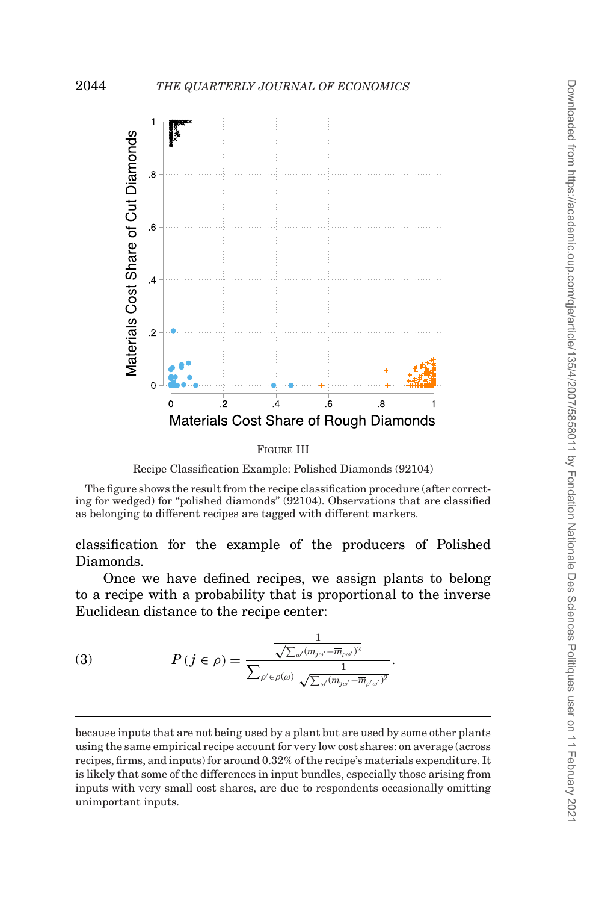Materials Cost Share of Cut Diamonds

1

.8

.6

.4

.2

0

0 .2 .4 .6 .8 1

Materials Cost Share of Rough Diamonds

FIGURE III

Recipe Classification Example: Polished Diamonds (92104)

The figure shows the result from the recipe classification procedure (after correcting for wedged) for "polished diamonds" (92104). Observations that are classified as belonging to different recipes are tagged with different markers.

classification for the example of the producers of Polished Diamonds.

Once we have defined recipes, we assign plants to belong to a recipe with a probability that is proportional to the inverse Euclidean distance to the recipe center:

$$P\left(j \in \rho\right) = \frac{\frac{1}{\sqrt{\sum_{\omega'}(m_{j\omega'} - \overline{m}_{\rho\omega'})^2}}}{\sum_{\rho' \in \rho(\omega)} \frac{1}{\sqrt{\sum_{\omega'}(m_{j\omega'} - \overline{m}_{\rho'\omega'})^2}}}. \tag{3}$$

because inputs that are not being used by a plant but are used by some other plants using the same empirical recipe account for very low cost shares: on average (across recipes, firms, and inputs) for around 0.32% of the recipe's materials expenditure. It is likely that some of the differences in input bundles, especially those arising from inputs with very small cost shares, are due to respondents occasionally omitting unimportant inputs.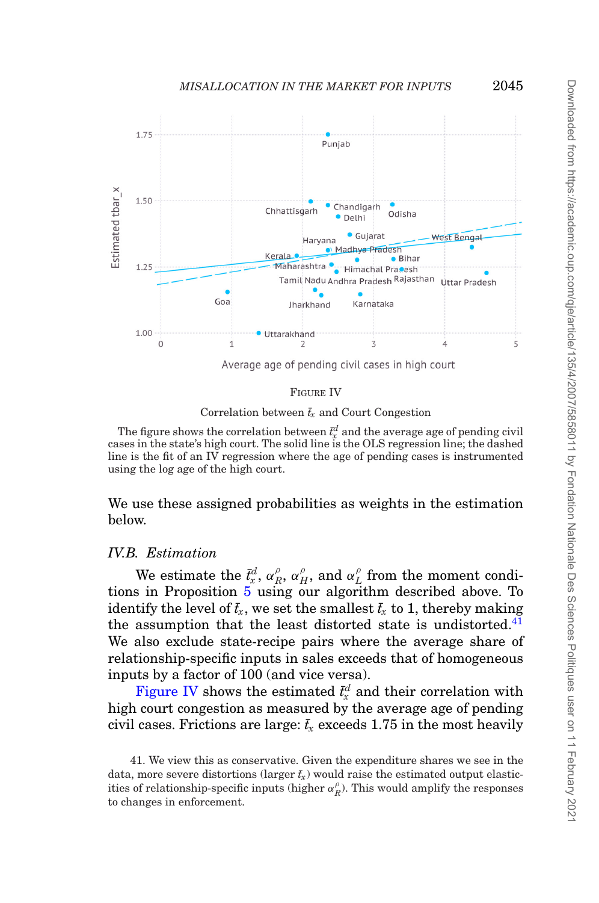1.75

1.50

1.25

1.00

Estimated tbar_x

0

1

2

3

4

5

Average age of pending civil cases in high court

Punjab

Chhattisgarh

Chandigarh

Delhi

Odisha

Gujarat

Haryana

West Bengal

Madhya Pradesh

Kerala

Bihar

Maharashtra

Himachal Pradesh

Tamil Nadu

Andhra Pradesh

Rajasthan

Uttar Pradesh

Goa

Jharkhand

Karnataka

Uttarakhand

FIGURE IV

Correlation between $\bar{t}_x$ and Court Congestion

The figure shows the correlation between $\bar{t}_x^d$ and the average age of pending civil cases in the state's high court. The solid line is the OLS regression line; the dashed line is the fit of an IV regression where the age of pending cases is instrumented using the log age of the high court.

We use these assigned probabilities as weights in the estimation below.

### IV.B. Estimation

We estimate the $\bar{t}_x^d$, $\alpha_R^\rho$, $\alpha_H^\rho$, and $\alpha_L^\rho$ from the moment conditions in Proposition 5 using our algorithm described above. To identify the level of $\bar{t}_x$, we set the smallest $\bar{t}_x$ to 1, thereby making the assumption that the least distorted state is undistorted.[41] We also exclude state-recipe pairs where the average share of relationship-specific inputs in sales exceeds that of homogeneous inputs by a factor of 100 (and vice versa).

Figure IV shows the estimated $\bar{t}_x^d$ and their correlation with high court congestion as measured by the average age of pending civil cases. Frictions are large: $\bar{t}_x$ exceeds 1.75 in the most heavily

41. We view this as conservative. Given the expenditure shares we see in the data, more severe distortions (larger $\bar{t}_x$) would raise the estimated output elasticities of relationship-specific inputs (higher $\alpha_R^\rho$). This would amplify the responses to changes in enforcement.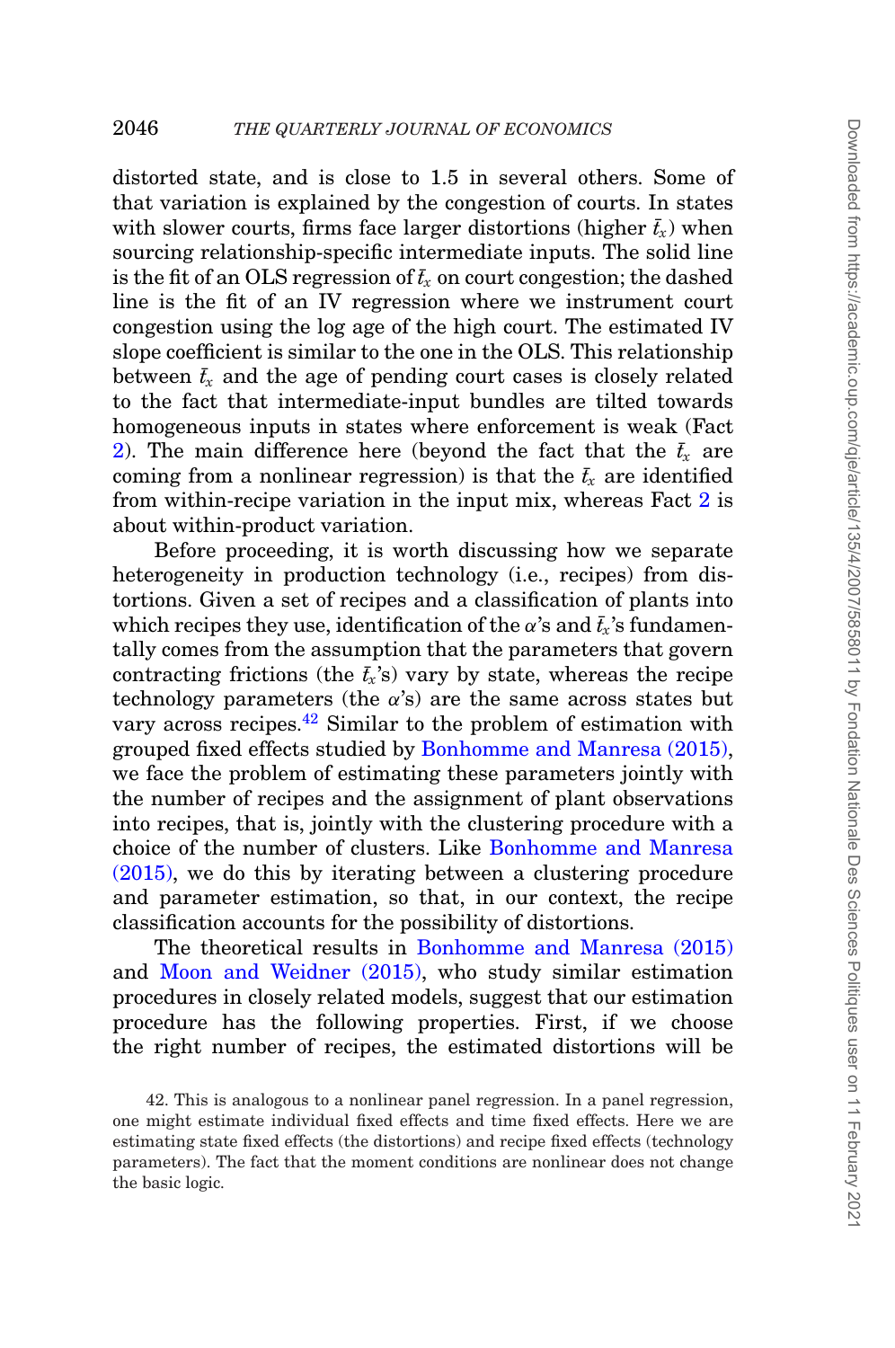distorted state, and is close to 1.5 in several others. Some of that variation is explained by the congestion of courts. In states with slower courts, firms face larger distortions (higher $\bar{t}_x$) when sourcing relationship-specific intermediate inputs. The solid line is the fit of an OLS regression of $\bar{t}_x$ on court congestion; the dashed line is the fit of an IV regression where we instrument court congestion using the log age of the high court. The estimated IV slope coefficient is similar to the one in the OLS. This relationship between $\bar{t}_x$ and the age of pending court cases is closely related to the fact that intermediate-input bundles are tilted towards homogeneous inputs in states where enforcement is weak (Fact 2). The main difference here (beyond the fact that the $\bar{t}_x$ are coming from a nonlinear regression) is that the $\bar{t}_x$ are identified from within-recipe variation in the input mix, whereas Fact 2 is about within-product variation.

Before proceeding, it is worth discussing how we separate heterogeneity in production technology (i.e., recipes) from distortions. Given a set of recipes and a classification of plants into which recipes they use, identification of the $\alpha$'s and $\bar{t}_x$'s fundamentally comes from the assumption that the parameters that govern contracting frictions (the $\bar{t}_x$'s) vary by state, whereas the recipe technology parameters (the $\alpha$'s) are the same across states but vary across recipes.[42] Similar to the problem of estimation with grouped fixed effects studied by Bonhomme and Manresa (2015), we face the problem of estimating these parameters jointly with the number of recipes and the assignment of plant observations into recipes, that is, jointly with the clustering procedure with a choice of the number of clusters. Like Bonhomme and Manresa (2015), we do this by iterating between a clustering procedure and parameter estimation, so that, in our context, the recipe classification accounts for the possibility of distortions.

The theoretical results in Bonhomme and Manresa (2015) and Moon and Weidner (2015), who study similar estimation procedures in closely related models, suggest that our estimation procedure has the following properties. First, if we choose the right number of recipes, the estimated distortions will be

42. This is analogous to a nonlinear panel regression. In a panel regression, one might estimate individual fixed effects and time fixed effects. Here we are estimating state fixed effects (the distortions) and recipe fixed effects (technology parameters). The fact that the moment conditions are nonlinear does not change the basic logic.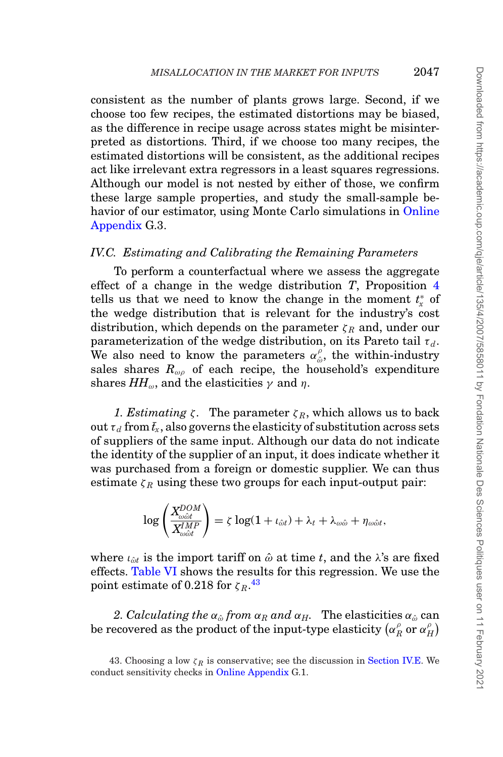consistent as the number of plants grows large. Second, if we choose too few recipes, the estimated distortions may be biased, as the difference in recipe usage across states might be misinterpreted as distortions. Third, if we choose too many recipes, the estimated distortions will be consistent, as the additional recipes act like irrelevant extra regressors in a least squares regressions. Although our model is not nested by either of those, we confirm these large sample properties, and study the small-sample behavior of our estimator, using Monte Carlo simulations in Online Appendix G.3.

### IV.C. Estimating and Calibrating the Remaining Parameters

To perform a counterfactual where we assess the aggregate effect of a change in the wedge distribution $T$, Proposition 4 tells us that we need to know the change in the moment $t_x^*$ of the wedge distribution that is relevant for the industry's cost distribution, which depends on the parameter $\zeta_R$ and, under our parameterization of the wedge distribution, on its Pareto tail $\tau_d$. We also need to know the parameters $\alpha_{\hat{\omega}}^{\rho}$, the within-industry sales shares $R_{\omega\rho}$ of each recipe, the household's expenditure shares $HH_{\omega}$, and the elasticities $\gamma$ and $\eta$.

*1. Estimating $\zeta$.* The parameter $\zeta_R$, which allows us to back out $\tau_d$ from $\bar{t}_x$, also governs the elasticity of substitution across sets of suppliers of the same input. Although our data do not indicate the identity of the supplier of an input, it does indicate whether it was purchased from a foreign or domestic supplier. We can thus estimate $\zeta_R$ using these two groups for each input-output pair:

$$\log\left(\frac{X_{\omega\hat{\omega}t}^{DOM}}{X_{\omega\hat{\omega}t}^{IMP}}\right) = \zeta \log(1 + \iota_{\hat{\omega}t}) + \lambda_t + \lambda_{\omega\hat{\omega}} + \eta_{\omega\hat{\omega}t},$$

where $\iota_{\hat{\omega}t}$ is the import tariff on $\hat{\omega}$ at time $t$, and the $\lambda$'s are fixed effects. Table VI shows the results for this regression. We use the point estimate of 0.218 for $\zeta_R$.[43]

*2. Calculating the $\alpha_{\hat{\omega}}$ from $\alpha_R$ and $\alpha_H$.* The elasticities $\alpha_{\hat{\omega}}$ can be recovered as the product of the input-type elasticity $\left(\alpha_R^{\rho} \text{ or } \alpha_H^{\rho}\right)$

43. Choosing a low $\zeta_R$ is conservative; see the discussion in Section IV.E. We conduct sensitivity checks in Online Appendix G.1.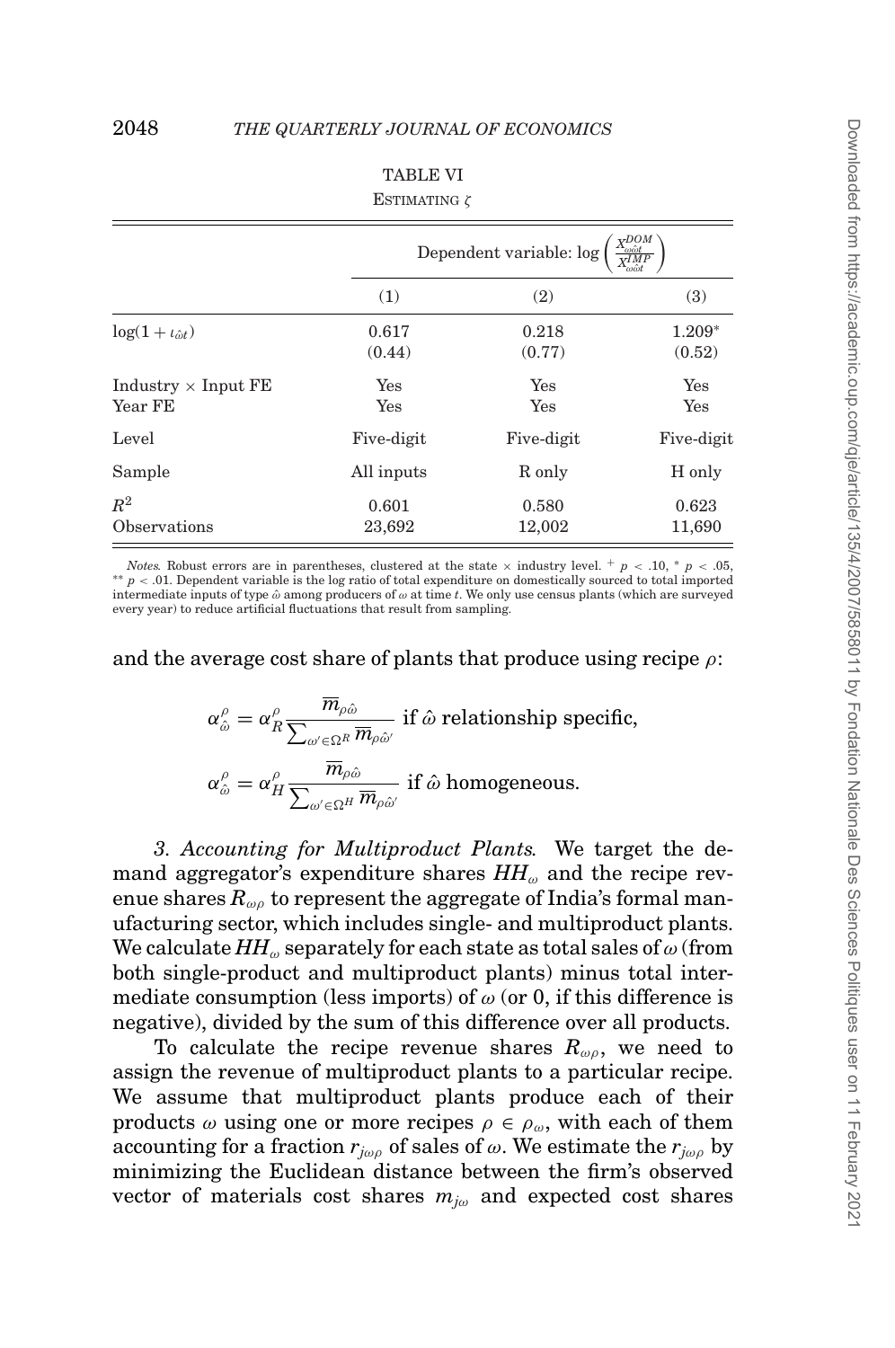TABLE VI

ESTIMATING $\zeta$

| | Dependent variable: $\log\left(\frac{X^{DOM}_{\omega\hat{\omega}t}}{X^{IMP}_{\omega\hat{\omega}t}}\right)$ | | |
|---|---|---|---|
| | (1) | (2) | (3) |
| $\log(1+\iota_{\hat{\omega}t})$ | 0.617 | 0.218 | 1.209* |
| | (0.44) | (0.77) | (0.52) |
| Industry × Input FE | Yes | Yes | Yes |
| Year FE | Yes | Yes | Yes |
| Level | Five-digit | Five-digit | Five-digit |
| Sample | All inputs | R only | H only |
| $R^2$ | 0.601 | 0.580 | 0.623 |
| Observations | 23,692 | 12,002 | 11,690 |

*Notes.* Robust errors are in parentheses, clustered at the state × industry level. + $p < .10$, * $p < .05$, ** $p < .01$. Dependent variable is the log ratio of total expenditure on domestically sourced to total imported intermediate inputs of type $\hat{\omega}$ among producers of $\omega$ at time $t$. We only use census plants (which are surveyed every year) to reduce artificial fluctuations that result from sampling.

and the average cost share of plants that produce using recipe $\rho$:

$$\alpha^{\rho}_{\hat{\omega}} = \alpha^{\rho}_{R} \frac{\overline{m}_{\rho\hat{\omega}}}{\sum_{\omega' \in \Omega^R} \overline{m}_{\rho\hat{\omega}'}} \text{ if } \hat{\omega} \text{ relationship specific,}$$

$$\alpha^{\rho}_{\hat{\omega}} = \alpha^{\rho}_{H} \frac{\overline{m}_{\rho\hat{\omega}}}{\sum_{\omega' \in \Omega^H} \overline{m}_{\rho\hat{\omega}'}} \text{ if } \hat{\omega} \text{ homogeneous.}$$

*3. Accounting for Multiproduct Plants.* We target the demand aggregator's expenditure shares $HH_{\omega}$ and the recipe revenue shares $R_{\omega\rho}$ to represent the aggregate of India's formal manufacturing sector, which includes single- and multiproduct plants. We calculate $HH_{\omega}$ separately for each state as total sales of $\omega$ (from both single-product and multiproduct plants) minus total intermediate consumption (less imports) of $\omega$ (or 0, if this difference is negative), divided by the sum of this difference over all products.

To calculate the recipe revenue shares $R_{\omega\rho}$, we need to assign the revenue of multiproduct plants to a particular recipe. We assume that multiproduct plants produce each of their products $\omega$ using one or more recipes $\rho \in \rho_{\omega}$, with each of them accounting for a fraction $r_{j\omega\rho}$ of sales of $\omega$. We estimate the $r_{j\omega\rho}$ by minimizing the Euclidean distance between the firm's observed vector of materials cost shares $m_{j\omega}$ and expected cost shares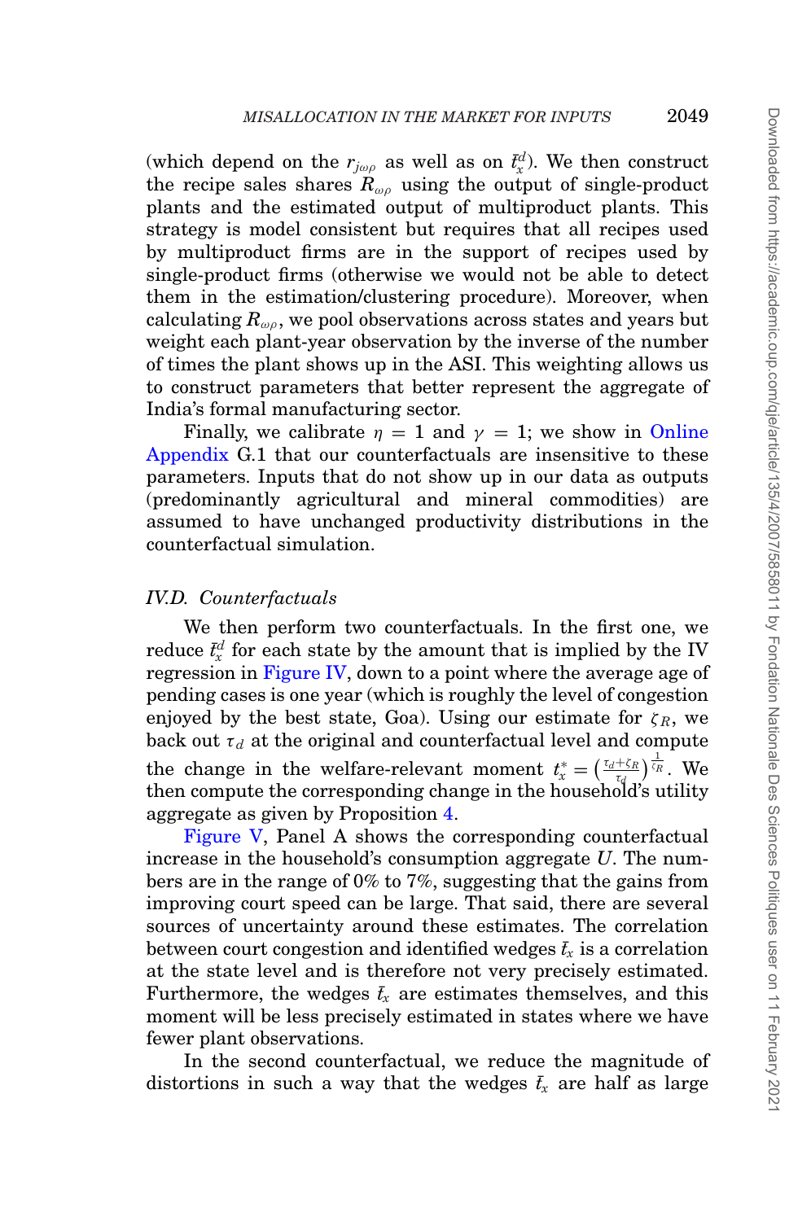(which depend on the $r_{j\omega\rho}$ as well as on $\bar{t}_x^d$). We then construct the recipe sales shares $R_{\omega\rho}$ using the output of single-product plants and the estimated output of multiproduct plants. This strategy is model consistent but requires that all recipes used by multiproduct firms are in the support of recipes used by single-product firms (otherwise we would not be able to detect them in the estimation/clustering procedure). Moreover, when calculating $R_{\omega\rho}$, we pool observations across states and years but weight each plant-year observation by the inverse of the number of times the plant shows up in the ASI. This weighting allows us to construct parameters that better represent the aggregate of India's formal manufacturing sector.

Finally, we calibrate $\eta = 1$ and $\gamma = 1$; we show in Online Appendix G.1 that our counterfactuals are insensitive to these parameters. Inputs that do not show up in our data as outputs (predominantly agricultural and mineral commodities) are assumed to have unchanged productivity distributions in the counterfactual simulation.

### *IV.D. Counterfactuals*

We then perform two counterfactuals. In the first one, we reduce $\bar{t}_x^d$ for each state by the amount that is implied by the IV regression in Figure IV, down to a point where the average age of pending cases is one year (which is roughly the level of congestion enjoyed by the best state, Goa). Using our estimate for $\zeta_R$, we back out $\tau_d$ at the original and counterfactual level and compute the change in the welfare-relevant moment $t_x^* = \left(\frac{\tau_d+\zeta_R}{\tau_d}\right)^{\frac{1}{\zeta_R}}$. We then compute the corresponding change in the household's utility aggregate as given by Proposition 4.

Figure V, Panel A shows the corresponding counterfactual increase in the household's consumption aggregate $U$. The numbers are in the range of 0% to 7%, suggesting that the gains from improving court speed can be large. That said, there are several sources of uncertainty around these estimates. The correlation between court congestion and identified wedges $\bar{t}_x$ is a correlation at the state level and is therefore not very precisely estimated. Furthermore, the wedges $\bar{t}_x$ are estimates themselves, and this moment will be less precisely estimated in states where we have fewer plant observations.

In the second counterfactual, we reduce the magnitude of distortions in such a way that the wedges $\bar{t}_x$ are half as large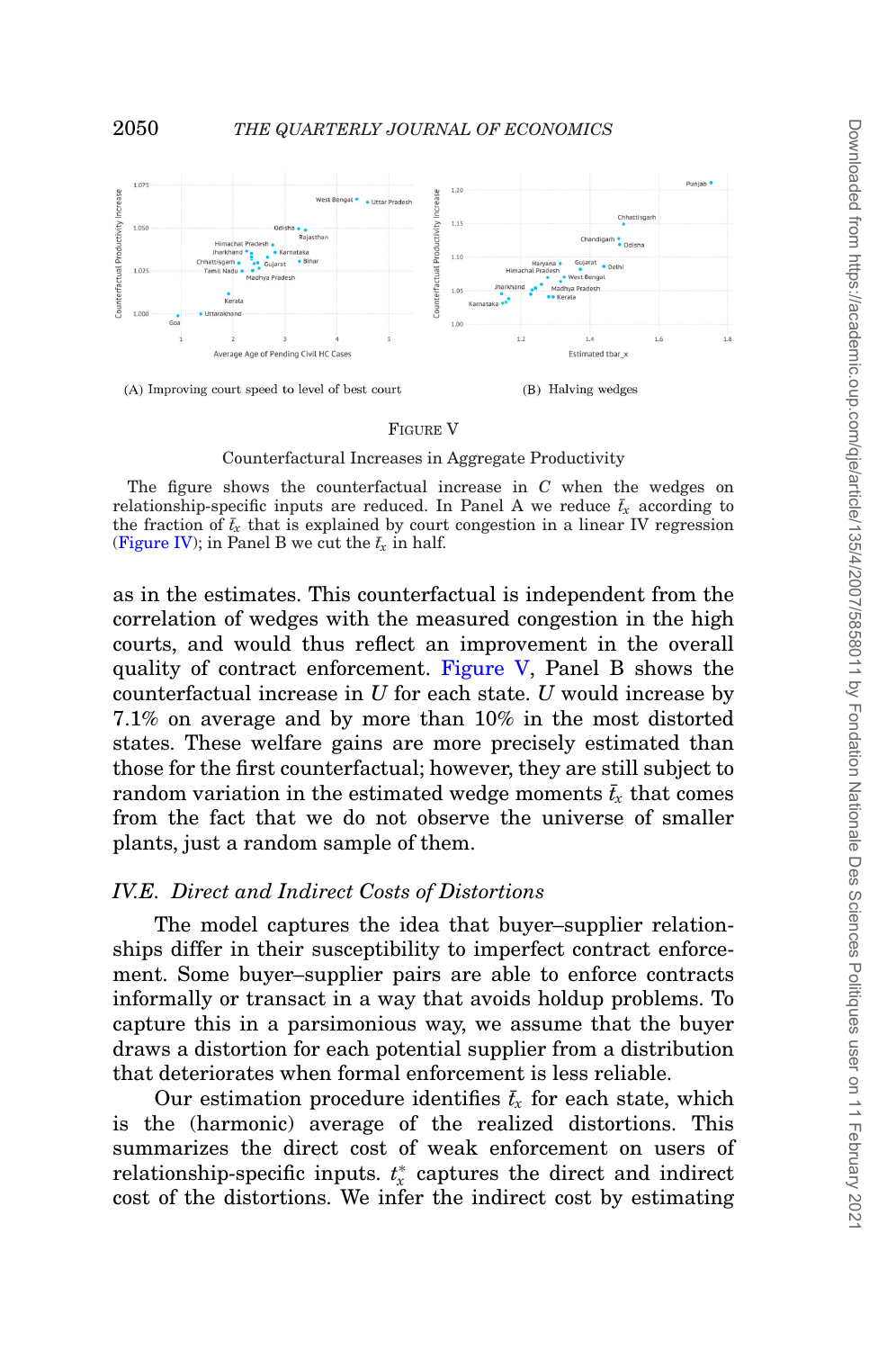Counterfactual Productivity Increase

1.075

1.050

1.025

1.000

West Bengal

Uttar Pradesh

Odisha

Rajasthan

Himachal Pradesh

Jharkhand

Karnataka

Chhattisgarh

Gujarat

Bihar

Tamil Nadu

Madhya Pradesh

Kerala

Uttarakhand

Goa

1 2 3 4 5

Average Age of Pending Civil HC Cases

(A) Improving court speed to level of best court

Counterfactual Productivity Increase

1.20

1.15

1.10

1.05

1.00

Punjab

Chhattisgarh

Chandigarh

Odisha

Haryana

Gujarat

Delhi

Himachal Pradesh

West Bengal

Jharkhand

Madhya Pradesh

Kerala

Karnataka

1.2 1.4 1.6 1.8

Estimated tbar_x

(B) Halving wedges

FIGURE V

Counterfactural Increases in Aggregate Productivity

The figure shows the counterfactual increase in $C$ when the wedges on relationship-specific inputs are reduced. In Panel A we reduce $\bar{t}_x$ according to the fraction of $\bar{t}_x$ that is explained by court congestion in a linear IV regression (Figure IV); in Panel B we cut the $\bar{t}_x$ in half.

as in the estimates. This counterfactual is independent from the correlation of wedges with the measured congestion in the high courts, and would thus reflect an improvement in the overall quality of contract enforcement. Figure V, Panel B shows the counterfactual increase in $U$ for each state. $U$ would increase by 7.1% on average and by more than 10% in the most distorted states. These welfare gains are more precisely estimated than those for the first counterfactual; however, they are still subject to random variation in the estimated wedge moments $\bar{t}_x$ that comes from the fact that we do not observe the universe of smaller plants, just a random sample of them.

### *IV.E. Direct and Indirect Costs of Distortions*

The model captures the idea that buyer–supplier relationships differ in their susceptibility to imperfect contract enforcement. Some buyer–supplier pairs are able to enforce contracts informally or transact in a way that avoids holdup problems. To capture this in a parsimonious way, we assume that the buyer draws a distortion for each potential supplier from a distribution that deteriorates when formal enforcement is less reliable.

Our estimation procedure identifies $\bar{t}_x$ for each state, which is the (harmonic) average of the realized distortions. This summarizes the direct cost of weak enforcement on users of relationship-specific inputs. $t_x^*$ captures the direct and indirect cost of the distortions. We infer the indirect cost by estimating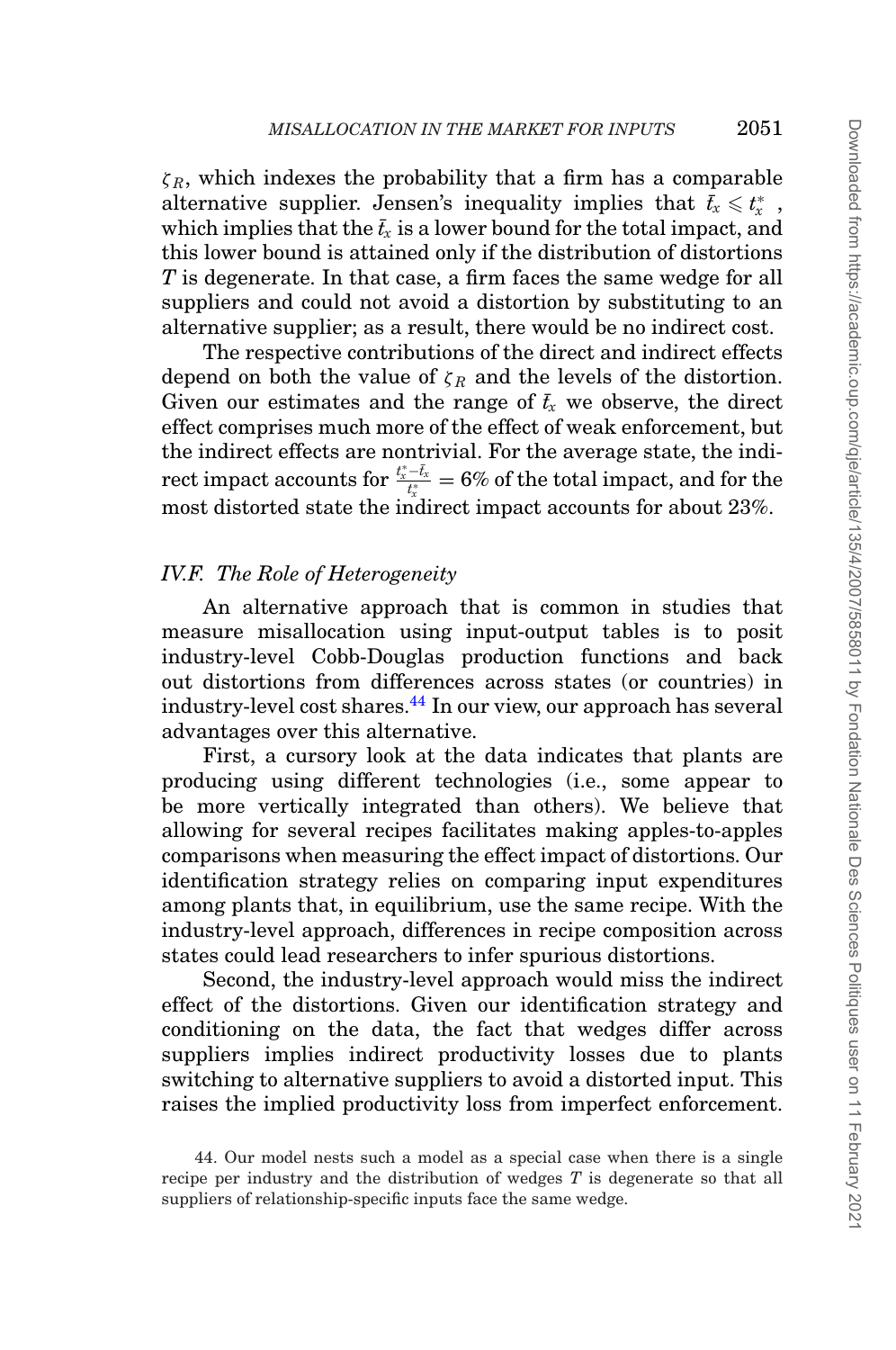$\zeta_R$, which indexes the probability that a firm has a comparable alternative supplier. Jensen's inequality implies that $\bar{t}_x \leqslant t_x^*$, which implies that the $\bar{t}_x$ is a lower bound for the total impact, and this lower bound is attained only if the distribution of distortions $T$ is degenerate. In that case, a firm faces the same wedge for all suppliers and could not avoid a distortion by substituting to an alternative supplier; as a result, there would be no indirect cost.

The respective contributions of the direct and indirect effects depend on both the value of $\zeta_R$ and the levels of the distortion. Given our estimates and the range of $\bar{t}_x$ we observe, the direct effect comprises much more of the effect of weak enforcement, but the indirect effects are nontrivial. For the average state, the indirect impact accounts for $\frac{t_x^* - \bar{t}_x}{t_x^*} = 6\%$ of the total impact, and for the most distorted state the indirect impact accounts for about 23%.

### IV.F. The Role of Heterogeneity

An alternative approach that is common in studies that measure misallocation using input-output tables is to posit industry-level Cobb-Douglas production functions and back out distortions from differences across states (or countries) in industry-level cost shares.[44] In our view, our approach has several advantages over this alternative.

First, a cursory look at the data indicates that plants are producing using different technologies (i.e., some appear to be more vertically integrated than others). We believe that allowing for several recipes facilitates making apples-to-apples comparisons when measuring the effect impact of distortions. Our identification strategy relies on comparing input expenditures among plants that, in equilibrium, use the same recipe. With the industry-level approach, differences in recipe composition across states could lead researchers to infer spurious distortions.

Second, the industry-level approach would miss the indirect effect of the distortions. Given our identification strategy and conditioning on the data, the fact that wedges differ across suppliers implies indirect productivity losses due to plants switching to alternative suppliers to avoid a distorted input. This raises the implied productivity loss from imperfect enforcement.

44. Our model nests such a model as a special case when there is a single recipe per industry and the distribution of wedges $T$ is degenerate so that all suppliers of relationship-specific inputs face the same wedge.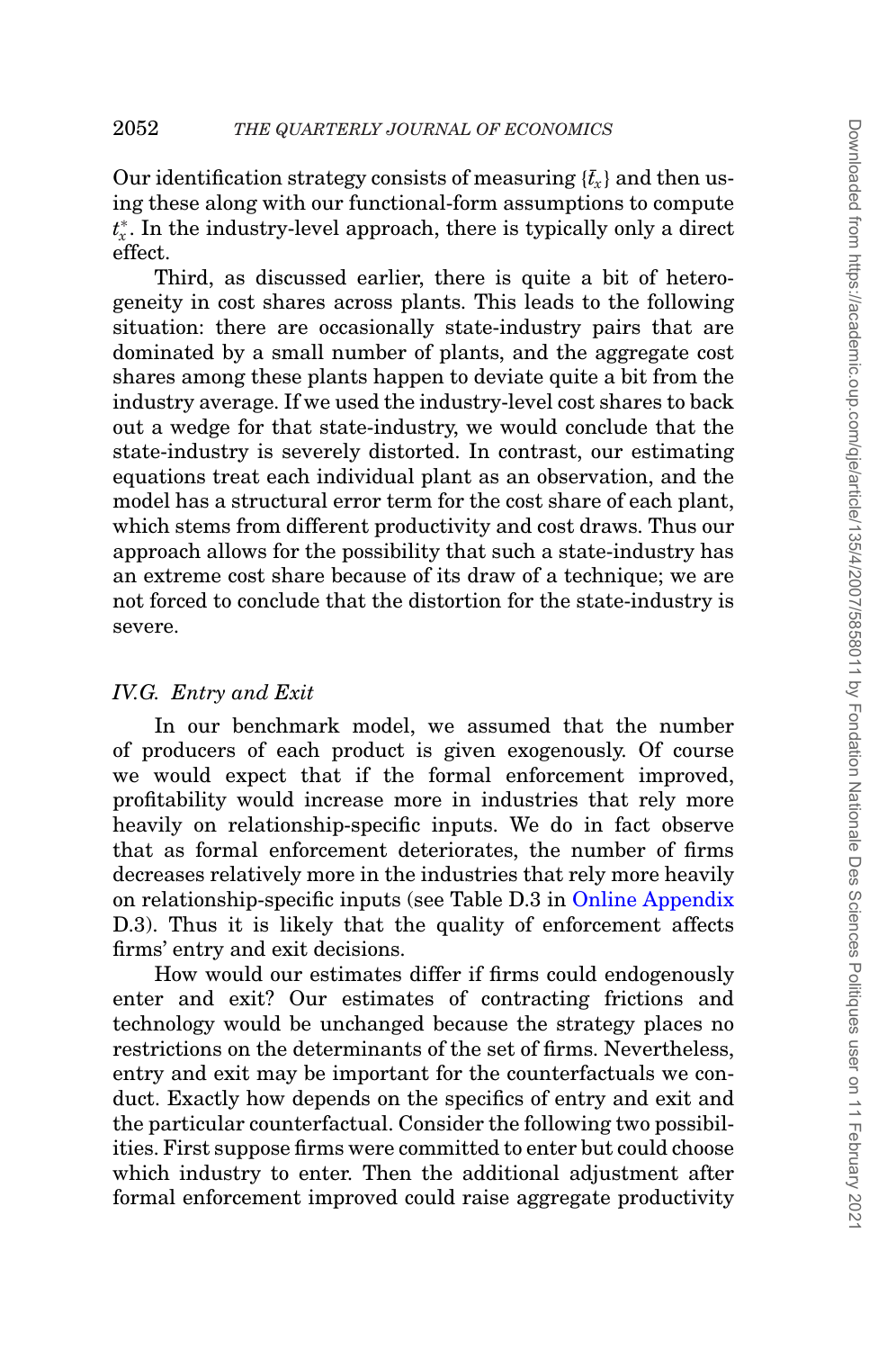Our identification strategy consists of measuring $\{\bar{t}_x\}$ and then using these along with our functional-form assumptions to compute $t_x^*$. In the industry-level approach, there is typically only a direct effect.

Third, as discussed earlier, there is quite a bit of heterogeneity in cost shares across plants. This leads to the following situation: there are occasionally state-industry pairs that are dominated by a small number of plants, and the aggregate cost shares among these plants happen to deviate quite a bit from the industry average. If we used the industry-level cost shares to back out a wedge for that state-industry, we would conclude that the state-industry is severely distorted. In contrast, our estimating equations treat each individual plant as an observation, and the model has a structural error term for the cost share of each plant, which stems from different productivity and cost draws. Thus our approach allows for the possibility that such a state-industry has an extreme cost share because of its draw of a technique; we are not forced to conclude that the distortion for the state-industry is severe.

### *IV.G. Entry and Exit*

In our benchmark model, we assumed that the number of producers of each product is given exogenously. Of course we would expect that if the formal enforcement improved, profitability would increase more in industries that rely more heavily on relationship-specific inputs. We do in fact observe that as formal enforcement deteriorates, the number of firms decreases relatively more in the industries that rely more heavily on relationship-specific inputs (see Table D.3 in Online Appendix D.3). Thus it is likely that the quality of enforcement affects firms' entry and exit decisions.

How would our estimates differ if firms could endogenously enter and exit? Our estimates of contracting frictions and technology would be unchanged because the strategy places no restrictions on the determinants of the set of firms. Nevertheless, entry and exit may be important for the counterfactuals we conduct. Exactly how depends on the specifics of entry and exit and the particular counterfactual. Consider the following two possibilities. First suppose firms were committed to enter but could choose which industry to enter. Then the additional adjustment after formal enforcement improved could raise aggregate productivity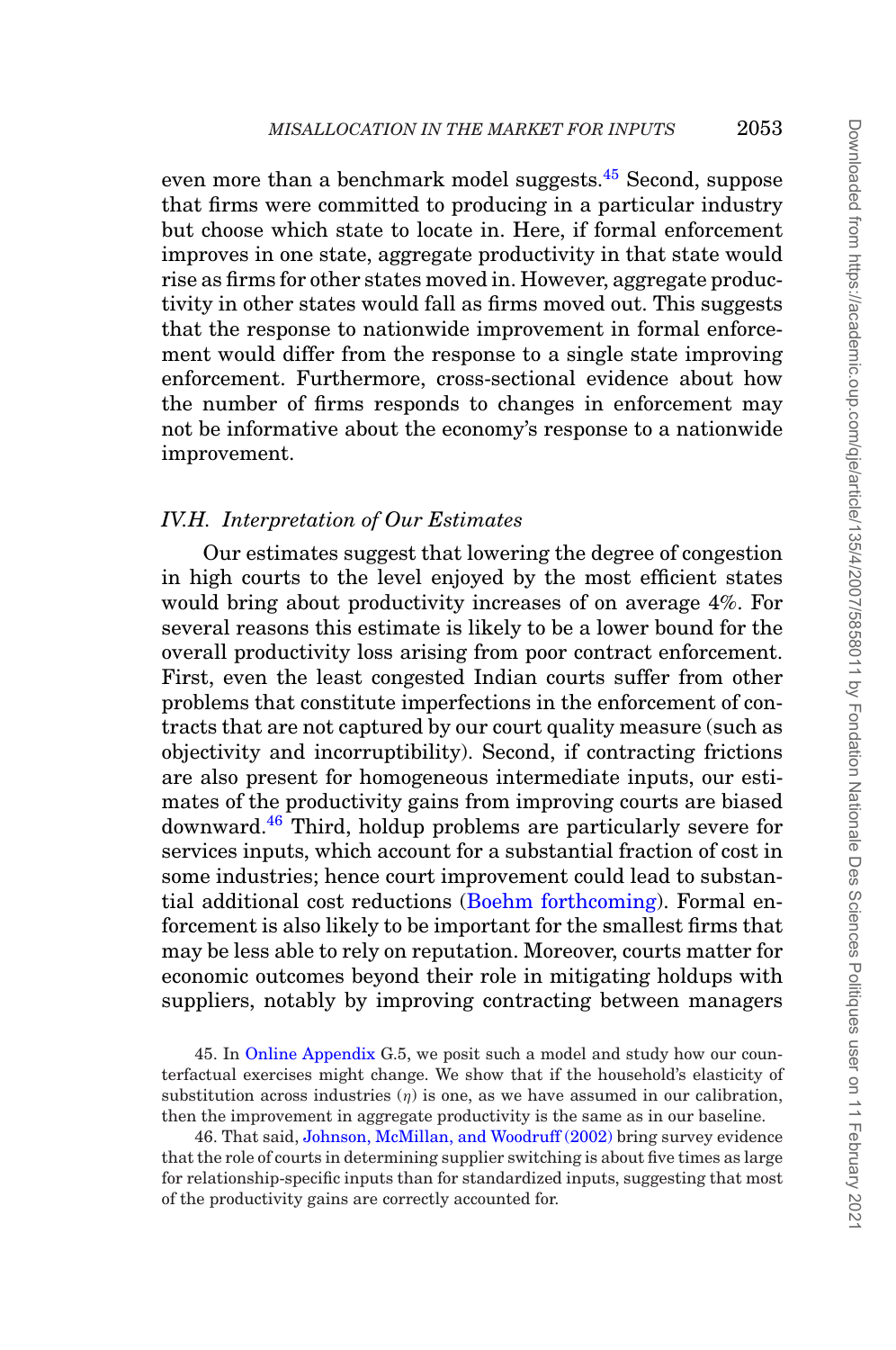even more than a benchmark model suggests.[45] Second, suppose that firms were committed to producing in a particular industry but choose which state to locate in. Here, if formal enforcement improves in one state, aggregate productivity in that state would rise as firms for other states moved in. However, aggregate productivity in other states would fall as firms moved out. This suggests that the response to nationwide improvement in formal enforcement would differ from the response to a single state improving enforcement. Furthermore, cross-sectional evidence about how the number of firms responds to changes in enforcement may not be informative about the economy's response to a nationwide improvement.

### IV.H. Interpretation of Our Estimates

Our estimates suggest that lowering the degree of congestion in high courts to the level enjoyed by the most efficient states would bring about productivity increases of on average 4%. For several reasons this estimate is likely to be a lower bound for the overall productivity loss arising from poor contract enforcement. First, even the least congested Indian courts suffer from other problems that constitute imperfections in the enforcement of contracts that are not captured by our court quality measure (such as objectivity and incorruptibility). Second, if contracting frictions are also present for homogeneous intermediate inputs, our estimates of the productivity gains from improving courts are biased downward.[46] Third, holdup problems are particularly severe for services inputs, which account for a substantial fraction of cost in some industries; hence court improvement could lead to substantial additional cost reductions (Boehm forthcoming). Formal enforcement is also likely to be important for the smallest firms that may be less able to rely on reputation. Moreover, courts matter for economic outcomes beyond their role in mitigating holdups with suppliers, notably by improving contracting between managers

45. In Online Appendix G.5, we posit such a model and study how our counterfactual exercises might change. We show that if the household's elasticity of substitution across industries ($\eta$) is one, as we have assumed in our calibration, then the improvement in aggregate productivity is the same as in our baseline.

46. That said, Johnson, McMillan, and Woodruff (2002) bring survey evidence that the role of courts in determining supplier switching is about five times as large for relationship-specific inputs than for standardized inputs, suggesting that most of the productivity gains are correctly accounted for.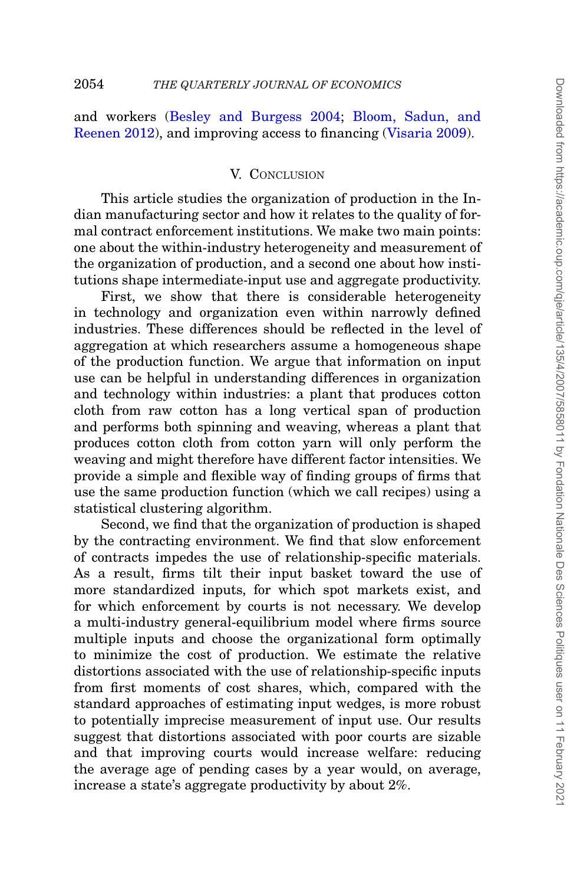and workers (Besley and Burgess 2004; Bloom, Sadun, and Reenen 2012), and improving access to financing (Visaria 2009).

## V. Conclusion

This article studies the organization of production in the Indian manufacturing sector and how it relates to the quality of formal contract enforcement institutions. We make two main points: one about the within-industry heterogeneity and measurement of the organization of production, and a second one about how institutions shape intermediate-input use and aggregate productivity.

First, we show that there is considerable heterogeneity in technology and organization even within narrowly defined industries. These differences should be reflected in the level of aggregation at which researchers assume a homogeneous shape of the production function. We argue that information on input use can be helpful in understanding differences in organization and technology within industries: a plant that produces cotton cloth from raw cotton has a long vertical span of production and performs both spinning and weaving, whereas a plant that produces cotton cloth from cotton yarn will only perform the weaving and might therefore have different factor intensities. We provide a simple and flexible way of finding groups of firms that use the same production function (which we call recipes) using a statistical clustering algorithm.

Second, we find that the organization of production is shaped by the contracting environment. We find that slow enforcement of contracts impedes the use of relationship-specific materials. As a result, firms tilt their input basket toward the use of more standardized inputs, for which spot markets exist, and for which enforcement by courts is not necessary. We develop a multi-industry general-equilibrium model where firms source multiple inputs and choose the organizational form optimally to minimize the cost of production. We estimate the relative distortions associated with the use of relationship-specific inputs from first moments of cost shares, which, compared with the standard approaches of estimating input wedges, is more robust to potentially imprecise measurement of input use. Our results suggest that distortions associated with poor courts are sizable and that improving courts would increase welfare: reducing the average age of pending cases by a year would, on average, increase a state's aggregate productivity by about 2%.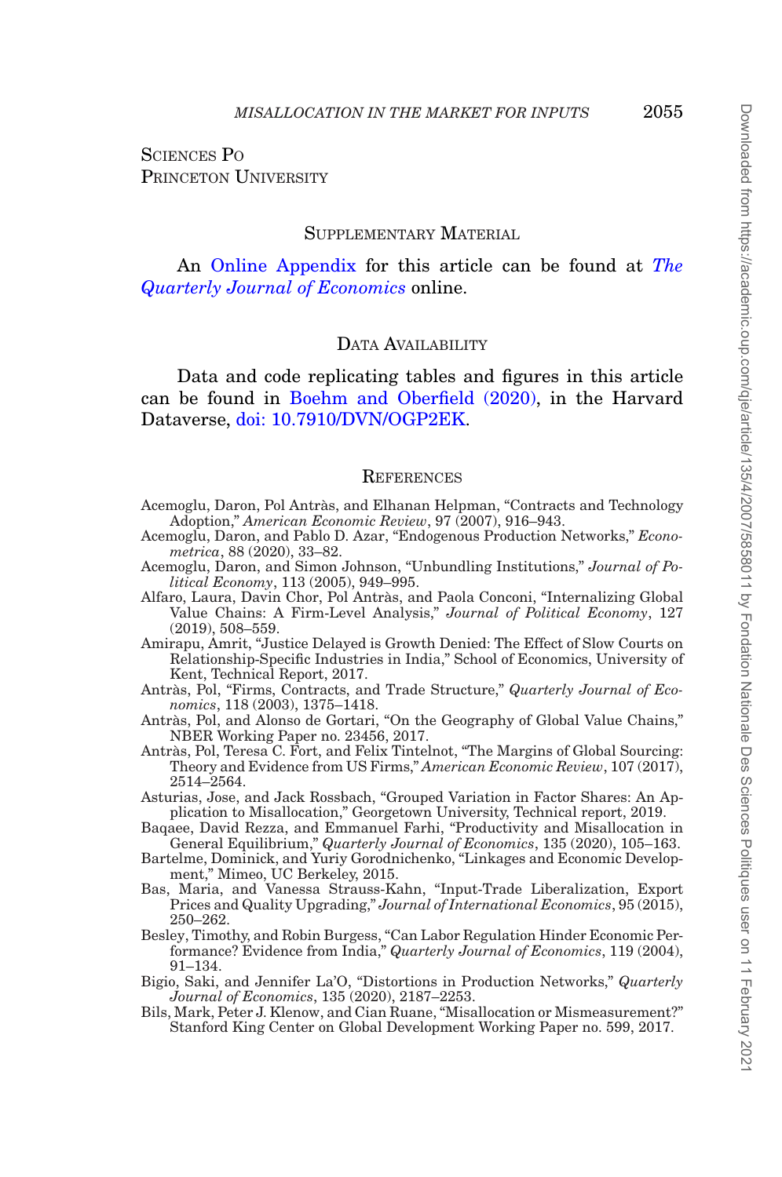Sciences Po
Princeton University

## Supplementary Material

An Online Appendix for this article can be found at *The Quarterly Journal of Economics* online.

## Data Availability

Data and code replicating tables and figures in this article can be found in Boehm and Oberfield (2020), in the Harvard Dataverse, doi: 10.7910/DVN/OGP2EK.

## References

Acemoglu, Daron, Pol Antràs, and Elhanan Helpman, "Contracts and Technology Adoption," *American Economic Review*, 97 (2007), 916–943.

Acemoglu, Daron, and Pablo D. Azar, "Endogenous Production Networks," *Econometrica*, 88 (2020), 33–82.

Acemoglu, Daron, and Simon Johnson, "Unbundling Institutions," *Journal of Political Economy*, 113 (2005), 949–995.

Alfaro, Laura, Davin Chor, Pol Antràs, and Paola Conconi, "Internalizing Global Value Chains: A Firm-Level Analysis," *Journal of Political Economy*, 127 (2019), 508–559.

Amirapu, Amrit, "Justice Delayed is Growth Denied: The Effect of Slow Courts on Relationship-Specific Industries in India," School of Economics, University of Kent, Technical Report, 2017.

Antràs, Pol, "Firms, Contracts, and Trade Structure," *Quarterly Journal of Economics*, 118 (2003), 1375–1418.

Antràs, Pol, and Alonso de Gortari, "On the Geography of Global Value Chains," NBER Working Paper no. 23456, 2017.

Antràs, Pol, Teresa C. Fort, and Felix Tintelnot, "The Margins of Global Sourcing: Theory and Evidence from US Firms," *American Economic Review*, 107 (2017), 2514–2564.

Asturias, Jose, and Jack Rossbach, "Grouped Variation in Factor Shares: An Application to Misallocation," Georgetown University, Technical report, 2019.

Baqaee, David Rezza, and Emmanuel Farhi, "Productivity and Misallocation in General Equilibrium," *Quarterly Journal of Economics*, 135 (2020), 105–163.

Bartelme, Dominick, and Yuriy Gorodnichenko, "Linkages and Economic Development," Mimeo, UC Berkeley, 2015.

Bas, Maria, and Vanessa Strauss-Kahn, "Input-Trade Liberalization, Export Prices and Quality Upgrading," *Journal of International Economics*, 95 (2015), 250–262.

Besley, Timothy, and Robin Burgess, "Can Labor Regulation Hinder Economic Performance? Evidence from India," *Quarterly Journal of Economics*, 119 (2004), 91–134.

Bigio, Saki, and Jennifer La'O, "Distortions in Production Networks," *Quarterly Journal of Economics*, 135 (2020), 2187–2253.

Bils, Mark, Peter J. Klenow, and Cian Ruane, "Misallocation or Mismeasurement?" Stanford King Center on Global Development Working Paper no. 599, 2017.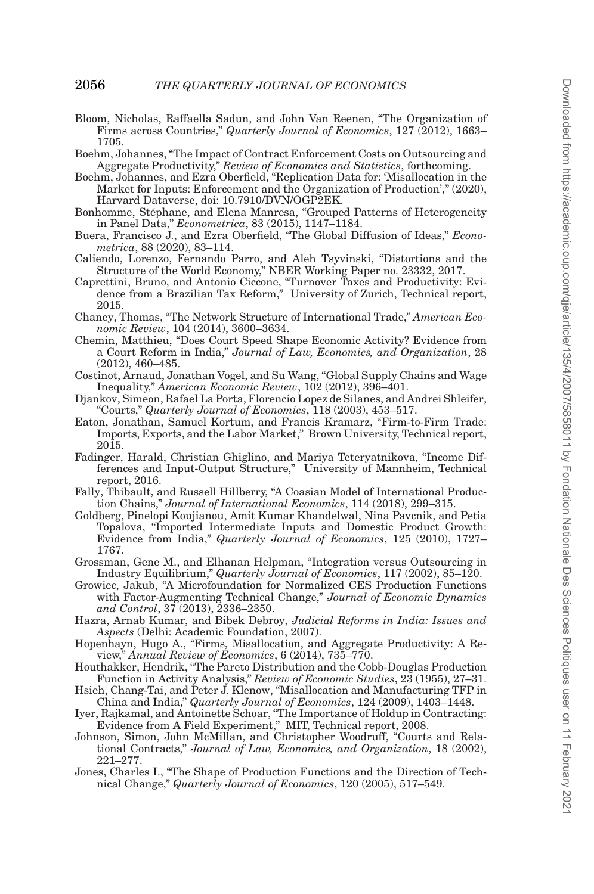Bloom, Nicholas, Raffaella Sadun, and John Van Reenen, "The Organization of Firms across Countries," *Quarterly Journal of Economics*, 127 (2012), 1663–1705.

Boehm, Johannes, "The Impact of Contract Enforcement Costs on Outsourcing and Aggregate Productivity," *Review of Economics and Statistics*, forthcoming.

Boehm, Johannes, and Ezra Oberfield, "Replication Data for: 'Misallocation in the Market for Inputs: Enforcement and the Organization of Production'," (2020), Harvard Dataverse, doi: 10.7910/DVN/OGP2EK.

Bonhomme, Stéphane, and Elena Manresa, "Grouped Patterns of Heterogeneity in Panel Data," *Econometrica*, 83 (2015), 1147–1184.

Buera, Francisco J., and Ezra Oberfield, "The Global Diffusion of Ideas," *Econometrica*, 88 (2020), 83–114.

Caliendo, Lorenzo, Fernando Parro, and Aleh Tsyvinski, "Distortions and the Structure of the World Economy," NBER Working Paper no. 23332, 2017.

Caprettini, Bruno, and Antonio Ciccone, "Turnover Taxes and Productivity: Evidence from a Brazilian Tax Reform," University of Zurich, Technical report, 2015.

Chaney, Thomas, "The Network Structure of International Trade," *American Economic Review*, 104 (2014), 3600–3634.

Chemin, Matthieu, "Does Court Speed Shape Economic Activity? Evidence from a Court Reform in India," *Journal of Law, Economics, and Organization*, 28 (2012), 460–485.

Costinot, Arnaud, Jonathan Vogel, and Su Wang, "Global Supply Chains and Wage Inequality," *American Economic Review*, 102 (2012), 396–401.

Djankov, Simeon, Rafael La Porta, Florencio Lopez de Silanes, and Andrei Shleifer, "Courts," *Quarterly Journal of Economics*, 118 (2003), 453–517.

Eaton, Jonathan, Samuel Kortum, and Francis Kramarz, "Firm-to-Firm Trade: Imports, Exports, and the Labor Market," Brown University, Technical report, 2015.

Fadinger, Harald, Christian Ghiglino, and Mariya Teteryatnikova, "Income Differences and Input-Output Structure," University of Mannheim, Technical report, 2016.

Fally, Thibault, and Russell Hillberry, "A Coasian Model of International Production Chains," *Journal of International Economics*, 114 (2018), 299–315.

Goldberg, Pinelopi Koujianou, Amit Kumar Khandelwal, Nina Pavcnik, and Petia Topalova, "Imported Intermediate Inputs and Domestic Product Growth: Evidence from India," *Quarterly Journal of Economics*, 125 (2010), 1727–1767.

Grossman, Gene M., and Elhanan Helpman, "Integration versus Outsourcing in Industry Equilibrium," *Quarterly Journal of Economics*, 117 (2002), 85–120.

Growiec, Jakub, "A Microfoundation for Normalized CES Production Functions with Factor-Augmenting Technical Change," *Journal of Economic Dynamics and Control*, 37 (2013), 2336–2350.

Hazra, Arnab Kumar, and Bibek Debroy, *Judicial Reforms in India: Issues and Aspects* (Delhi: Academic Foundation, 2007).

Hopenhayn, Hugo A., "Firms, Misallocation, and Aggregate Productivity: A Review," *Annual Review of Economics*, 6 (2014), 735–770.

Houthakker, Hendrik, "The Pareto Distribution and the Cobb-Douglas Production Function in Activity Analysis," *Review of Economic Studies*, 23 (1955), 27–31.

Hsieh, Chang-Tai, and Peter J. Klenow, "Misallocation and Manufacturing TFP in China and India," *Quarterly Journal of Economics*, 124 (2009), 1403–1448.

Iyer, Rajkamal, and Antoinette Schoar, "The Importance of Holdup in Contracting: Evidence from A Field Experiment," MIT, Technical report, 2008.

Johnson, Simon, John McMillan, and Christopher Woodruff, "Courts and Relational Contracts," *Journal of Law, Economics, and Organization*, 18 (2002), 221–277.

Jones, Charles I., "The Shape of Production Functions and the Direction of Technical Change," *Quarterly Journal of Economics*, 120 (2005), 517–549.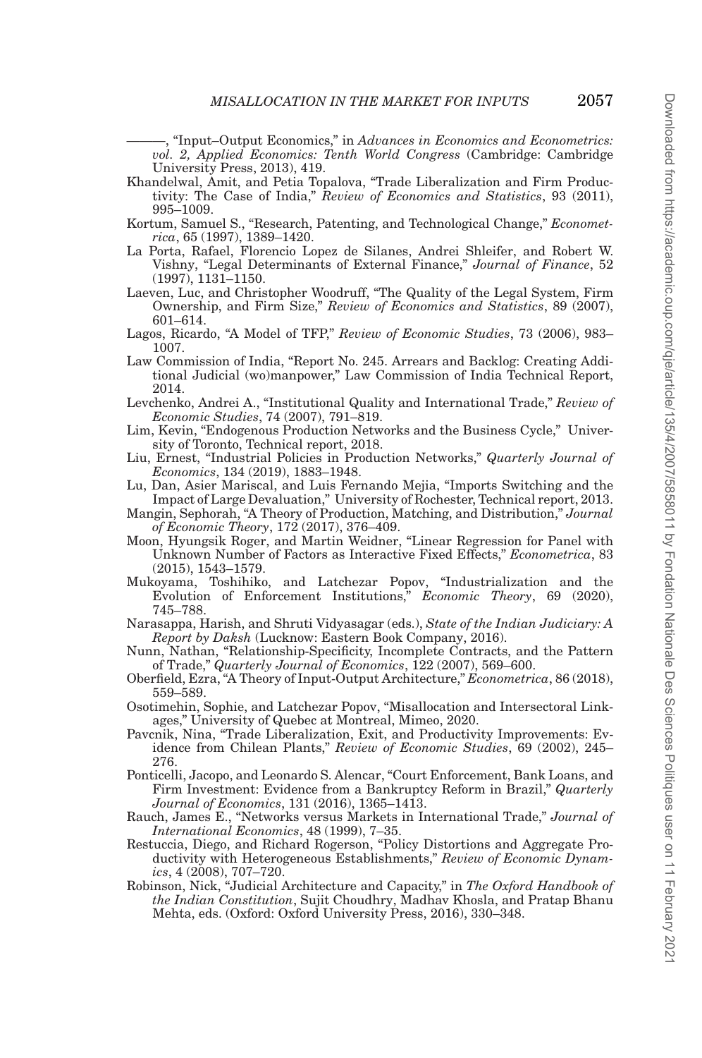———, "Input–Output Economics," in *Advances in Economics and Econometrics: vol. 2, Applied Economics: Tenth World Congress* (Cambridge: Cambridge University Press, 2013), 419.

Khandelwal, Amit, and Petia Topalova, "Trade Liberalization and Firm Productivity: The Case of India," *Review of Economics and Statistics*, 93 (2011), 995–1009.

Kortum, Samuel S., "Research, Patenting, and Technological Change," *Econometrica*, 65 (1997), 1389–1420.

La Porta, Rafael, Florencio Lopez de Silanes, Andrei Shleifer, and Robert W. Vishny, "Legal Determinants of External Finance," *Journal of Finance*, 52 (1997), 1131–1150.

Laeven, Luc, and Christopher Woodruff, "The Quality of the Legal System, Firm Ownership, and Firm Size," *Review of Economics and Statistics*, 89 (2007), 601–614.

Lagos, Ricardo, "A Model of TFP," *Review of Economic Studies*, 73 (2006), 983–1007.

Law Commission of India, "Report No. 245. Arrears and Backlog: Creating Additional Judicial (wo)manpower," Law Commission of India Technical Report, 2014.

Levchenko, Andrei A., "Institutional Quality and International Trade," *Review of Economic Studies*, 74 (2007), 791–819.

Lim, Kevin, "Endogenous Production Networks and the Business Cycle," University of Toronto, Technical report, 2018.

Liu, Ernest, "Industrial Policies in Production Networks," *Quarterly Journal of Economics*, 134 (2019), 1883–1948.

Lu, Dan, Asier Mariscal, and Luis Fernando Mejia, "Imports Switching and the Impact of Large Devaluation," University of Rochester, Technical report, 2013.

Mangin, Sephorah, "A Theory of Production, Matching, and Distribution," *Journal of Economic Theory*, 172 (2017), 376–409.

Moon, Hyungsik Roger, and Martin Weidner, "Linear Regression for Panel with Unknown Number of Factors as Interactive Fixed Effects," *Econometrica*, 83 (2015), 1543–1579.

Mukoyama, Toshihiko, and Latchezar Popov, "Industrialization and the Evolution of Enforcement Institutions," *Economic Theory*, 69 (2020), 745–788.

Narasappa, Harish, and Shruti Vidyasagar (eds.), *State of the Indian Judiciary: A Report by Daksh* (Lucknow: Eastern Book Company, 2016).

Nunn, Nathan, "Relationship-Specificity, Incomplete Contracts, and the Pattern of Trade," *Quarterly Journal of Economics*, 122 (2007), 569–600.

Oberfield, Ezra, "A Theory of Input-Output Architecture," *Econometrica*, 86 (2018), 559–589.

Osotimehin, Sophie, and Latchezar Popov, "Misallocation and Intersectoral Linkages," University of Quebec at Montreal, Mimeo, 2020.

Pavcnik, Nina, "Trade Liberalization, Exit, and Productivity Improvements: Evidence from Chilean Plants," *Review of Economic Studies*, 69 (2002), 245–276.

Ponticelli, Jacopo, and Leonardo S. Alencar, "Court Enforcement, Bank Loans, and Firm Investment: Evidence from a Bankruptcy Reform in Brazil," *Quarterly Journal of Economics*, 131 (2016), 1365–1413.

Rauch, James E., "Networks versus Markets in International Trade," *Journal of International Economics*, 48 (1999), 7–35.

Restuccia, Diego, and Richard Rogerson, "Policy Distortions and Aggregate Productivity with Heterogeneous Establishments," *Review of Economic Dynamics*, 4 (2008), 707–720.

Robinson, Nick, "Judicial Architecture and Capacity," in *The Oxford Handbook of the Indian Constitution*, Sujit Choudhry, Madhav Khosla, and Pratap Bhanu Mehta, eds. (Oxford: Oxford University Press, 2016), 330–348.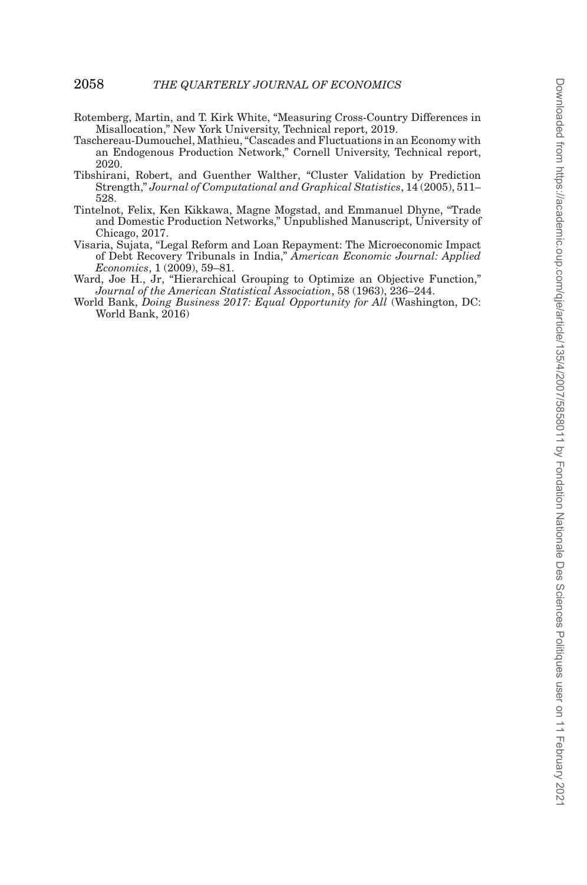Rotemberg, Martin, and T. Kirk White, "Measuring Cross-Country Differences in Misallocation," New York University, Technical report, 2019.

Taschereau-Dumouchel, Mathieu, "Cascades and Fluctuations in an Economy with an Endogenous Production Network," Cornell University, Technical report, 2020.

Tibshirani, Robert, and Guenther Walther, "Cluster Validation by Prediction Strength," *Journal of Computational and Graphical Statistics*, 14 (2005), 511–528.

Tintelnot, Felix, Ken Kikkawa, Magne Mogstad, and Emmanuel Dhyne, "Trade and Domestic Production Networks," Unpublished Manuscript, University of Chicago, 2017.

Visaria, Sujata, "Legal Reform and Loan Repayment: The Microeconomic Impact of Debt Recovery Tribunals in India," *American Economic Journal: Applied Economics*, 1 (2009), 59–81.

Ward, Joe H., Jr, "Hierarchical Grouping to Optimize an Objective Function," *Journal of the American Statistical Association*, 58 (1963), 236–244.

World Bank, *Doing Business 2017: Equal Opportunity for All* (Washington, DC: World Bank, 2016)